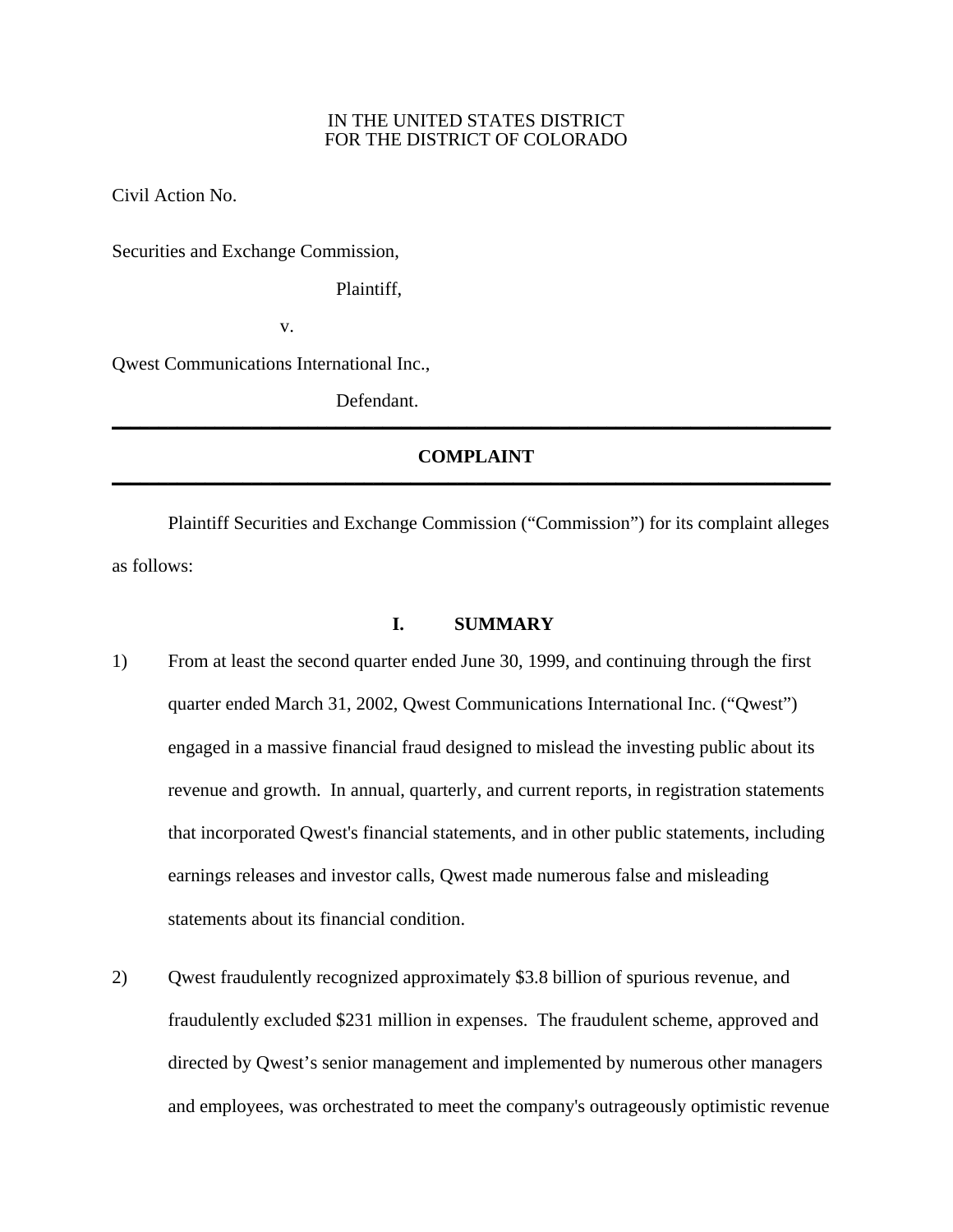IN THE UNITED STATES DISTRICT
FOR THE DISTRICT OF COLORADO

Civil Action No.

Securities and Exchange Commission,

Plaintiff,

v.

Qwest Communications International Inc.,

Defendant.

---

**COMPLAINT**

---

Plaintiff Securities and Exchange Commission ("Commission") for its complaint alleges as follows:

## I. SUMMARY

1) From at least the second quarter ended June 30, 1999, and continuing through the first quarter ended March 31, 2002, Qwest Communications International Inc. ("Qwest") engaged in a massive financial fraud designed to mislead the investing public about its revenue and growth. In annual, quarterly, and current reports, in registration statements that incorporated Qwest's financial statements, and in other public statements, including earnings releases and investor calls, Qwest made numerous false and misleading statements about its financial condition.

2) Qwest fraudulently recognized approximately $3.8 billion of spurious revenue, and fraudulently excluded $231 million in expenses. The fraudulent scheme, approved and directed by Qwest's senior management and implemented by numerous other managers and employees, was orchestrated to meet the company's outrageously optimistic revenue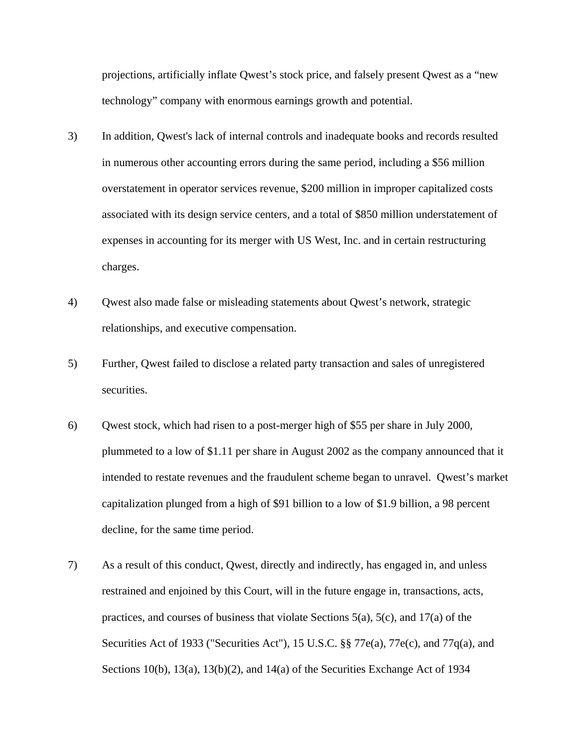projections, artificially inflate Qwest's stock price, and falsely present Qwest as a "new technology" company with enormous earnings growth and potential.

3) In addition, Qwest's lack of internal controls and inadequate books and records resulted in numerous other accounting errors during the same period, including a $56 million overstatement in operator services revenue, $200 million in improper capitalized costs associated with its design service centers, and a total of $850 million understatement of expenses in accounting for its merger with US West, Inc. and in certain restructuring charges.

4) Qwest also made false or misleading statements about Qwest's network, strategic relationships, and executive compensation.

5) Further, Qwest failed to disclose a related party transaction and sales of unregistered securities.

6) Qwest stock, which had risen to a post-merger high of $55 per share in July 2000, plummeted to a low of $1.11 per share in August 2002 as the company announced that it intended to restate revenues and the fraudulent scheme began to unravel. Qwest's market capitalization plunged from a high of $91 billion to a low of $1.9 billion, a 98 percent decline, for the same time period.

7) As a result of this conduct, Qwest, directly and indirectly, has engaged in, and unless restrained and enjoined by this Court, will in the future engage in, transactions, acts, practices, and courses of business that violate Sections 5(a), 5(c), and 17(a) of the Securities Act of 1933 ("Securities Act"), 15 U.S.C. §§ 77e(a), 77e(c), and 77q(a), and Sections 10(b), 13(a), 13(b)(2), and 14(a) of the Securities Exchange Act of 1934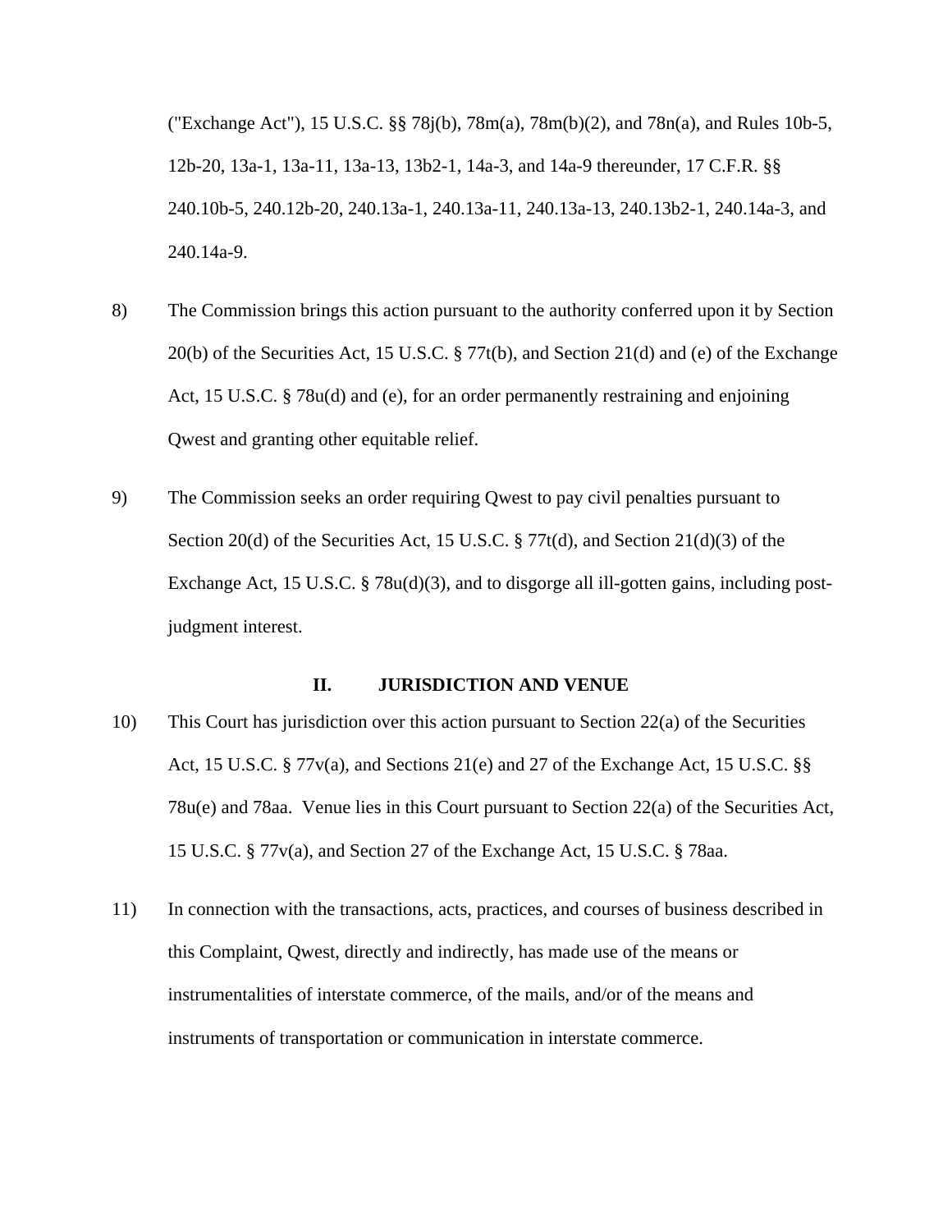("Exchange Act"), 15 U.S.C. §§ 78j(b), 78m(a), 78m(b)(2), and 78n(a), and Rules 10b-5, 12b-20, 13a-1, 13a-11, 13a-13, 13b2-1, 14a-3, and 14a-9 thereunder, 17 C.F.R. §§ 240.10b-5, 240.12b-20, 240.13a-1, 240.13a-11, 240.13a-13, 240.13b2-1, 240.14a-3, and 240.14a-9.

8) The Commission brings this action pursuant to the authority conferred upon it by Section 20(b) of the Securities Act, 15 U.S.C. § 77t(b), and Section 21(d) and (e) of the Exchange Act, 15 U.S.C. § 78u(d) and (e), for an order permanently restraining and enjoining Qwest and granting other equitable relief.

9) The Commission seeks an order requiring Qwest to pay civil penalties pursuant to Section 20(d) of the Securities Act, 15 U.S.C. § 77t(d), and Section 21(d)(3) of the Exchange Act, 15 U.S.C. § 78u(d)(3), and to disgorge all ill-gotten gains, including post-judgment interest.

## II. JURISDICTION AND VENUE

10) This Court has jurisdiction over this action pursuant to Section 22(a) of the Securities Act, 15 U.S.C. § 77v(a), and Sections 21(e) and 27 of the Exchange Act, 15 U.S.C. §§ 78u(e) and 78aa. Venue lies in this Court pursuant to Section 22(a) of the Securities Act, 15 U.S.C. § 77v(a), and Section 27 of the Exchange Act, 15 U.S.C. § 78aa.

11) In connection with the transactions, acts, practices, and courses of business described in this Complaint, Qwest, directly and indirectly, has made use of the means or instrumentalities of interstate commerce, of the mails, and/or of the means and instruments of transportation or communication in interstate commerce.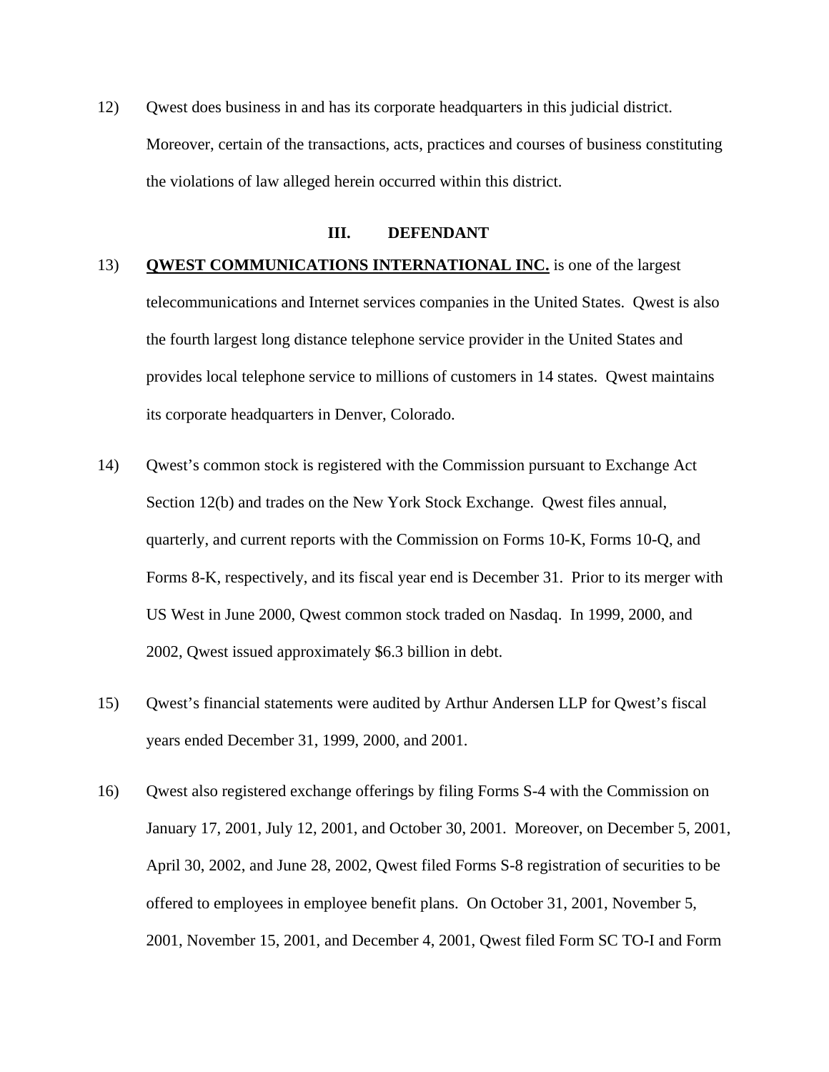12) Qwest does business in and has its corporate headquarters in this judicial district. Moreover, certain of the transactions, acts, practices and courses of business constituting the violations of law alleged herein occurred within this district.

## III. DEFENDANT

13) **QWEST COMMUNICATIONS INTERNATIONAL INC.** is one of the largest telecommunications and Internet services companies in the United States. Qwest is also the fourth largest long distance telephone service provider in the United States and provides local telephone service to millions of customers in 14 states. Qwest maintains its corporate headquarters in Denver, Colorado.

14) Qwest's common stock is registered with the Commission pursuant to Exchange Act Section 12(b) and trades on the New York Stock Exchange. Qwest files annual, quarterly, and current reports with the Commission on Forms 10-K, Forms 10-Q, and Forms 8-K, respectively, and its fiscal year end is December 31. Prior to its merger with US West in June 2000, Qwest common stock traded on Nasdaq. In 1999, 2000, and 2002, Qwest issued approximately $6.3 billion in debt.

15) Qwest's financial statements were audited by Arthur Andersen LLP for Qwest's fiscal years ended December 31, 1999, 2000, and 2001.

16) Qwest also registered exchange offerings by filing Forms S-4 with the Commission on January 17, 2001, July 12, 2001, and October 30, 2001. Moreover, on December 5, 2001, April 30, 2002, and June 28, 2002, Qwest filed Forms S-8 registration of securities to be offered to employees in employee benefit plans. On October 31, 2001, November 5, 2001, November 15, 2001, and December 4, 2001, Qwest filed Form SC TO-I and Form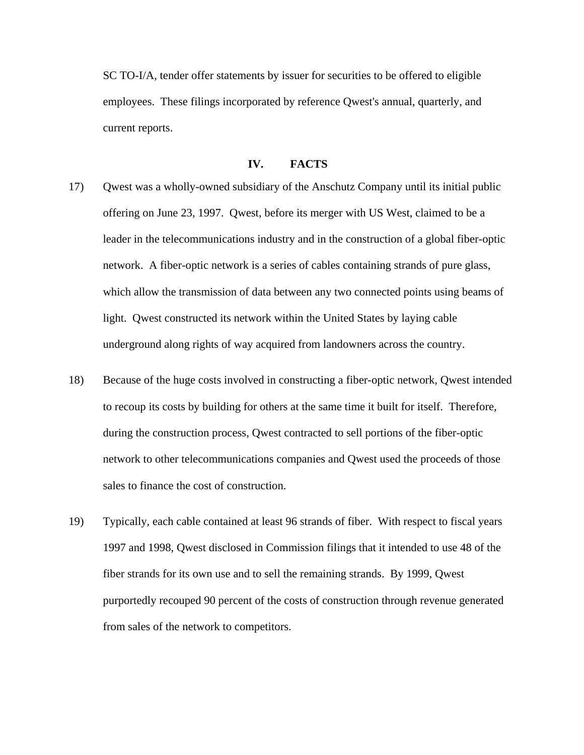SC TO-I/A, tender offer statements by issuer for securities to be offered to eligible employees. These filings incorporated by reference Qwest's annual, quarterly, and current reports.

## IV. FACTS

17) Qwest was a wholly-owned subsidiary of the Anschutz Company until its initial public offering on June 23, 1997. Qwest, before its merger with US West, claimed to be a leader in the telecommunications industry and in the construction of a global fiber-optic network. A fiber-optic network is a series of cables containing strands of pure glass, which allow the transmission of data between any two connected points using beams of light. Qwest constructed its network within the United States by laying cable underground along rights of way acquired from landowners across the country.

18) Because of the huge costs involved in constructing a fiber-optic network, Qwest intended to recoup its costs by building for others at the same time it built for itself. Therefore, during the construction process, Qwest contracted to sell portions of the fiber-optic network to other telecommunications companies and Qwest used the proceeds of those sales to finance the cost of construction.

19) Typically, each cable contained at least 96 strands of fiber. With respect to fiscal years 1997 and 1998, Qwest disclosed in Commission filings that it intended to use 48 of the fiber strands for its own use and to sell the remaining strands. By 1999, Qwest purportedly recouped 90 percent of the costs of construction through revenue generated from sales of the network to competitors.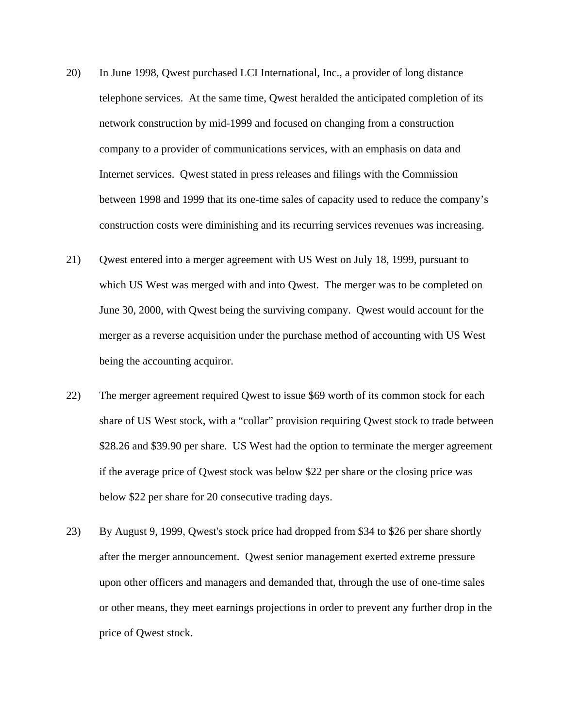20) In June 1998, Qwest purchased LCI International, Inc., a provider of long distance telephone services. At the same time, Qwest heralded the anticipated completion of its network construction by mid-1999 and focused on changing from a construction company to a provider of communications services, with an emphasis on data and Internet services. Qwest stated in press releases and filings with the Commission between 1998 and 1999 that its one-time sales of capacity used to reduce the company's construction costs were diminishing and its recurring services revenues was increasing.

21) Qwest entered into a merger agreement with US West on July 18, 1999, pursuant to which US West was merged with and into Qwest. The merger was to be completed on June 30, 2000, with Qwest being the surviving company. Qwest would account for the merger as a reverse acquisition under the purchase method of accounting with US West being the accounting acquiror.

22) The merger agreement required Qwest to issue $69 worth of its common stock for each share of US West stock, with a "collar" provision requiring Qwest stock to trade between $28.26 and $39.90 per share. US West had the option to terminate the merger agreement if the average price of Qwest stock was below $22 per share or the closing price was below $22 per share for 20 consecutive trading days.

23) By August 9, 1999, Qwest's stock price had dropped from $34 to $26 per share shortly after the merger announcement. Qwest senior management exerted extreme pressure upon other officers and managers and demanded that, through the use of one-time sales or other means, they meet earnings projections in order to prevent any further drop in the price of Qwest stock.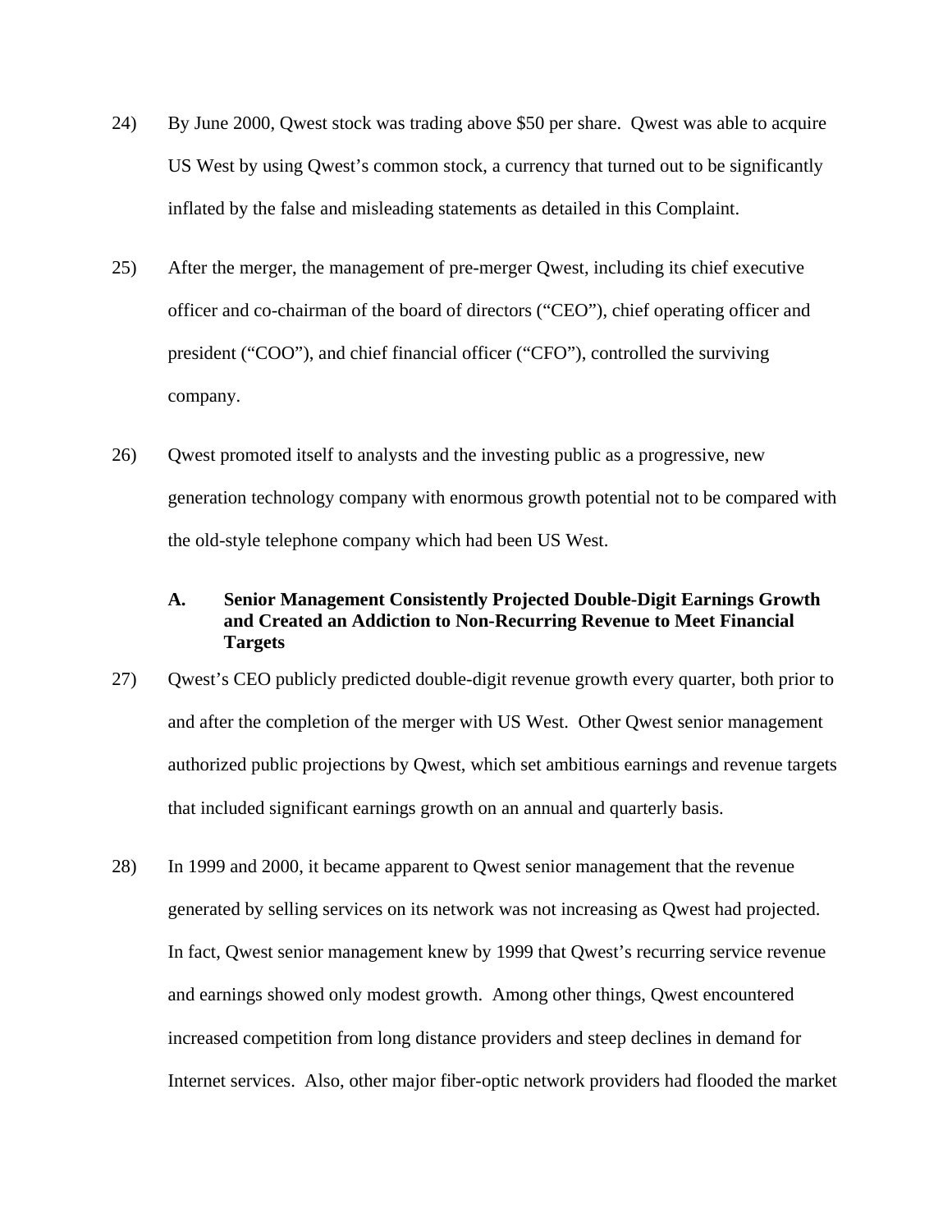24) By June 2000, Qwest stock was trading above $50 per share. Qwest was able to acquire US West by using Qwest's common stock, a currency that turned out to be significantly inflated by the false and misleading statements as detailed in this Complaint.

25) After the merger, the management of pre-merger Qwest, including its chief executive officer and co-chairman of the board of directors ("CEO"), chief operating officer and president ("COO"), and chief financial officer ("CFO"), controlled the surviving company.

26) Qwest promoted itself to analysts and the investing public as a progressive, new generation technology company with enormous growth potential not to be compared with the old-style telephone company which had been US West.

### A. Senior Management Consistently Projected Double-Digit Earnings Growth and Created an Addiction to Non-Recurring Revenue to Meet Financial Targets

27) Qwest's CEO publicly predicted double-digit revenue growth every quarter, both prior to and after the completion of the merger with US West. Other Qwest senior management authorized public projections by Qwest, which set ambitious earnings and revenue targets that included significant earnings growth on an annual and quarterly basis.

28) In 1999 and 2000, it became apparent to Qwest senior management that the revenue generated by selling services on its network was not increasing as Qwest had projected. In fact, Qwest senior management knew by 1999 that Qwest's recurring service revenue and earnings showed only modest growth. Among other things, Qwest encountered increased competition from long distance providers and steep declines in demand for Internet services. Also, other major fiber-optic network providers had flooded the market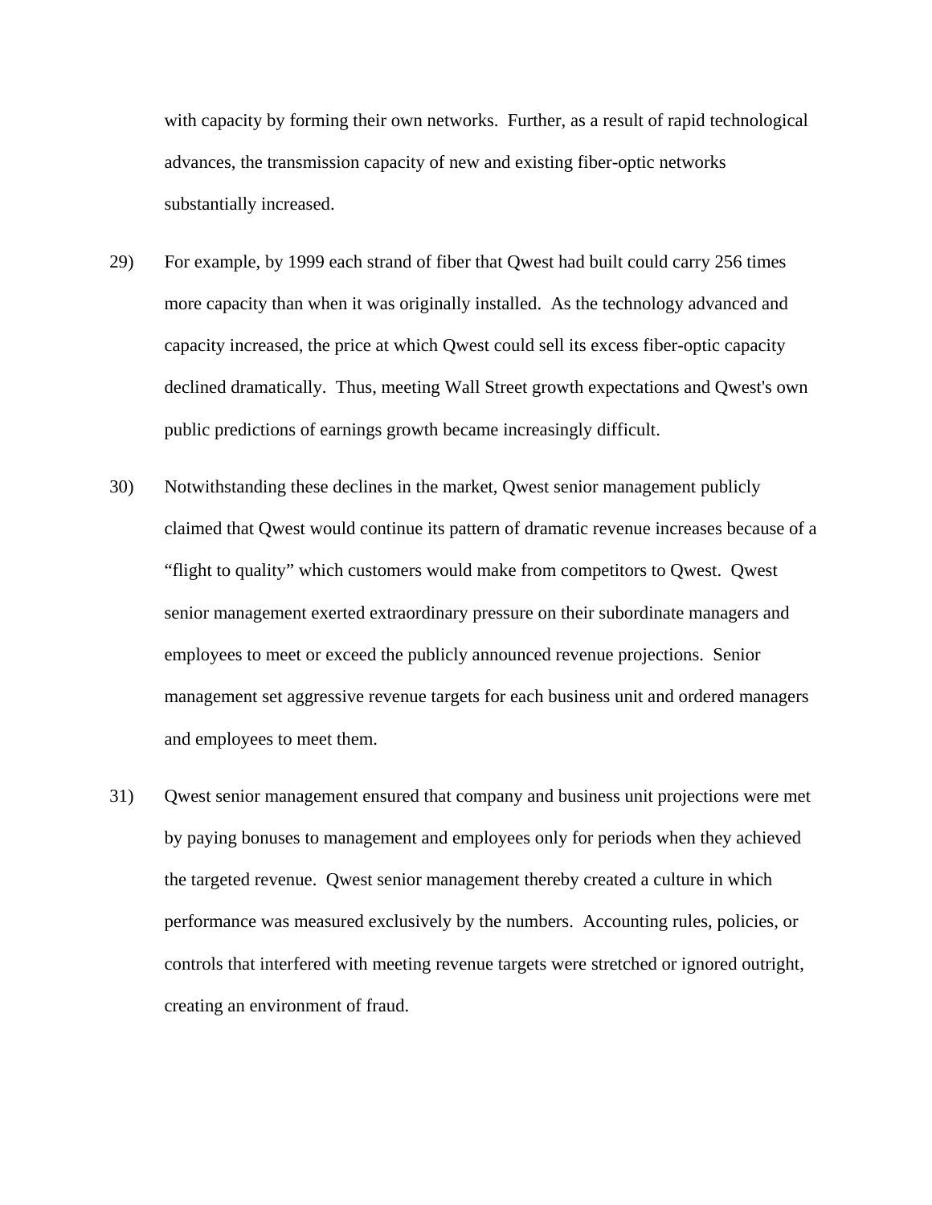with capacity by forming their own networks. Further, as a result of rapid technological advances, the transmission capacity of new and existing fiber-optic networks substantially increased.

29) For example, by 1999 each strand of fiber that Qwest had built could carry 256 times more capacity than when it was originally installed. As the technology advanced and capacity increased, the price at which Qwest could sell its excess fiber-optic capacity declined dramatically. Thus, meeting Wall Street growth expectations and Qwest's own public predictions of earnings growth became increasingly difficult.

30) Notwithstanding these declines in the market, Qwest senior management publicly claimed that Qwest would continue its pattern of dramatic revenue increases because of a "flight to quality" which customers would make from competitors to Qwest. Qwest senior management exerted extraordinary pressure on their subordinate managers and employees to meet or exceed the publicly announced revenue projections. Senior management set aggressive revenue targets for each business unit and ordered managers and employees to meet them.

31) Qwest senior management ensured that company and business unit projections were met by paying bonuses to management and employees only for periods when they achieved the targeted revenue. Qwest senior management thereby created a culture in which performance was measured exclusively by the numbers. Accounting rules, policies, or controls that interfered with meeting revenue targets were stretched or ignored outright, creating an environment of fraud.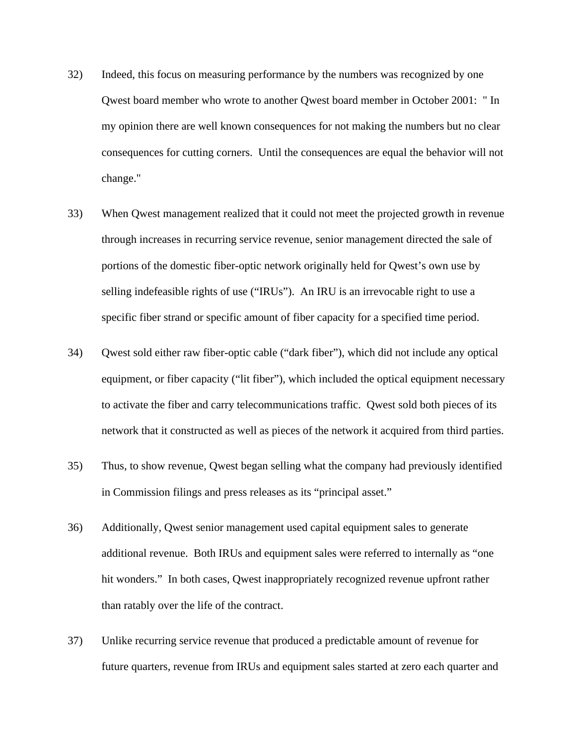32) Indeed, this focus on measuring performance by the numbers was recognized by one Qwest board member who wrote to another Qwest board member in October 2001: " In my opinion there are well known consequences for not making the numbers but no clear consequences for cutting corners. Until the consequences are equal the behavior will not change."

33) When Qwest management realized that it could not meet the projected growth in revenue through increases in recurring service revenue, senior management directed the sale of portions of the domestic fiber-optic network originally held for Qwest's own use by selling indefeasible rights of use ("IRUs"). An IRU is an irrevocable right to use a specific fiber strand or specific amount of fiber capacity for a specified time period.

34) Qwest sold either raw fiber-optic cable ("dark fiber"), which did not include any optical equipment, or fiber capacity ("lit fiber"), which included the optical equipment necessary to activate the fiber and carry telecommunications traffic. Qwest sold both pieces of its network that it constructed as well as pieces of the network it acquired from third parties.

35) Thus, to show revenue, Qwest began selling what the company had previously identified in Commission filings and press releases as its "principal asset."

36) Additionally, Qwest senior management used capital equipment sales to generate additional revenue. Both IRUs and equipment sales were referred to internally as "one hit wonders." In both cases, Qwest inappropriately recognized revenue upfront rather than ratably over the life of the contract.

37) Unlike recurring service revenue that produced a predictable amount of revenue for future quarters, revenue from IRUs and equipment sales started at zero each quarter and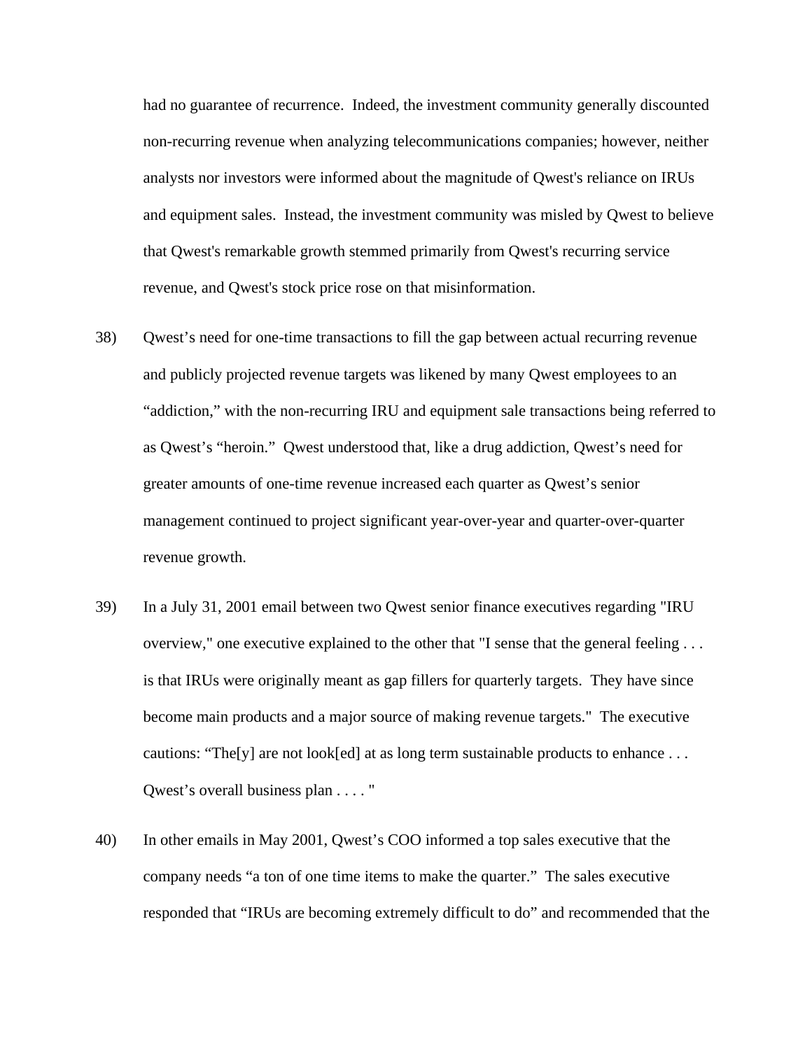had no guarantee of recurrence. Indeed, the investment community generally discounted non-recurring revenue when analyzing telecommunications companies; however, neither analysts nor investors were informed about the magnitude of Qwest's reliance on IRUs and equipment sales. Instead, the investment community was misled by Qwest to believe that Qwest's remarkable growth stemmed primarily from Qwest's recurring service revenue, and Qwest's stock price rose on that misinformation.

38) Qwest's need for one-time transactions to fill the gap between actual recurring revenue and publicly projected revenue targets was likened by many Qwest employees to an "addiction," with the non-recurring IRU and equipment sale transactions being referred to as Qwest's "heroin." Qwest understood that, like a drug addiction, Qwest's need for greater amounts of one-time revenue increased each quarter as Qwest's senior management continued to project significant year-over-year and quarter-over-quarter revenue growth.

39) In a July 31, 2001 email between two Qwest senior finance executives regarding "IRU overview," one executive explained to the other that "I sense that the general feeling . . . is that IRUs were originally meant as gap fillers for quarterly targets. They have since become main products and a major source of making revenue targets." The executive cautions: "The[y] are not look[ed] at as long term sustainable products to enhance . . . Qwest's overall business plan . . . . "

40) In other emails in May 2001, Qwest's COO informed a top sales executive that the company needs "a ton of one time items to make the quarter." The sales executive responded that "IRUs are becoming extremely difficult to do" and recommended that the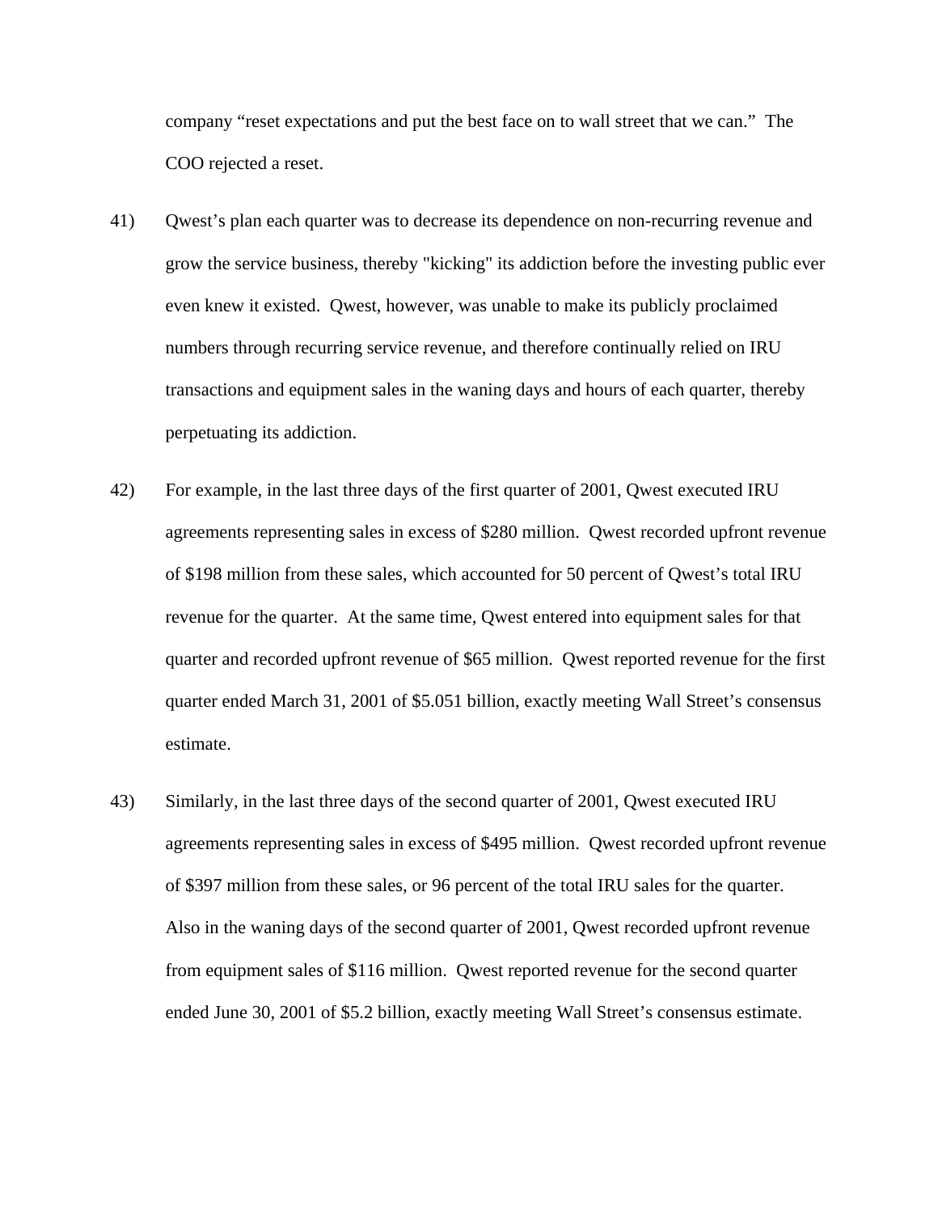company "reset expectations and put the best face on to wall street that we can." The COO rejected a reset.

41) Qwest's plan each quarter was to decrease its dependence on non-recurring revenue and grow the service business, thereby "kicking" its addiction before the investing public ever even knew it existed. Qwest, however, was unable to make its publicly proclaimed numbers through recurring service revenue, and therefore continually relied on IRU transactions and equipment sales in the waning days and hours of each quarter, thereby perpetuating its addiction.

42) For example, in the last three days of the first quarter of 2001, Qwest executed IRU agreements representing sales in excess of $280 million. Qwest recorded upfront revenue of $198 million from these sales, which accounted for 50 percent of Qwest's total IRU revenue for the quarter. At the same time, Qwest entered into equipment sales for that quarter and recorded upfront revenue of $65 million. Qwest reported revenue for the first quarter ended March 31, 2001 of $5.051 billion, exactly meeting Wall Street's consensus estimate.

43) Similarly, in the last three days of the second quarter of 2001, Qwest executed IRU agreements representing sales in excess of $495 million. Qwest recorded upfront revenue of $397 million from these sales, or 96 percent of the total IRU sales for the quarter. Also in the waning days of the second quarter of 2001, Qwest recorded upfront revenue from equipment sales of $116 million. Qwest reported revenue for the second quarter ended June 30, 2001 of $5.2 billion, exactly meeting Wall Street's consensus estimate.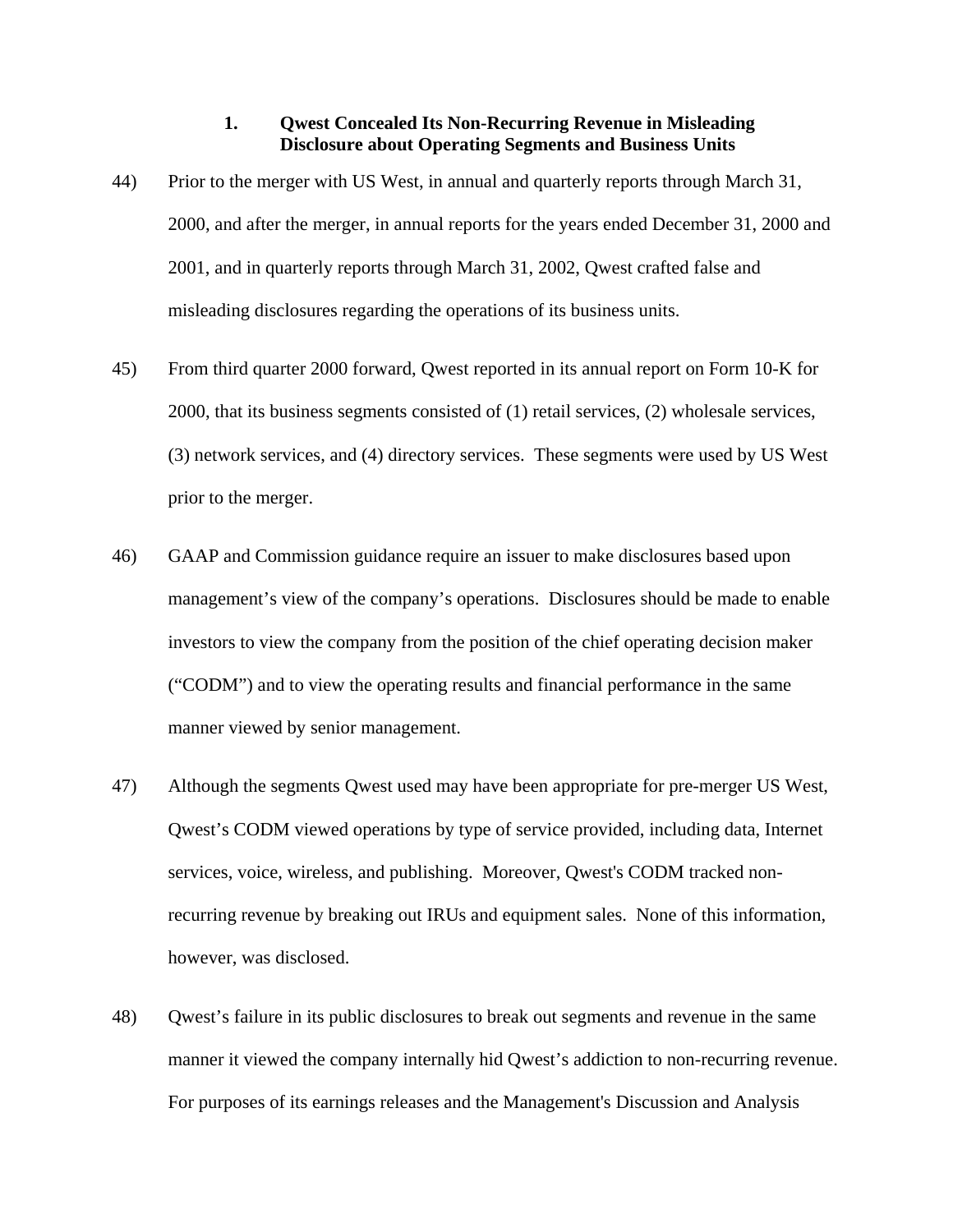### 1. Qwest Concealed Its Non-Recurring Revenue in Misleading Disclosure about Operating Segments and Business Units

44) Prior to the merger with US West, in annual and quarterly reports through March 31, 2000, and after the merger, in annual reports for the years ended December 31, 2000 and 2001, and in quarterly reports through March 31, 2002, Qwest crafted false and misleading disclosures regarding the operations of its business units.

45) From third quarter 2000 forward, Qwest reported in its annual report on Form 10-K for 2000, that its business segments consisted of (1) retail services, (2) wholesale services, (3) network services, and (4) directory services. These segments were used by US West prior to the merger.

46) GAAP and Commission guidance require an issuer to make disclosures based upon management's view of the company's operations. Disclosures should be made to enable investors to view the company from the position of the chief operating decision maker ("CODM") and to view the operating results and financial performance in the same manner viewed by senior management.

47) Although the segments Qwest used may have been appropriate for pre-merger US West, Qwest's CODM viewed operations by type of service provided, including data, Internet services, voice, wireless, and publishing. Moreover, Qwest's CODM tracked non-recurring revenue by breaking out IRUs and equipment sales. None of this information, however, was disclosed.

48) Qwest's failure in its public disclosures to break out segments and revenue in the same manner it viewed the company internally hid Qwest's addiction to non-recurring revenue. For purposes of its earnings releases and the Management's Discussion and Analysis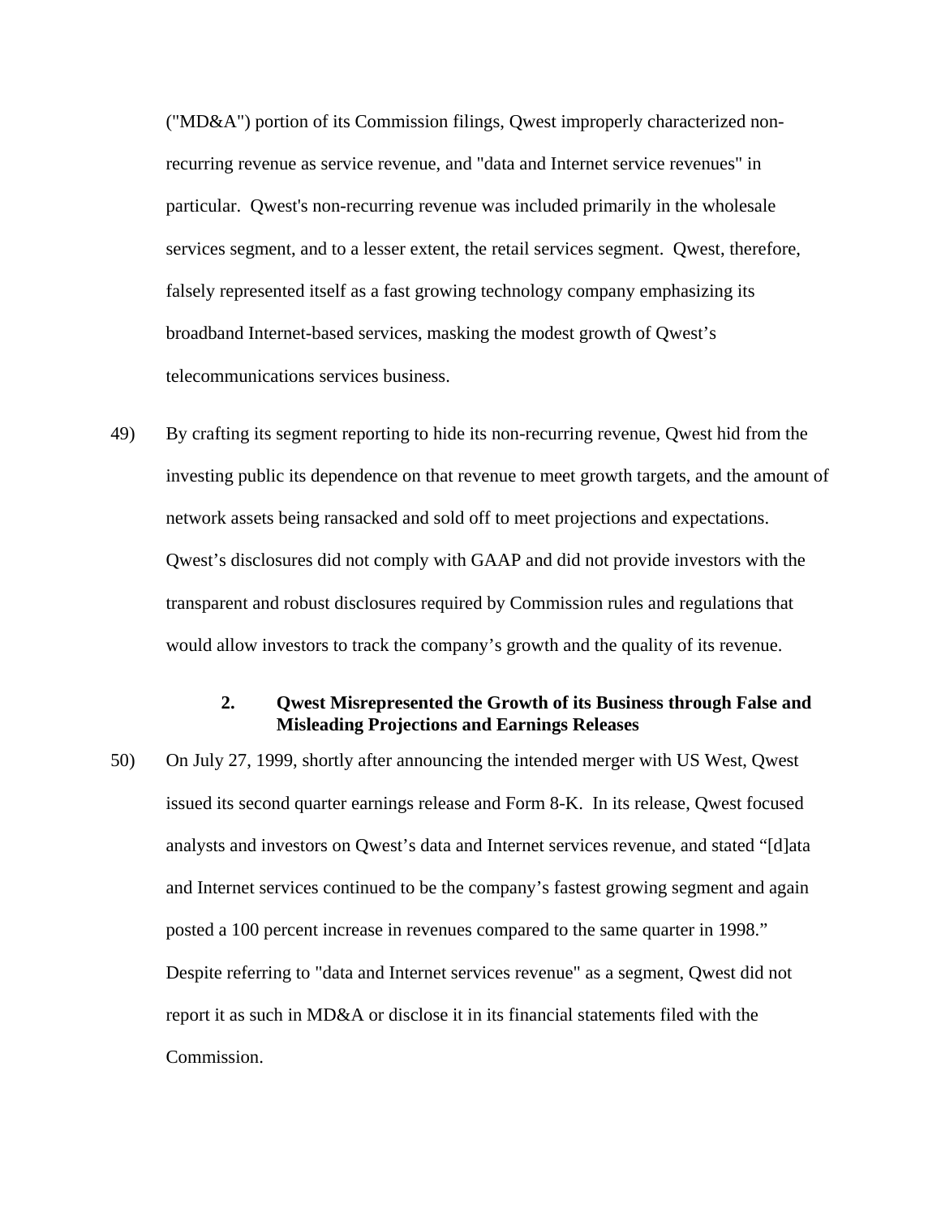("MD&A") portion of its Commission filings, Qwest improperly characterized non-recurring revenue as service revenue, and "data and Internet service revenues" in particular. Qwest's non-recurring revenue was included primarily in the wholesale services segment, and to a lesser extent, the retail services segment. Qwest, therefore, falsely represented itself as a fast growing technology company emphasizing its broadband Internet-based services, masking the modest growth of Qwest's telecommunications services business.

49) By crafting its segment reporting to hide its non-recurring revenue, Qwest hid from the investing public its dependence on that revenue to meet growth targets, and the amount of network assets being ransacked and sold off to meet projections and expectations. Qwest's disclosures did not comply with GAAP and did not provide investors with the transparent and robust disclosures required by Commission rules and regulations that would allow investors to track the company's growth and the quality of its revenue.

### 2. Qwest Misrepresented the Growth of its Business through False and Misleading Projections and Earnings Releases

50) On July 27, 1999, shortly after announcing the intended merger with US West, Qwest issued its second quarter earnings release and Form 8-K. In its release, Qwest focused analysts and investors on Qwest's data and Internet services revenue, and stated "[d]ata and Internet services continued to be the company's fastest growing segment and again posted a 100 percent increase in revenues compared to the same quarter in 1998." Despite referring to "data and Internet services revenue" as a segment, Qwest did not report it as such in MD&A or disclose it in its financial statements filed with the Commission.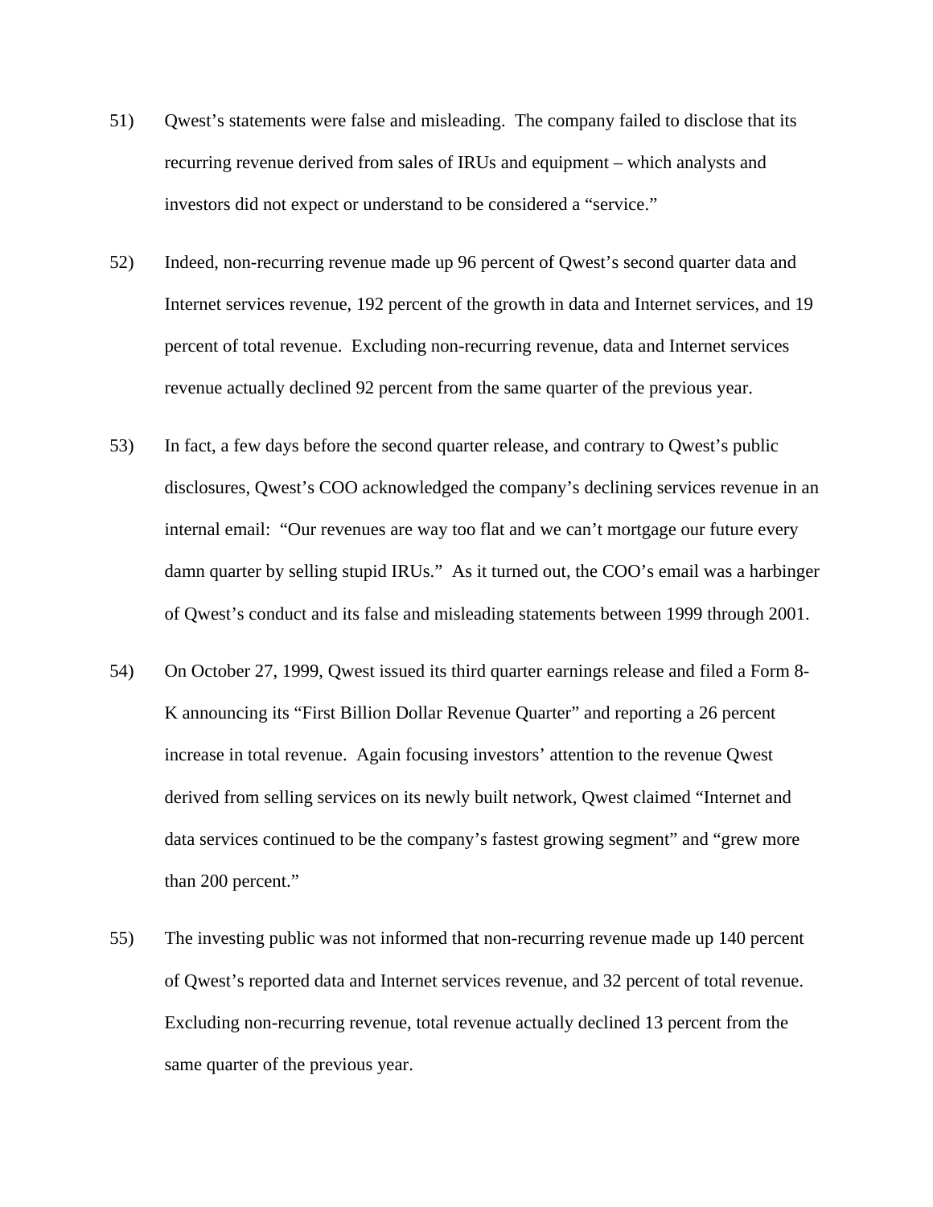51) Qwest's statements were false and misleading. The company failed to disclose that its recurring revenue derived from sales of IRUs and equipment – which analysts and investors did not expect or understand to be considered a "service."

52) Indeed, non-recurring revenue made up 96 percent of Qwest's second quarter data and Internet services revenue, 192 percent of the growth in data and Internet services, and 19 percent of total revenue. Excluding non-recurring revenue, data and Internet services revenue actually declined 92 percent from the same quarter of the previous year.

53) In fact, a few days before the second quarter release, and contrary to Qwest's public disclosures, Qwest's COO acknowledged the company's declining services revenue in an internal email: "Our revenues are way too flat and we can't mortgage our future every damn quarter by selling stupid IRUs." As it turned out, the COO's email was a harbinger of Qwest's conduct and its false and misleading statements between 1999 through 2001.

54) On October 27, 1999, Qwest issued its third quarter earnings release and filed a Form 8-K announcing its "First Billion Dollar Revenue Quarter" and reporting a 26 percent increase in total revenue. Again focusing investors' attention to the revenue Qwest derived from selling services on its newly built network, Qwest claimed "Internet and data services continued to be the company's fastest growing segment" and "grew more than 200 percent."

55) The investing public was not informed that non-recurring revenue made up 140 percent of Qwest's reported data and Internet services revenue, and 32 percent of total revenue. Excluding non-recurring revenue, total revenue actually declined 13 percent from the same quarter of the previous year.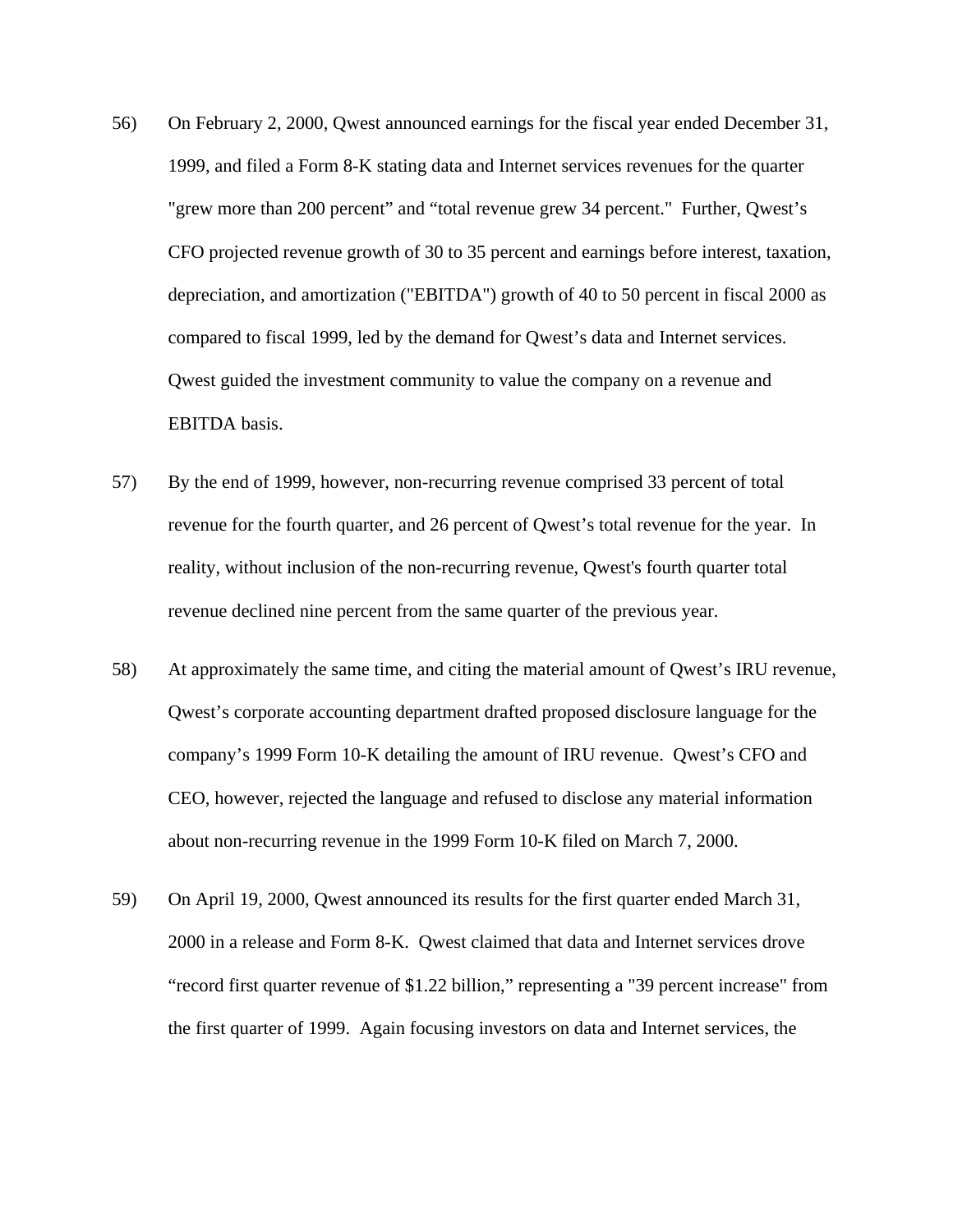56) On February 2, 2000, Qwest announced earnings for the fiscal year ended December 31, 1999, and filed a Form 8-K stating data and Internet services revenues for the quarter "grew more than 200 percent" and "total revenue grew 34 percent." Further, Qwest's CFO projected revenue growth of 30 to 35 percent and earnings before interest, taxation, depreciation, and amortization ("EBITDA") growth of 40 to 50 percent in fiscal 2000 as compared to fiscal 1999, led by the demand for Qwest's data and Internet services. Qwest guided the investment community to value the company on a revenue and EBITDA basis.

57) By the end of 1999, however, non-recurring revenue comprised 33 percent of total revenue for the fourth quarter, and 26 percent of Qwest's total revenue for the year. In reality, without inclusion of the non-recurring revenue, Qwest's fourth quarter total revenue declined nine percent from the same quarter of the previous year.

58) At approximately the same time, and citing the material amount of Qwest's IRU revenue, Qwest's corporate accounting department drafted proposed disclosure language for the company's 1999 Form 10-K detailing the amount of IRU revenue. Qwest's CFO and CEO, however, rejected the language and refused to disclose any material information about non-recurring revenue in the 1999 Form 10-K filed on March 7, 2000.

59) On April 19, 2000, Qwest announced its results for the first quarter ended March 31, 2000 in a release and Form 8-K. Qwest claimed that data and Internet services drove "record first quarter revenue of $1.22 billion," representing a "39 percent increase" from the first quarter of 1999. Again focusing investors on data and Internet services, the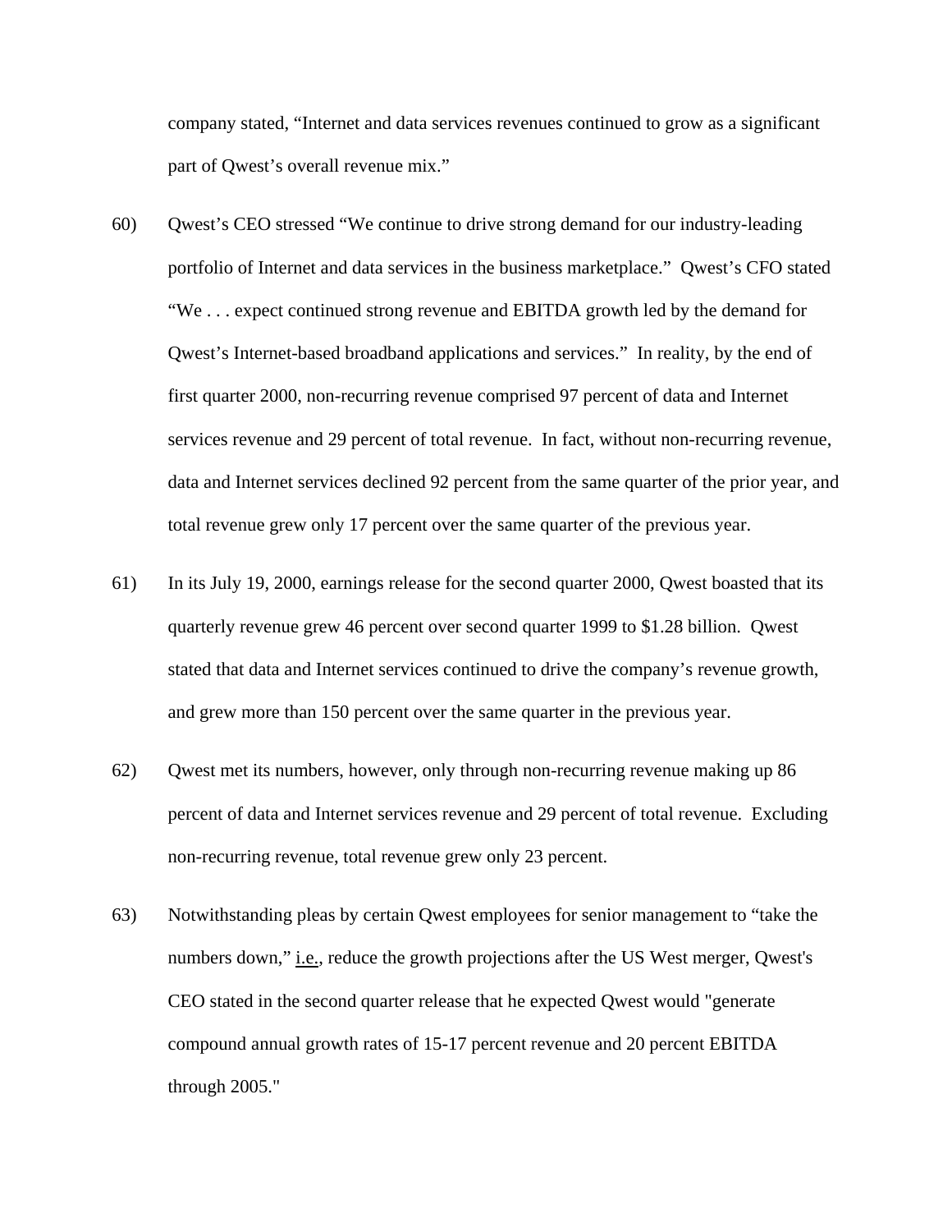company stated, "Internet and data services revenues continued to grow as a significant part of Qwest's overall revenue mix."

60) Qwest's CEO stressed "We continue to drive strong demand for our industry-leading portfolio of Internet and data services in the business marketplace." Qwest's CFO stated "We . . . expect continued strong revenue and EBITDA growth led by the demand for Qwest's Internet-based broadband applications and services." In reality, by the end of first quarter 2000, non-recurring revenue comprised 97 percent of data and Internet services revenue and 29 percent of total revenue. In fact, without non-recurring revenue, data and Internet services declined 92 percent from the same quarter of the prior year, and total revenue grew only 17 percent over the same quarter of the previous year.

61) In its July 19, 2000, earnings release for the second quarter 2000, Qwest boasted that its quarterly revenue grew 46 percent over second quarter 1999 to $1.28 billion. Qwest stated that data and Internet services continued to drive the company's revenue growth, and grew more than 150 percent over the same quarter in the previous year.

62) Qwest met its numbers, however, only through non-recurring revenue making up 86 percent of data and Internet services revenue and 29 percent of total revenue. Excluding non-recurring revenue, total revenue grew only 23 percent.

63) Notwithstanding pleas by certain Qwest employees for senior management to "take the numbers down," i.e., reduce the growth projections after the US West merger, Qwest's CEO stated in the second quarter release that he expected Qwest would "generate compound annual growth rates of 15-17 percent revenue and 20 percent EBITDA through 2005."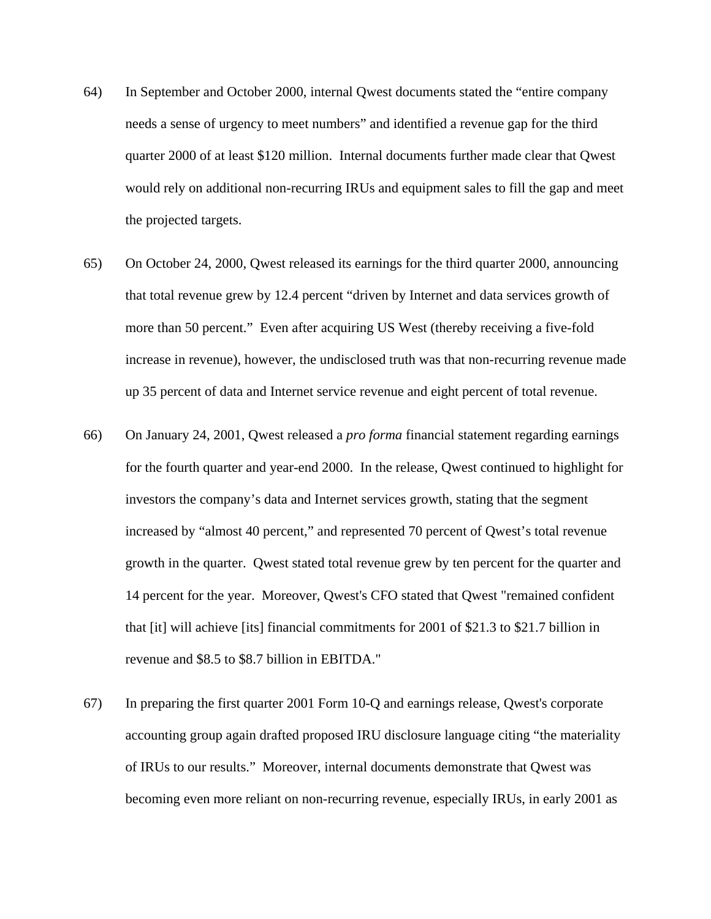64) In September and October 2000, internal Qwest documents stated the "entire company needs a sense of urgency to meet numbers" and identified a revenue gap for the third quarter 2000 of at least $120 million. Internal documents further made clear that Qwest would rely on additional non-recurring IRUs and equipment sales to fill the gap and meet the projected targets.

65) On October 24, 2000, Qwest released its earnings for the third quarter 2000, announcing that total revenue grew by 12.4 percent "driven by Internet and data services growth of more than 50 percent." Even after acquiring US West (thereby receiving a five-fold increase in revenue), however, the undisclosed truth was that non-recurring revenue made up 35 percent of data and Internet service revenue and eight percent of total revenue.

66) On January 24, 2001, Qwest released a *pro forma* financial statement regarding earnings for the fourth quarter and year-end 2000. In the release, Qwest continued to highlight for investors the company's data and Internet services growth, stating that the segment increased by "almost 40 percent," and represented 70 percent of Qwest's total revenue growth in the quarter. Qwest stated total revenue grew by ten percent for the quarter and 14 percent for the year. Moreover, Qwest's CFO stated that Qwest "remained confident that [it] will achieve [its] financial commitments for 2001 of $21.3 to $21.7 billion in revenue and $8.5 to $8.7 billion in EBITDA."

67) In preparing the first quarter 2001 Form 10-Q and earnings release, Qwest's corporate accounting group again drafted proposed IRU disclosure language citing "the materiality of IRUs to our results." Moreover, internal documents demonstrate that Qwest was becoming even more reliant on non-recurring revenue, especially IRUs, in early 2001 as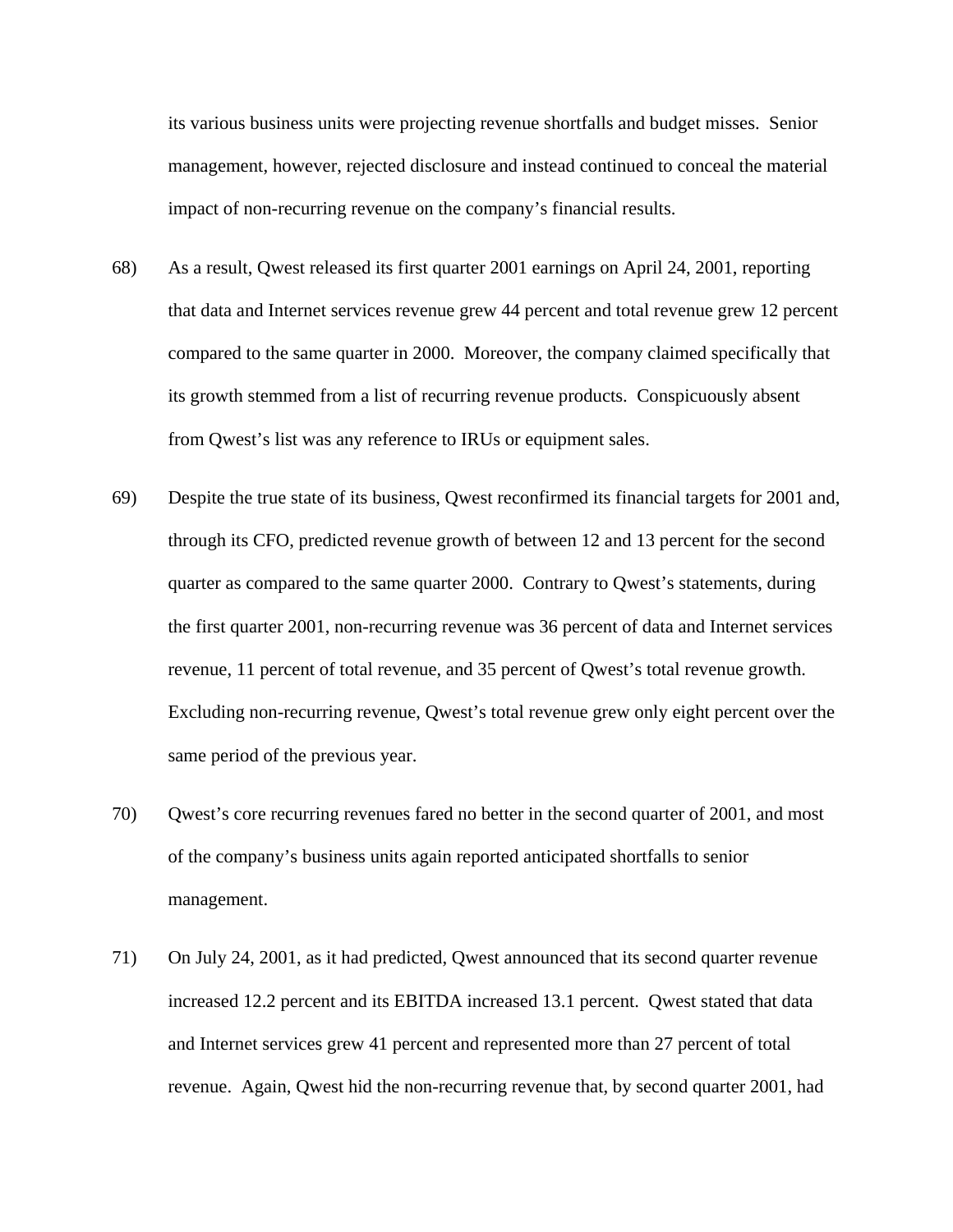its various business units were projecting revenue shortfalls and budget misses. Senior management, however, rejected disclosure and instead continued to conceal the material impact of non-recurring revenue on the company's financial results.

68) As a result, Qwest released its first quarter 2001 earnings on April 24, 2001, reporting that data and Internet services revenue grew 44 percent and total revenue grew 12 percent compared to the same quarter in 2000. Moreover, the company claimed specifically that its growth stemmed from a list of recurring revenue products. Conspicuously absent from Qwest's list was any reference to IRUs or equipment sales.

69) Despite the true state of its business, Qwest reconfirmed its financial targets for 2001 and, through its CFO, predicted revenue growth of between 12 and 13 percent for the second quarter as compared to the same quarter 2000. Contrary to Qwest's statements, during the first quarter 2001, non-recurring revenue was 36 percent of data and Internet services revenue, 11 percent of total revenue, and 35 percent of Qwest's total revenue growth. Excluding non-recurring revenue, Qwest's total revenue grew only eight percent over the same period of the previous year.

70) Qwest's core recurring revenues fared no better in the second quarter of 2001, and most of the company's business units again reported anticipated shortfalls to senior management.

71) On July 24, 2001, as it had predicted, Qwest announced that its second quarter revenue increased 12.2 percent and its EBITDA increased 13.1 percent. Qwest stated that data and Internet services grew 41 percent and represented more than 27 percent of total revenue. Again, Qwest hid the non-recurring revenue that, by second quarter 2001, had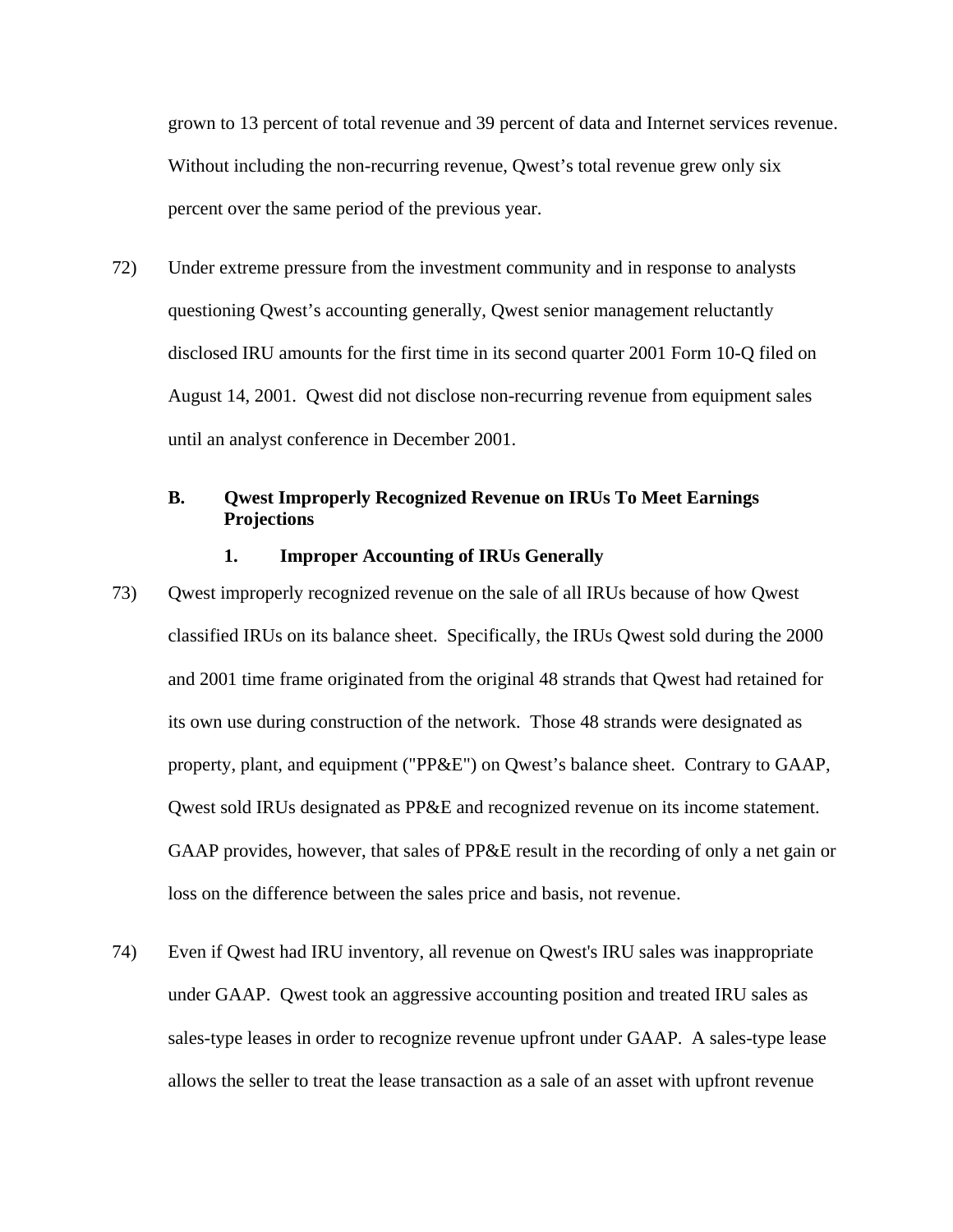grown to 13 percent of total revenue and 39 percent of data and Internet services revenue. Without including the non-recurring revenue, Qwest's total revenue grew only six percent over the same period of the previous year.

72) Under extreme pressure from the investment community and in response to analysts questioning Qwest's accounting generally, Qwest senior management reluctantly disclosed IRU amounts for the first time in its second quarter 2001 Form 10-Q filed on August 14, 2001. Qwest did not disclose non-recurring revenue from equipment sales until an analyst conference in December 2001.

### B. Qwest Improperly Recognized Revenue on IRUs To Meet Earnings Projections

#### 1. Improper Accounting of IRUs Generally

73) Qwest improperly recognized revenue on the sale of all IRUs because of how Qwest classified IRUs on its balance sheet. Specifically, the IRUs Qwest sold during the 2000 and 2001 time frame originated from the original 48 strands that Qwest had retained for its own use during construction of the network. Those 48 strands were designated as property, plant, and equipment ("PP&E") on Qwest's balance sheet. Contrary to GAAP, Qwest sold IRUs designated as PP&E and recognized revenue on its income statement. GAAP provides, however, that sales of PP&E result in the recording of only a net gain or loss on the difference between the sales price and basis, not revenue.

74) Even if Qwest had IRU inventory, all revenue on Qwest's IRU sales was inappropriate under GAAP. Qwest took an aggressive accounting position and treated IRU sales as sales-type leases in order to recognize revenue upfront under GAAP. A sales-type lease allows the seller to treat the lease transaction as a sale of an asset with upfront revenue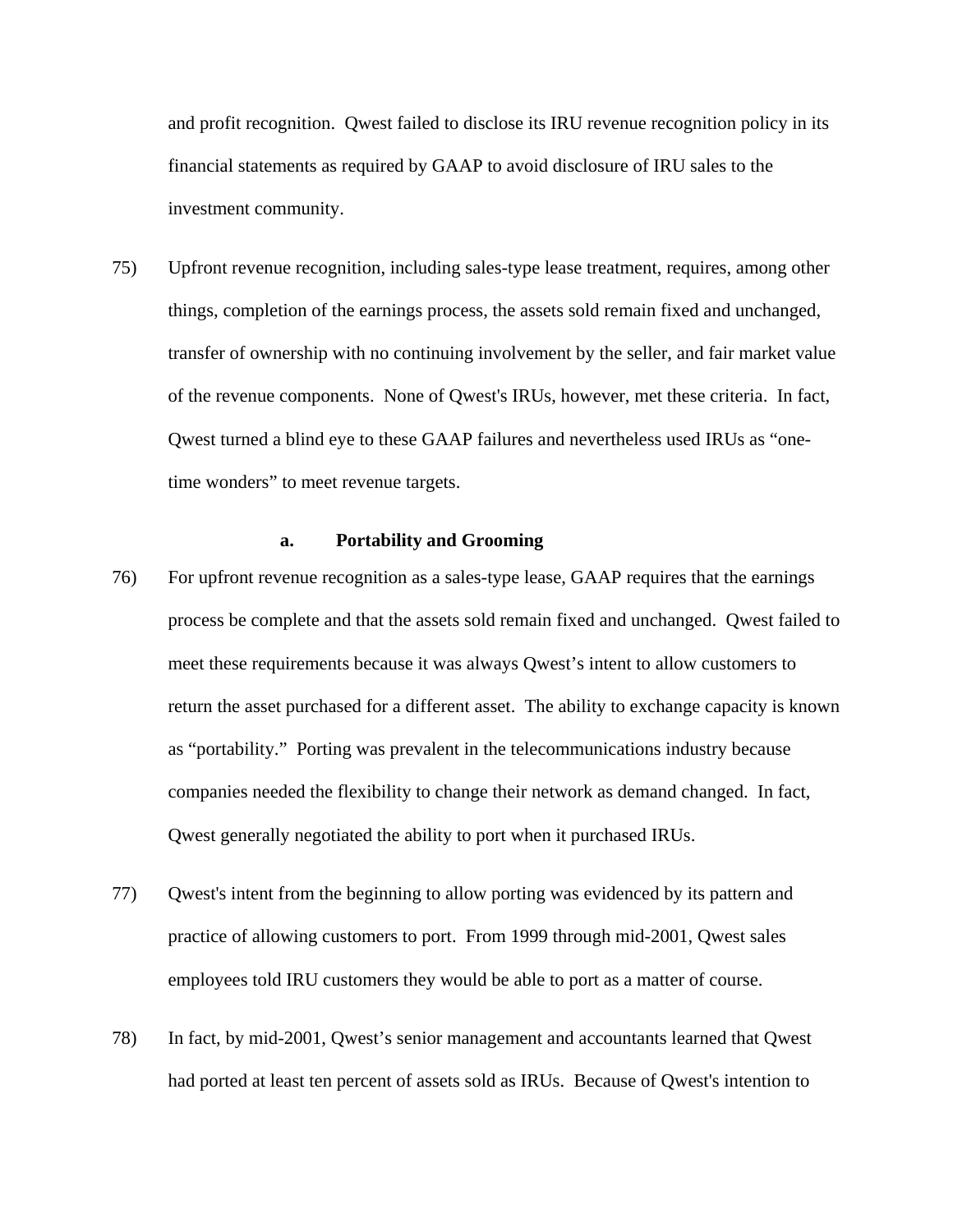and profit recognition. Qwest failed to disclose its IRU revenue recognition policy in its financial statements as required by GAAP to avoid disclosure of IRU sales to the investment community.

75) Upfront revenue recognition, including sales-type lease treatment, requires, among other things, completion of the earnings process, the assets sold remain fixed and unchanged, transfer of ownership with no continuing involvement by the seller, and fair market value of the revenue components. None of Qwest's IRUs, however, met these criteria. In fact, Qwest turned a blind eye to these GAAP failures and nevertheless used IRUs as "one-time wonders" to meet revenue targets.

**a. Portability and Grooming**

76) For upfront revenue recognition as a sales-type lease, GAAP requires that the earnings process be complete and that the assets sold remain fixed and unchanged. Qwest failed to meet these requirements because it was always Qwest's intent to allow customers to return the asset purchased for a different asset. The ability to exchange capacity is known as "portability." Porting was prevalent in the telecommunications industry because companies needed the flexibility to change their network as demand changed. In fact, Qwest generally negotiated the ability to port when it purchased IRUs.

77) Qwest's intent from the beginning to allow porting was evidenced by its pattern and practice of allowing customers to port. From 1999 through mid-2001, Qwest sales employees told IRU customers they would be able to port as a matter of course.

78) In fact, by mid-2001, Qwest's senior management and accountants learned that Qwest had ported at least ten percent of assets sold as IRUs. Because of Qwest's intention to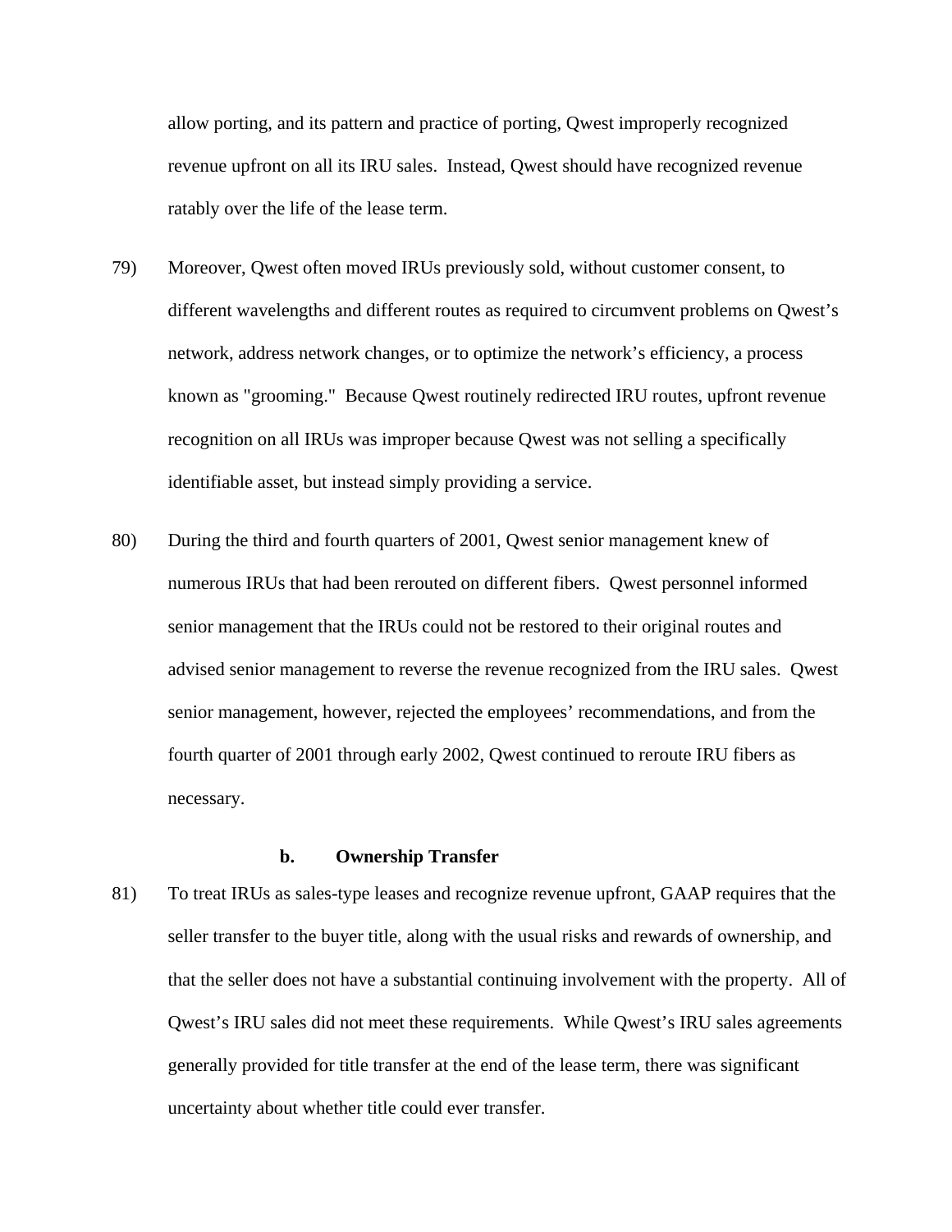allow porting, and its pattern and practice of porting, Qwest improperly recognized revenue upfront on all its IRU sales. Instead, Qwest should have recognized revenue ratably over the life of the lease term.

79) Moreover, Qwest often moved IRUs previously sold, without customer consent, to different wavelengths and different routes as required to circumvent problems on Qwest's network, address network changes, or to optimize the network's efficiency, a process known as "grooming." Because Qwest routinely redirected IRU routes, upfront revenue recognition on all IRUs was improper because Qwest was not selling a specifically identifiable asset, but instead simply providing a service.

80) During the third and fourth quarters of 2001, Qwest senior management knew of numerous IRUs that had been rerouted on different fibers. Qwest personnel informed senior management that the IRUs could not be restored to their original routes and advised senior management to reverse the revenue recognized from the IRU sales. Qwest senior management, however, rejected the employees' recommendations, and from the fourth quarter of 2001 through early 2002, Qwest continued to reroute IRU fibers as necessary.

**b. Ownership Transfer**

81) To treat IRUs as sales-type leases and recognize revenue upfront, GAAP requires that the seller transfer to the buyer title, along with the usual risks and rewards of ownership, and that the seller does not have a substantial continuing involvement with the property. All of Qwest's IRU sales did not meet these requirements. While Qwest's IRU sales agreements generally provided for title transfer at the end of the lease term, there was significant uncertainty about whether title could ever transfer.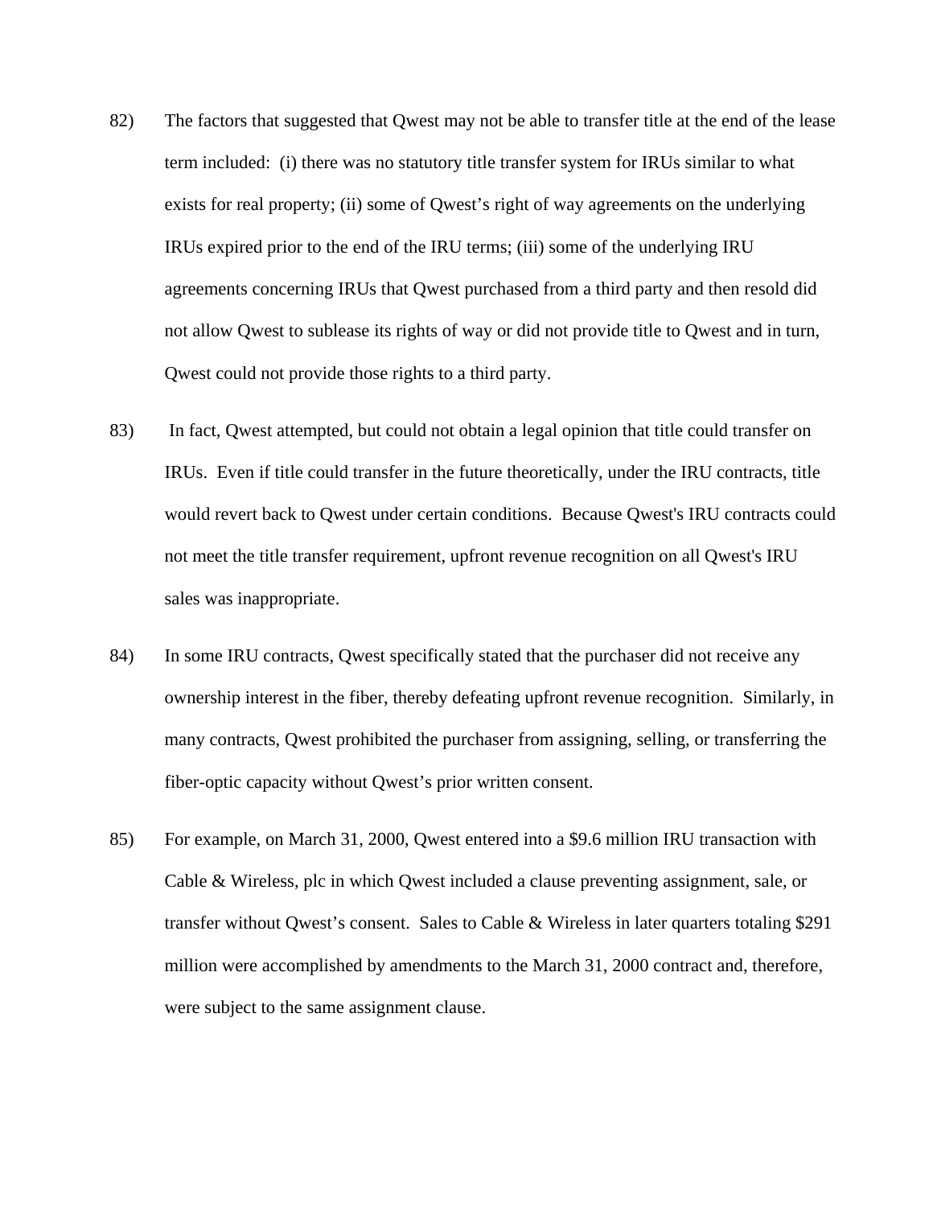82) The factors that suggested that Qwest may not be able to transfer title at the end of the lease term included: (i) there was no statutory title transfer system for IRUs similar to what exists for real property; (ii) some of Qwest's right of way agreements on the underlying IRUs expired prior to the end of the IRU terms; (iii) some of the underlying IRU agreements concerning IRUs that Qwest purchased from a third party and then resold did not allow Qwest to sublease its rights of way or did not provide title to Qwest and in turn, Qwest could not provide those rights to a third party.

83) In fact, Qwest attempted, but could not obtain a legal opinion that title could transfer on IRUs. Even if title could transfer in the future theoretically, under the IRU contracts, title would revert back to Qwest under certain conditions. Because Qwest's IRU contracts could not meet the title transfer requirement, upfront revenue recognition on all Qwest's IRU sales was inappropriate.

84) In some IRU contracts, Qwest specifically stated that the purchaser did not receive any ownership interest in the fiber, thereby defeating upfront revenue recognition. Similarly, in many contracts, Qwest prohibited the purchaser from assigning, selling, or transferring the fiber-optic capacity without Qwest's prior written consent.

85) For example, on March 31, 2000, Qwest entered into a $9.6 million IRU transaction with Cable & Wireless, plc in which Qwest included a clause preventing assignment, sale, or transfer without Qwest's consent. Sales to Cable & Wireless in later quarters totaling $291 million were accomplished by amendments to the March 31, 2000 contract and, therefore, were subject to the same assignment clause.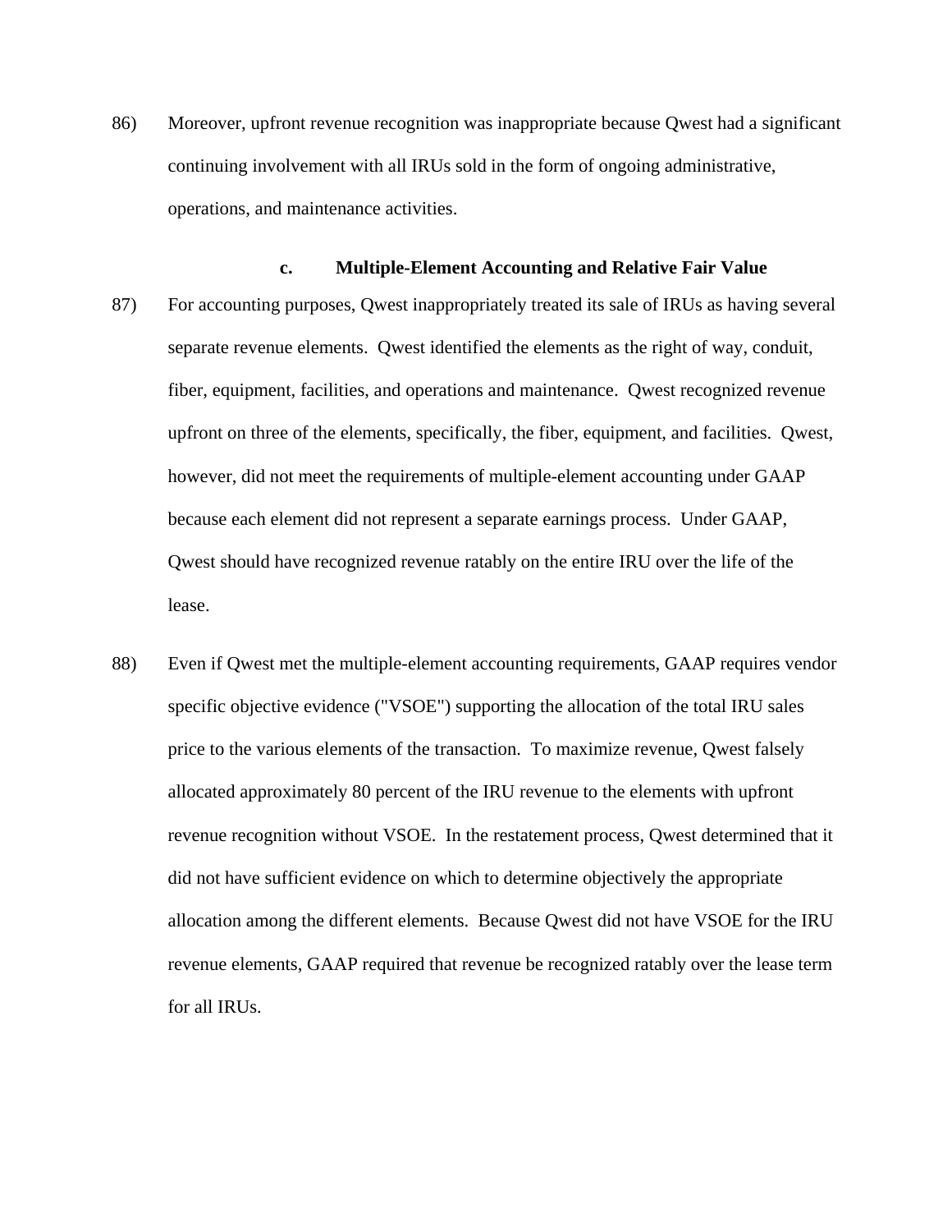86) Moreover, upfront revenue recognition was inappropriate because Qwest had a significant continuing involvement with all IRUs sold in the form of ongoing administrative, operations, and maintenance activities.

### c. Multiple-Element Accounting and Relative Fair Value

87) For accounting purposes, Qwest inappropriately treated its sale of IRUs as having several separate revenue elements. Qwest identified the elements as the right of way, conduit, fiber, equipment, facilities, and operations and maintenance. Qwest recognized revenue upfront on three of the elements, specifically, the fiber, equipment, and facilities. Qwest, however, did not meet the requirements of multiple-element accounting under GAAP because each element did not represent a separate earnings process. Under GAAP, Qwest should have recognized revenue ratably on the entire IRU over the life of the lease.

88) Even if Qwest met the multiple-element accounting requirements, GAAP requires vendor specific objective evidence ("VSOE") supporting the allocation of the total IRU sales price to the various elements of the transaction. To maximize revenue, Qwest falsely allocated approximately 80 percent of the IRU revenue to the elements with upfront revenue recognition without VSOE. In the restatement process, Qwest determined that it did not have sufficient evidence on which to determine objectively the appropriate allocation among the different elements. Because Qwest did not have VSOE for the IRU revenue elements, GAAP required that revenue be recognized ratably over the lease term for all IRUs.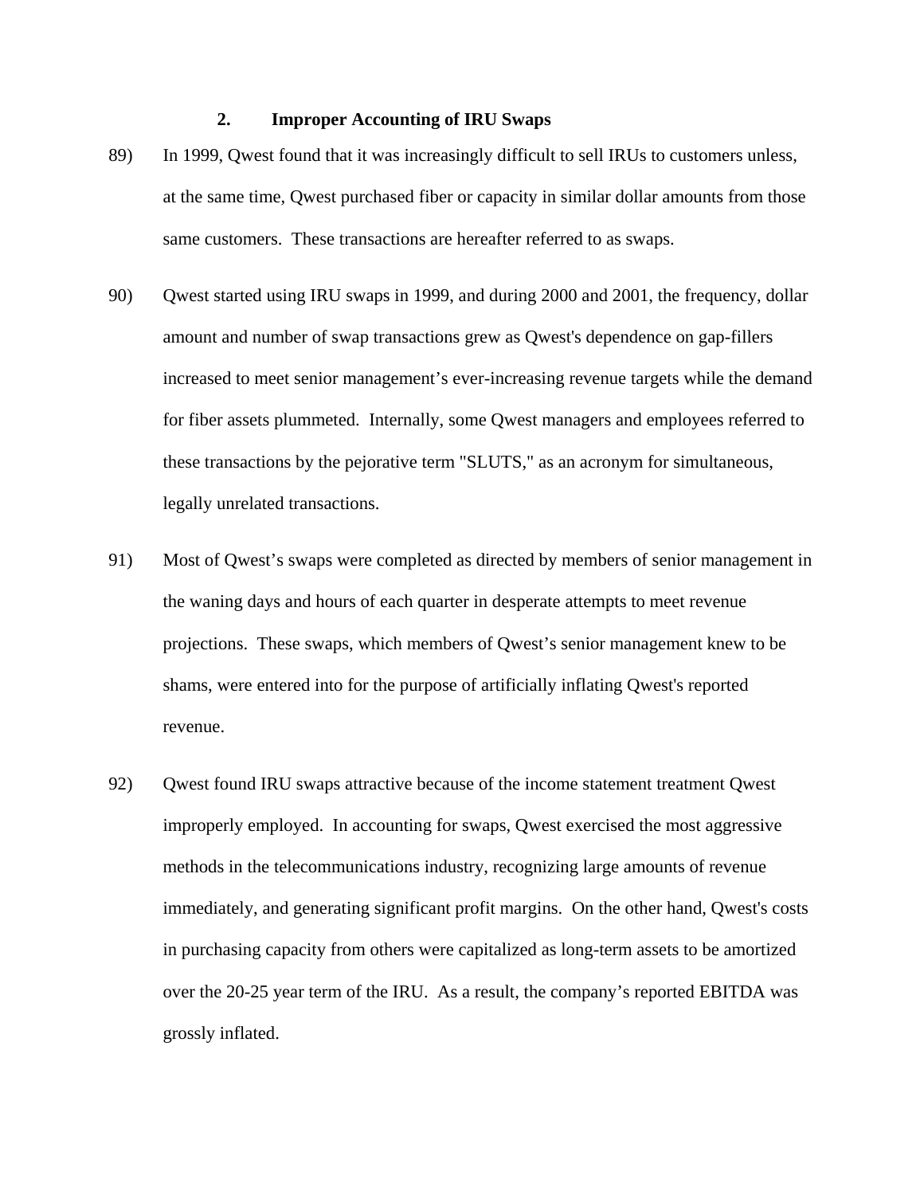### 2. Improper Accounting of IRU Swaps

89) In 1999, Qwest found that it was increasingly difficult to sell IRUs to customers unless, at the same time, Qwest purchased fiber or capacity in similar dollar amounts from those same customers. These transactions are hereafter referred to as swaps.

90) Qwest started using IRU swaps in 1999, and during 2000 and 2001, the frequency, dollar amount and number of swap transactions grew as Qwest's dependence on gap-fillers increased to meet senior management's ever-increasing revenue targets while the demand for fiber assets plummeted. Internally, some Qwest managers and employees referred to these transactions by the pejorative term "SLUTS," as an acronym for simultaneous, legally unrelated transactions.

91) Most of Qwest's swaps were completed as directed by members of senior management in the waning days and hours of each quarter in desperate attempts to meet revenue projections. These swaps, which members of Qwest's senior management knew to be shams, were entered into for the purpose of artificially inflating Qwest's reported revenue.

92) Qwest found IRU swaps attractive because of the income statement treatment Qwest improperly employed. In accounting for swaps, Qwest exercised the most aggressive methods in the telecommunications industry, recognizing large amounts of revenue immediately, and generating significant profit margins. On the other hand, Qwest's costs in purchasing capacity from others were capitalized as long-term assets to be amortized over the 20-25 year term of the IRU. As a result, the company's reported EBITDA was grossly inflated.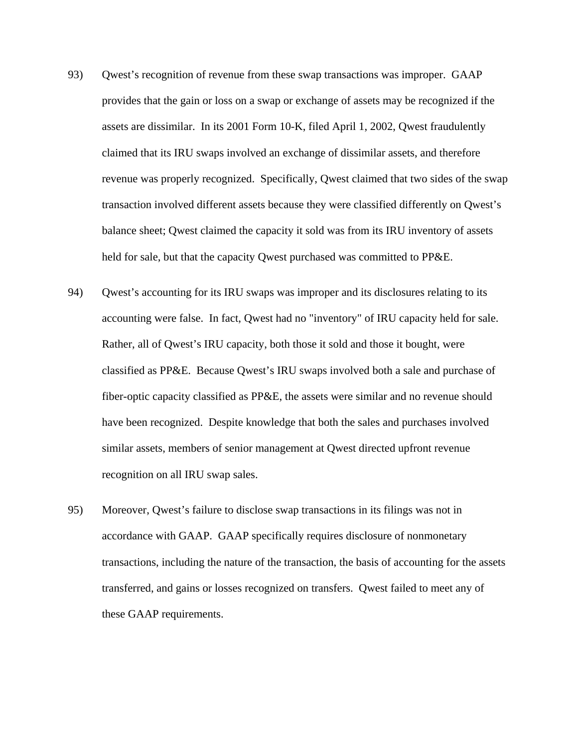93) Qwest's recognition of revenue from these swap transactions was improper. GAAP provides that the gain or loss on a swap or exchange of assets may be recognized if the assets are dissimilar. In its 2001 Form 10-K, filed April 1, 2002, Qwest fraudulently claimed that its IRU swaps involved an exchange of dissimilar assets, and therefore revenue was properly recognized. Specifically, Qwest claimed that two sides of the swap transaction involved different assets because they were classified differently on Qwest's balance sheet; Qwest claimed the capacity it sold was from its IRU inventory of assets held for sale, but that the capacity Qwest purchased was committed to PP&E.

94) Qwest's accounting for its IRU swaps was improper and its disclosures relating to its accounting were false. In fact, Qwest had no "inventory" of IRU capacity held for sale. Rather, all of Qwest's IRU capacity, both those it sold and those it bought, were classified as PP&E. Because Qwest's IRU swaps involved both a sale and purchase of fiber-optic capacity classified as PP&E, the assets were similar and no revenue should have been recognized. Despite knowledge that both the sales and purchases involved similar assets, members of senior management at Qwest directed upfront revenue recognition on all IRU swap sales.

95) Moreover, Qwest's failure to disclose swap transactions in its filings was not in accordance with GAAP. GAAP specifically requires disclosure of nonmonetary transactions, including the nature of the transaction, the basis of accounting for the assets transferred, and gains or losses recognized on transfers. Qwest failed to meet any of these GAAP requirements.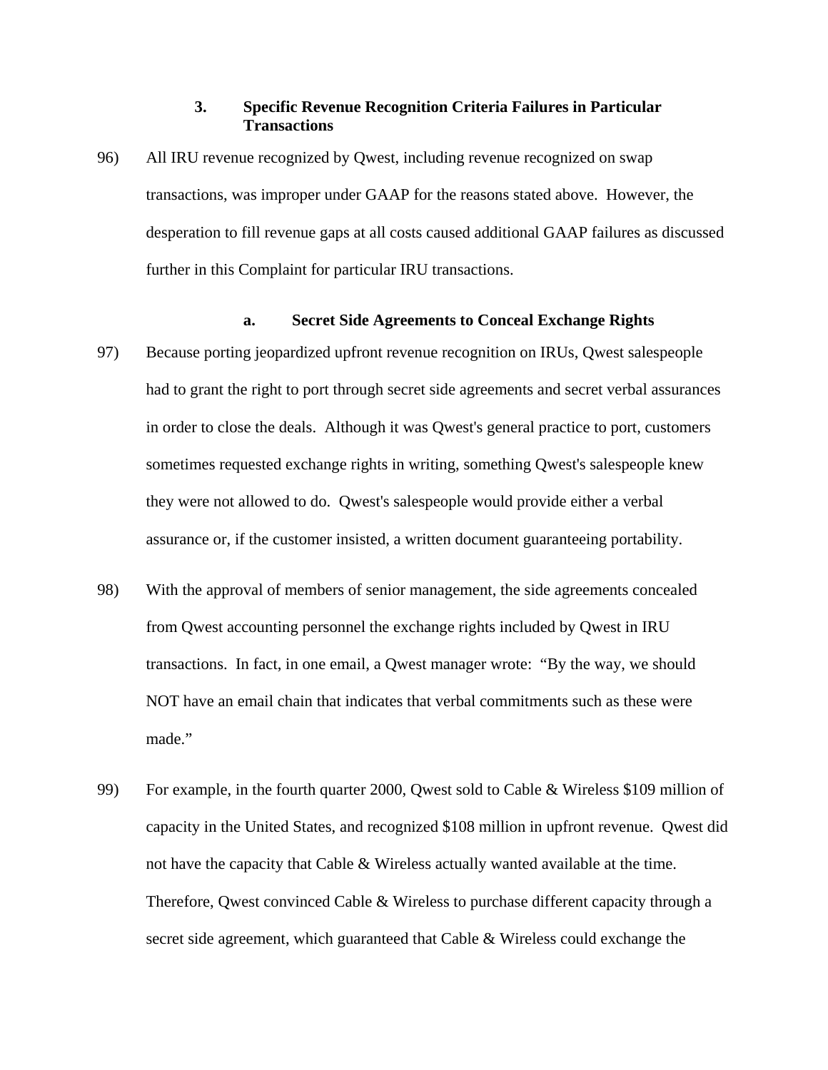### 3. Specific Revenue Recognition Criteria Failures in Particular Transactions

96) All IRU revenue recognized by Qwest, including revenue recognized on swap transactions, was improper under GAAP for the reasons stated above. However, the desperation to fill revenue gaps at all costs caused additional GAAP failures as discussed further in this Complaint for particular IRU transactions.

#### a. Secret Side Agreements to Conceal Exchange Rights

97) Because porting jeopardized upfront revenue recognition on IRUs, Qwest salespeople had to grant the right to port through secret side agreements and secret verbal assurances in order to close the deals. Although it was Qwest's general practice to port, customers sometimes requested exchange rights in writing, something Qwest's salespeople knew they were not allowed to do. Qwest's salespeople would provide either a verbal assurance or, if the customer insisted, a written document guaranteeing portability.

98) With the approval of members of senior management, the side agreements concealed from Qwest accounting personnel the exchange rights included by Qwest in IRU transactions. In fact, in one email, a Qwest manager wrote: "By the way, we should NOT have an email chain that indicates that verbal commitments such as these were made."

99) For example, in the fourth quarter 2000, Qwest sold to Cable & Wireless $109 million of capacity in the United States, and recognized $108 million in upfront revenue. Qwest did not have the capacity that Cable & Wireless actually wanted available at the time. Therefore, Qwest convinced Cable & Wireless to purchase different capacity through a secret side agreement, which guaranteed that Cable & Wireless could exchange the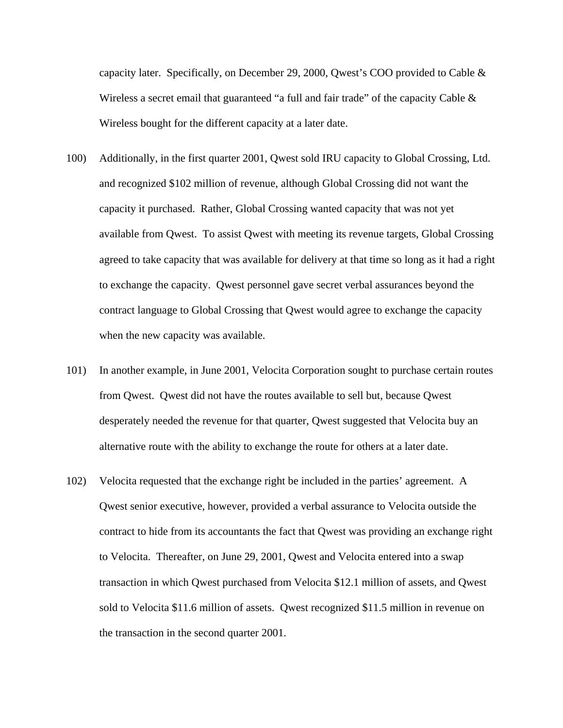capacity later. Specifically, on December 29, 2000, Qwest's COO provided to Cable & Wireless a secret email that guaranteed "a full and fair trade" of the capacity Cable & Wireless bought for the different capacity at a later date.

100) Additionally, in the first quarter 2001, Qwest sold IRU capacity to Global Crossing, Ltd. and recognized $102 million of revenue, although Global Crossing did not want the capacity it purchased. Rather, Global Crossing wanted capacity that was not yet available from Qwest. To assist Qwest with meeting its revenue targets, Global Crossing agreed to take capacity that was available for delivery at that time so long as it had a right to exchange the capacity. Qwest personnel gave secret verbal assurances beyond the contract language to Global Crossing that Qwest would agree to exchange the capacity when the new capacity was available.

101) In another example, in June 2001, Velocita Corporation sought to purchase certain routes from Qwest. Qwest did not have the routes available to sell but, because Qwest desperately needed the revenue for that quarter, Qwest suggested that Velocita buy an alternative route with the ability to exchange the route for others at a later date.

102) Velocita requested that the exchange right be included in the parties' agreement. A Qwest senior executive, however, provided a verbal assurance to Velocita outside the contract to hide from its accountants the fact that Qwest was providing an exchange right to Velocita. Thereafter, on June 29, 2001, Qwest and Velocita entered into a swap transaction in which Qwest purchased from Velocita $12.1 million of assets, and Qwest sold to Velocita $11.6 million of assets. Qwest recognized $11.5 million in revenue on the transaction in the second quarter 2001.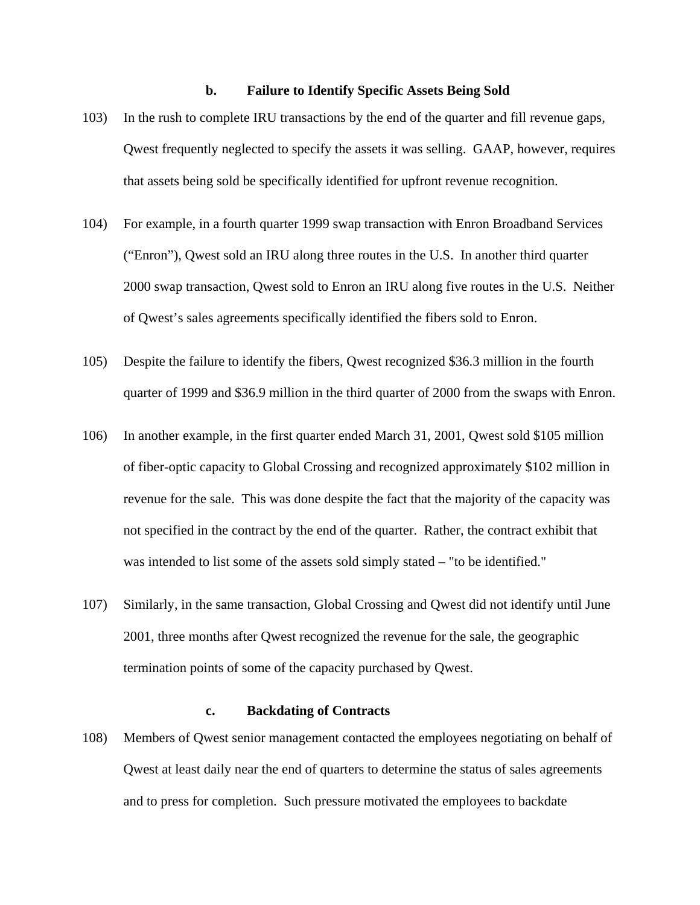### b. Failure to Identify Specific Assets Being Sold

103) In the rush to complete IRU transactions by the end of the quarter and fill revenue gaps, Qwest frequently neglected to specify the assets it was selling. GAAP, however, requires that assets being sold be specifically identified for upfront revenue recognition.

104) For example, in a fourth quarter 1999 swap transaction with Enron Broadband Services ("Enron"), Qwest sold an IRU along three routes in the U.S. In another third quarter 2000 swap transaction, Qwest sold to Enron an IRU along five routes in the U.S. Neither of Qwest's sales agreements specifically identified the fibers sold to Enron.

105) Despite the failure to identify the fibers, Qwest recognized $36.3 million in the fourth quarter of 1999 and $36.9 million in the third quarter of 2000 from the swaps with Enron.

106) In another example, in the first quarter ended March 31, 2001, Qwest sold $105 million of fiber-optic capacity to Global Crossing and recognized approximately $102 million in revenue for the sale. This was done despite the fact that the majority of the capacity was not specified in the contract by the end of the quarter. Rather, the contract exhibit that was intended to list some of the assets sold simply stated – "to be identified."

107) Similarly, in the same transaction, Global Crossing and Qwest did not identify until June 2001, three months after Qwest recognized the revenue for the sale, the geographic termination points of some of the capacity purchased by Qwest.

### c. Backdating of Contracts

108) Members of Qwest senior management contacted the employees negotiating on behalf of Qwest at least daily near the end of quarters to determine the status of sales agreements and to press for completion. Such pressure motivated the employees to backdate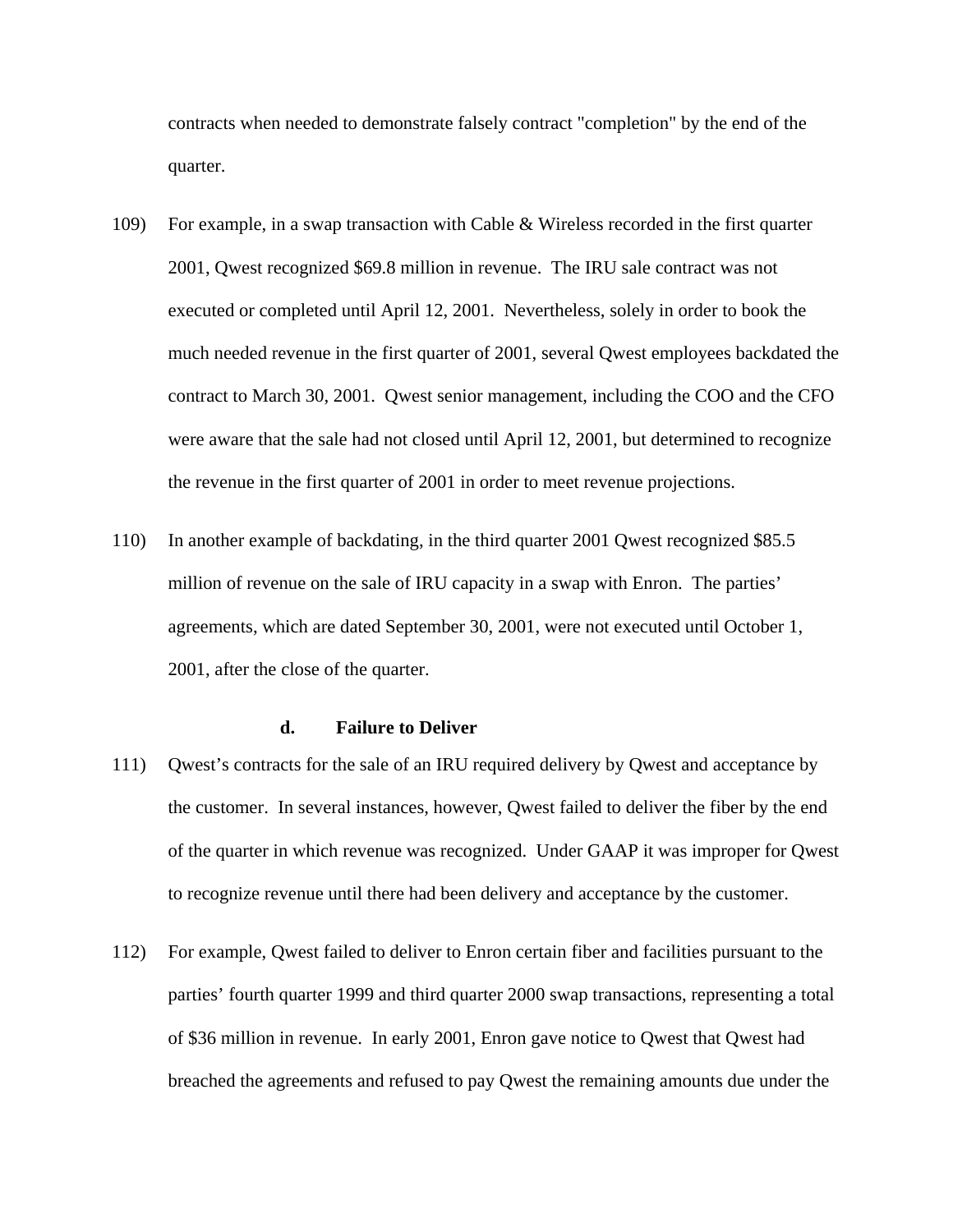contracts when needed to demonstrate falsely contract "completion" by the end of the quarter.

109) For example, in a swap transaction with Cable & Wireless recorded in the first quarter 2001, Qwest recognized $69.8 million in revenue. The IRU sale contract was not executed or completed until April 12, 2001. Nevertheless, solely in order to book the much needed revenue in the first quarter of 2001, several Qwest employees backdated the contract to March 30, 2001. Qwest senior management, including the COO and the CFO were aware that the sale had not closed until April 12, 2001, but determined to recognize the revenue in the first quarter of 2001 in order to meet revenue projections.

110) In another example of backdating, in the third quarter 2001 Qwest recognized $85.5 million of revenue on the sale of IRU capacity in a swap with Enron. The parties' agreements, which are dated September 30, 2001, were not executed until October 1, 2001, after the close of the quarter.

#### d. Failure to Deliver

111) Qwest's contracts for the sale of an IRU required delivery by Qwest and acceptance by the customer. In several instances, however, Qwest failed to deliver the fiber by the end of the quarter in which revenue was recognized. Under GAAP it was improper for Qwest to recognize revenue until there had been delivery and acceptance by the customer.

112) For example, Qwest failed to deliver to Enron certain fiber and facilities pursuant to the parties' fourth quarter 1999 and third quarter 2000 swap transactions, representing a total of $36 million in revenue. In early 2001, Enron gave notice to Qwest that Qwest had breached the agreements and refused to pay Qwest the remaining amounts due under the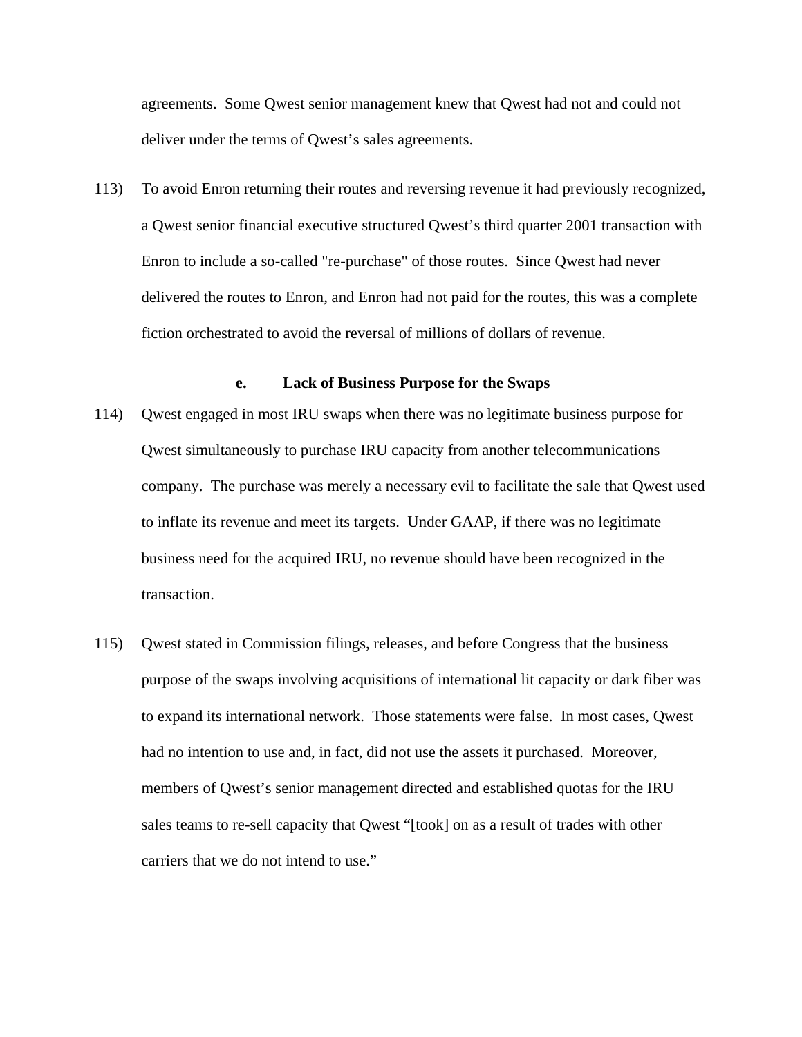agreements. Some Qwest senior management knew that Qwest had not and could not deliver under the terms of Qwest's sales agreements.

113) To avoid Enron returning their routes and reversing revenue it had previously recognized, a Qwest senior financial executive structured Qwest's third quarter 2001 transaction with Enron to include a so-called "re-purchase" of those routes. Since Qwest had never delivered the routes to Enron, and Enron had not paid for the routes, this was a complete fiction orchestrated to avoid the reversal of millions of dollars of revenue.

### e. Lack of Business Purpose for the Swaps

114) Qwest engaged in most IRU swaps when there was no legitimate business purpose for Qwest simultaneously to purchase IRU capacity from another telecommunications company. The purchase was merely a necessary evil to facilitate the sale that Qwest used to inflate its revenue and meet its targets. Under GAAP, if there was no legitimate business need for the acquired IRU, no revenue should have been recognized in the transaction.

115) Qwest stated in Commission filings, releases, and before Congress that the business purpose of the swaps involving acquisitions of international lit capacity or dark fiber was to expand its international network. Those statements were false. In most cases, Qwest had no intention to use and, in fact, did not use the assets it purchased. Moreover, members of Qwest's senior management directed and established quotas for the IRU sales teams to re-sell capacity that Qwest "[took] on as a result of trades with other carriers that we do not intend to use."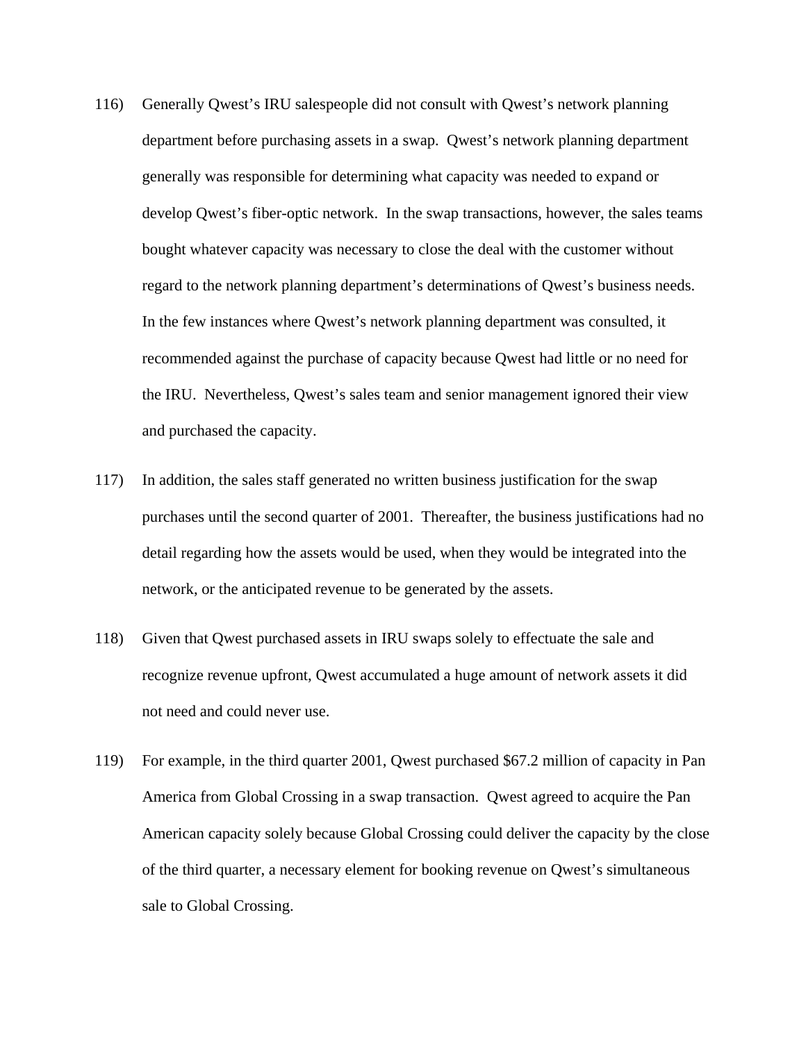116) Generally Qwest's IRU salespeople did not consult with Qwest's network planning department before purchasing assets in a swap. Qwest's network planning department generally was responsible for determining what capacity was needed to expand or develop Qwest's fiber-optic network. In the swap transactions, however, the sales teams bought whatever capacity was necessary to close the deal with the customer without regard to the network planning department's determinations of Qwest's business needs. In the few instances where Qwest's network planning department was consulted, it recommended against the purchase of capacity because Qwest had little or no need for the IRU. Nevertheless, Qwest's sales team and senior management ignored their view and purchased the capacity.

117) In addition, the sales staff generated no written business justification for the swap purchases until the second quarter of 2001. Thereafter, the business justifications had no detail regarding how the assets would be used, when they would be integrated into the network, or the anticipated revenue to be generated by the assets.

118) Given that Qwest purchased assets in IRU swaps solely to effectuate the sale and recognize revenue upfront, Qwest accumulated a huge amount of network assets it did not need and could never use.

119) For example, in the third quarter 2001, Qwest purchased $67.2 million of capacity in Pan America from Global Crossing in a swap transaction. Qwest agreed to acquire the Pan American capacity solely because Global Crossing could deliver the capacity by the close of the third quarter, a necessary element for booking revenue on Qwest's simultaneous sale to Global Crossing.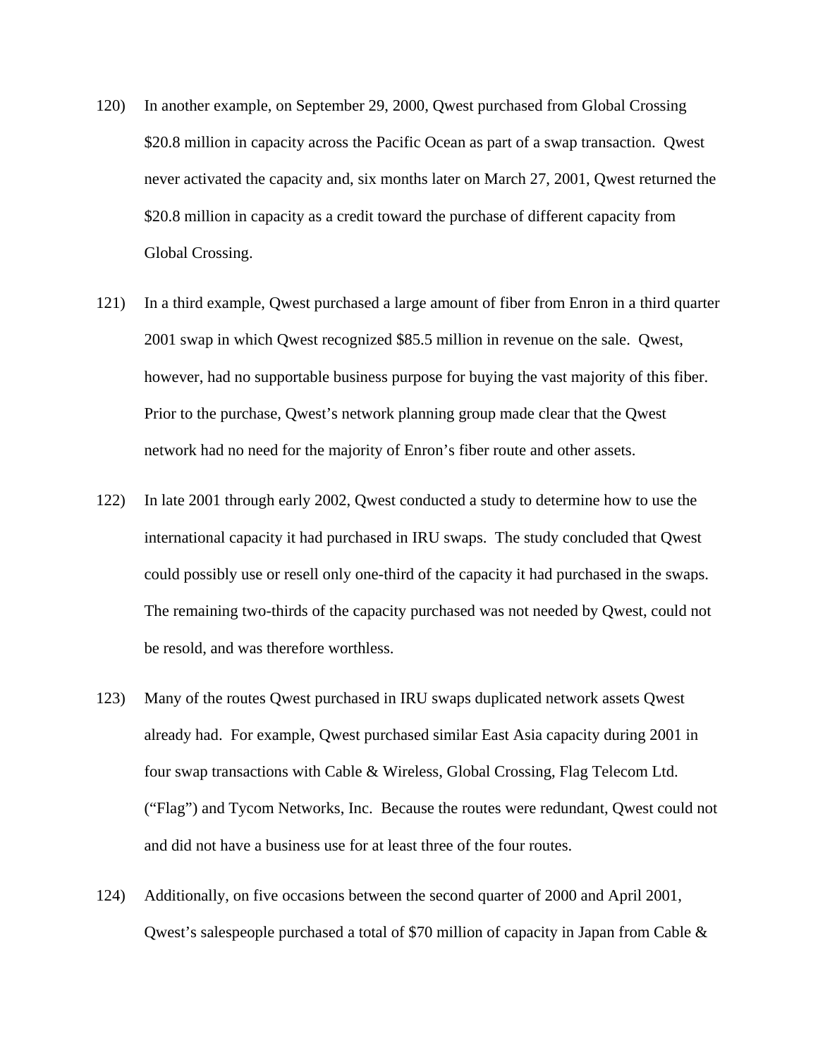120) In another example, on September 29, 2000, Qwest purchased from Global Crossing $20.8 million in capacity across the Pacific Ocean as part of a swap transaction. Qwest never activated the capacity and, six months later on March 27, 2001, Qwest returned the $20.8 million in capacity as a credit toward the purchase of different capacity from Global Crossing.

121) In a third example, Qwest purchased a large amount of fiber from Enron in a third quarter 2001 swap in which Qwest recognized $85.5 million in revenue on the sale. Qwest, however, had no supportable business purpose for buying the vast majority of this fiber. Prior to the purchase, Qwest's network planning group made clear that the Qwest network had no need for the majority of Enron's fiber route and other assets.

122) In late 2001 through early 2002, Qwest conducted a study to determine how to use the international capacity it had purchased in IRU swaps. The study concluded that Qwest could possibly use or resell only one-third of the capacity it had purchased in the swaps. The remaining two-thirds of the capacity purchased was not needed by Qwest, could not be resold, and was therefore worthless.

123) Many of the routes Qwest purchased in IRU swaps duplicated network assets Qwest already had. For example, Qwest purchased similar East Asia capacity during 2001 in four swap transactions with Cable & Wireless, Global Crossing, Flag Telecom Ltd. ("Flag") and Tycom Networks, Inc. Because the routes were redundant, Qwest could not and did not have a business use for at least three of the four routes.

124) Additionally, on five occasions between the second quarter of 2000 and April 2001, Qwest's salespeople purchased a total of $70 million of capacity in Japan from Cable &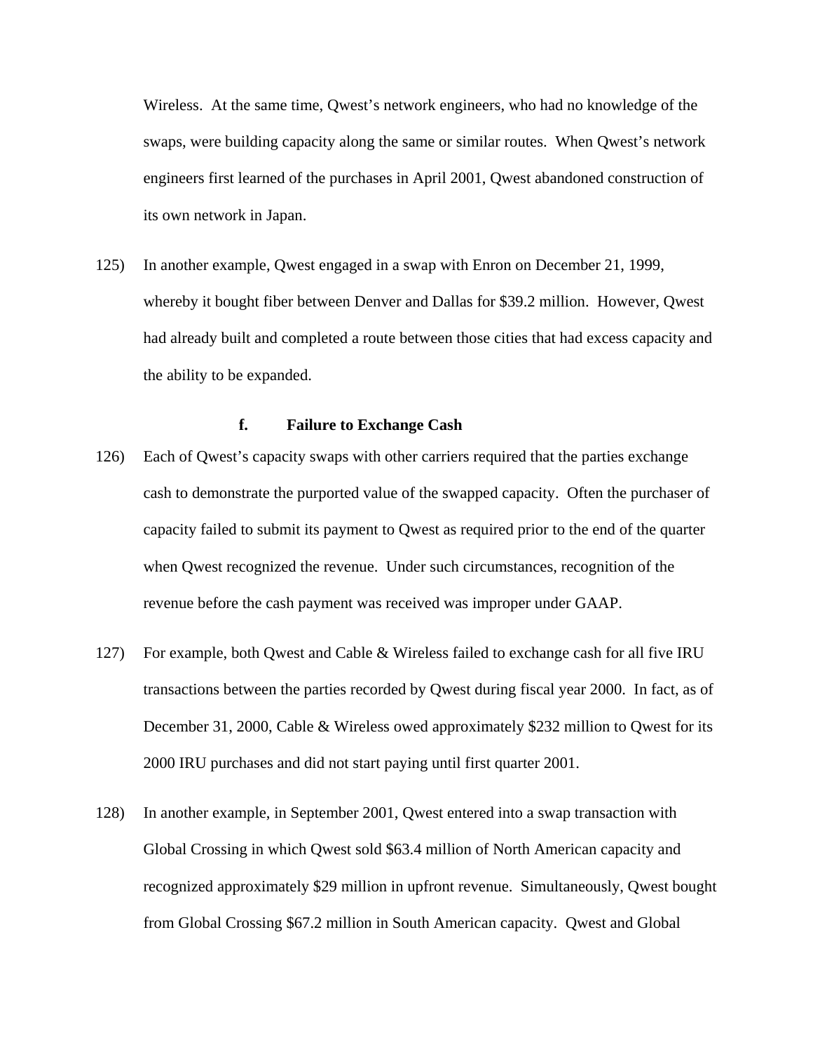Wireless. At the same time, Qwest's network engineers, who had no knowledge of the swaps, were building capacity along the same or similar routes. When Qwest's network engineers first learned of the purchases in April 2001, Qwest abandoned construction of its own network in Japan.

125) In another example, Qwest engaged in a swap with Enron on December 21, 1999, whereby it bought fiber between Denver and Dallas for $39.2 million. However, Qwest had already built and completed a route between those cities that had excess capacity and the ability to be expanded.

### f. Failure to Exchange Cash

126) Each of Qwest's capacity swaps with other carriers required that the parties exchange cash to demonstrate the purported value of the swapped capacity. Often the purchaser of capacity failed to submit its payment to Qwest as required prior to the end of the quarter when Qwest recognized the revenue. Under such circumstances, recognition of the revenue before the cash payment was received was improper under GAAP.

127) For example, both Qwest and Cable & Wireless failed to exchange cash for all five IRU transactions between the parties recorded by Qwest during fiscal year 2000. In fact, as of December 31, 2000, Cable & Wireless owed approximately $232 million to Qwest for its 2000 IRU purchases and did not start paying until first quarter 2001.

128) In another example, in September 2001, Qwest entered into a swap transaction with Global Crossing in which Qwest sold $63.4 million of North American capacity and recognized approximately $29 million in upfront revenue. Simultaneously, Qwest bought from Global Crossing $67.2 million in South American capacity. Qwest and Global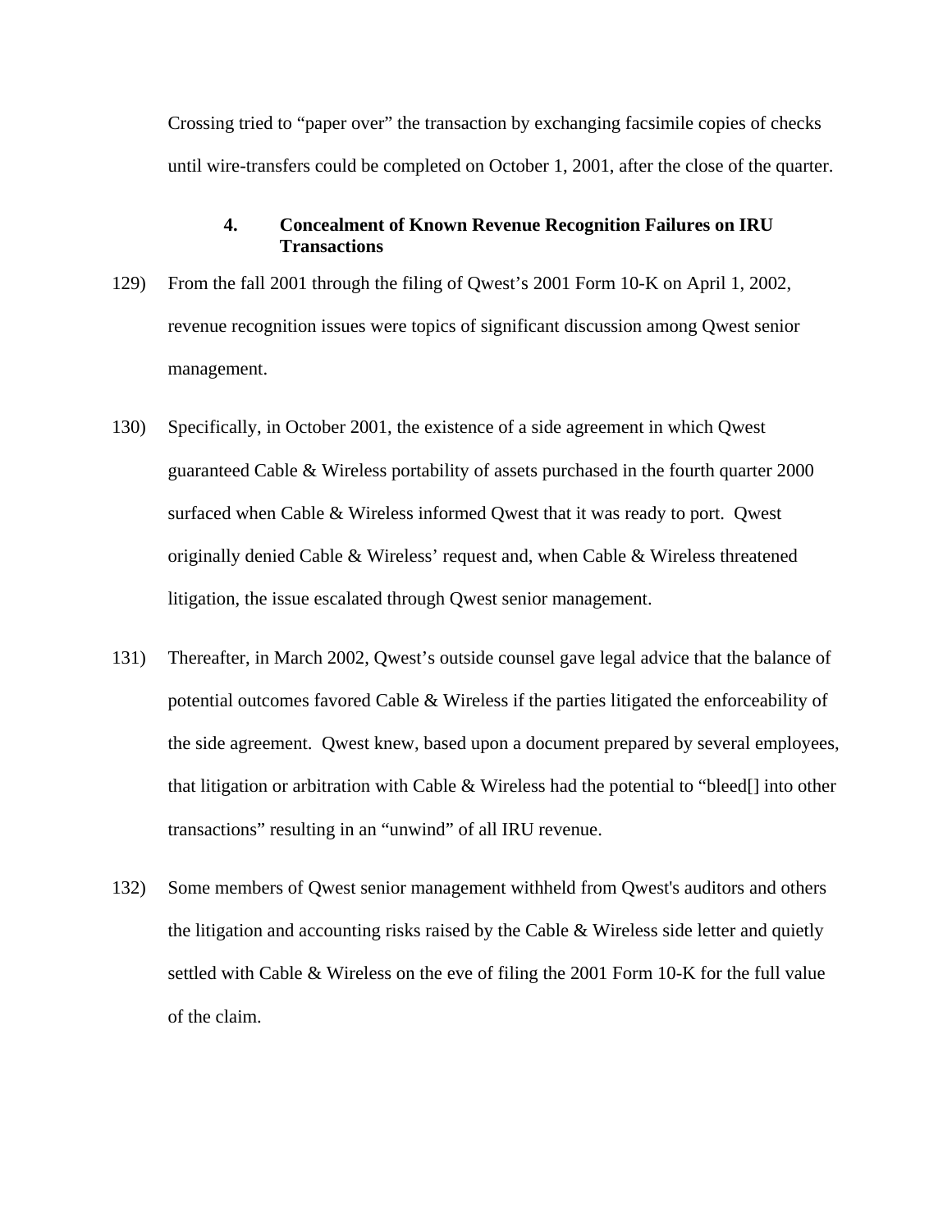Crossing tried to "paper over" the transaction by exchanging facsimile copies of checks until wire-transfers could be completed on October 1, 2001, after the close of the quarter.

### 4. Concealment of Known Revenue Recognition Failures on IRU Transactions

129) From the fall 2001 through the filing of Qwest's 2001 Form 10-K on April 1, 2002, revenue recognition issues were topics of significant discussion among Qwest senior management.

130) Specifically, in October 2001, the existence of a side agreement in which Qwest guaranteed Cable & Wireless portability of assets purchased in the fourth quarter 2000 surfaced when Cable & Wireless informed Qwest that it was ready to port. Qwest originally denied Cable & Wireless' request and, when Cable & Wireless threatened litigation, the issue escalated through Qwest senior management.

131) Thereafter, in March 2002, Qwest's outside counsel gave legal advice that the balance of potential outcomes favored Cable & Wireless if the parties litigated the enforceability of the side agreement. Qwest knew, based upon a document prepared by several employees, that litigation or arbitration with Cable & Wireless had the potential to "bleed[] into other transactions" resulting in an "unwind" of all IRU revenue.

132) Some members of Qwest senior management withheld from Qwest's auditors and others the litigation and accounting risks raised by the Cable & Wireless side letter and quietly settled with Cable & Wireless on the eve of filing the 2001 Form 10-K for the full value of the claim.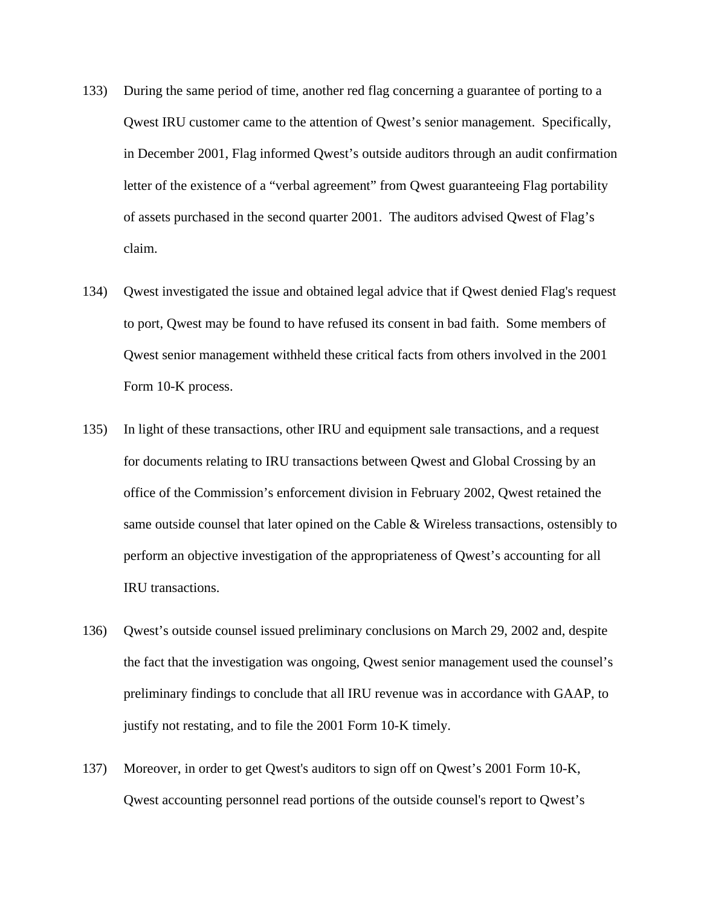133) During the same period of time, another red flag concerning a guarantee of porting to a Qwest IRU customer came to the attention of Qwest's senior management. Specifically, in December 2001, Flag informed Qwest's outside auditors through an audit confirmation letter of the existence of a "verbal agreement" from Qwest guaranteeing Flag portability of assets purchased in the second quarter 2001. The auditors advised Qwest of Flag's claim.

134) Qwest investigated the issue and obtained legal advice that if Qwest denied Flag's request to port, Qwest may be found to have refused its consent in bad faith. Some members of Qwest senior management withheld these critical facts from others involved in the 2001 Form 10-K process.

135) In light of these transactions, other IRU and equipment sale transactions, and a request for documents relating to IRU transactions between Qwest and Global Crossing by an office of the Commission's enforcement division in February 2002, Qwest retained the same outside counsel that later opined on the Cable & Wireless transactions, ostensibly to perform an objective investigation of the appropriateness of Qwest's accounting for all IRU transactions.

136) Qwest's outside counsel issued preliminary conclusions on March 29, 2002 and, despite the fact that the investigation was ongoing, Qwest senior management used the counsel's preliminary findings to conclude that all IRU revenue was in accordance with GAAP, to justify not restating, and to file the 2001 Form 10-K timely.

137) Moreover, in order to get Qwest's auditors to sign off on Qwest's 2001 Form 10-K, Qwest accounting personnel read portions of the outside counsel's report to Qwest's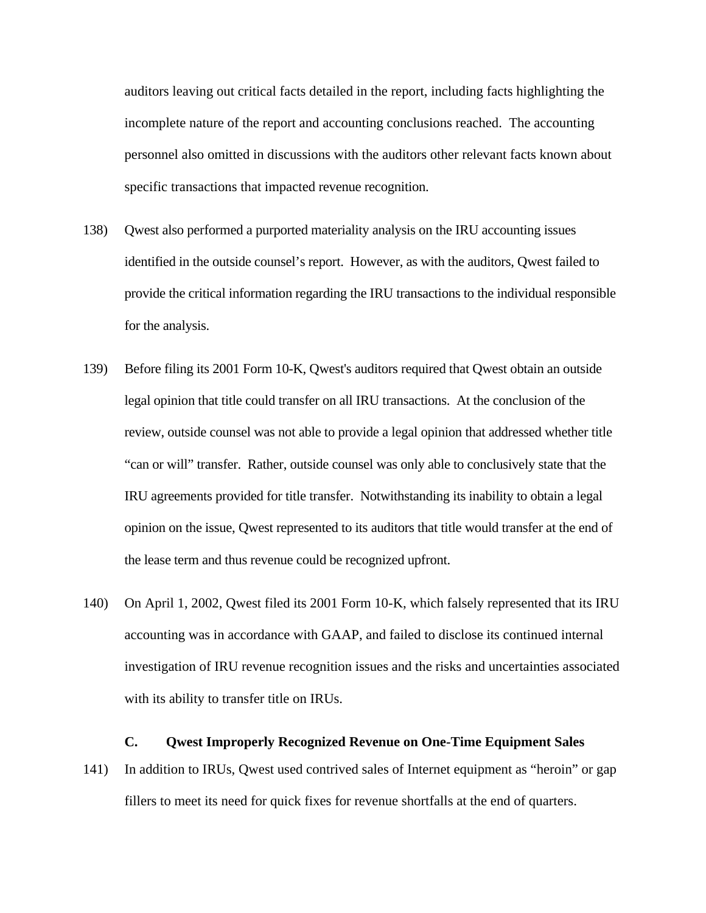auditors leaving out critical facts detailed in the report, including facts highlighting the incomplete nature of the report and accounting conclusions reached. The accounting personnel also omitted in discussions with the auditors other relevant facts known about specific transactions that impacted revenue recognition.

138) Qwest also performed a purported materiality analysis on the IRU accounting issues identified in the outside counsel's report. However, as with the auditors, Qwest failed to provide the critical information regarding the IRU transactions to the individual responsible for the analysis.

139) Before filing its 2001 Form 10-K, Qwest's auditors required that Qwest obtain an outside legal opinion that title could transfer on all IRU transactions. At the conclusion of the review, outside counsel was not able to provide a legal opinion that addressed whether title "can or will" transfer. Rather, outside counsel was only able to conclusively state that the IRU agreements provided for title transfer. Notwithstanding its inability to obtain a legal opinion on the issue, Qwest represented to its auditors that title would transfer at the end of the lease term and thus revenue could be recognized upfront.

140) On April 1, 2002, Qwest filed its 2001 Form 10-K, which falsely represented that its IRU accounting was in accordance with GAAP, and failed to disclose its continued internal investigation of IRU revenue recognition issues and the risks and uncertainties associated with its ability to transfer title on IRUs.

### C. Qwest Improperly Recognized Revenue on One-Time Equipment Sales

141) In addition to IRUs, Qwest used contrived sales of Internet equipment as "heroin" or gap fillers to meet its need for quick fixes for revenue shortfalls at the end of quarters.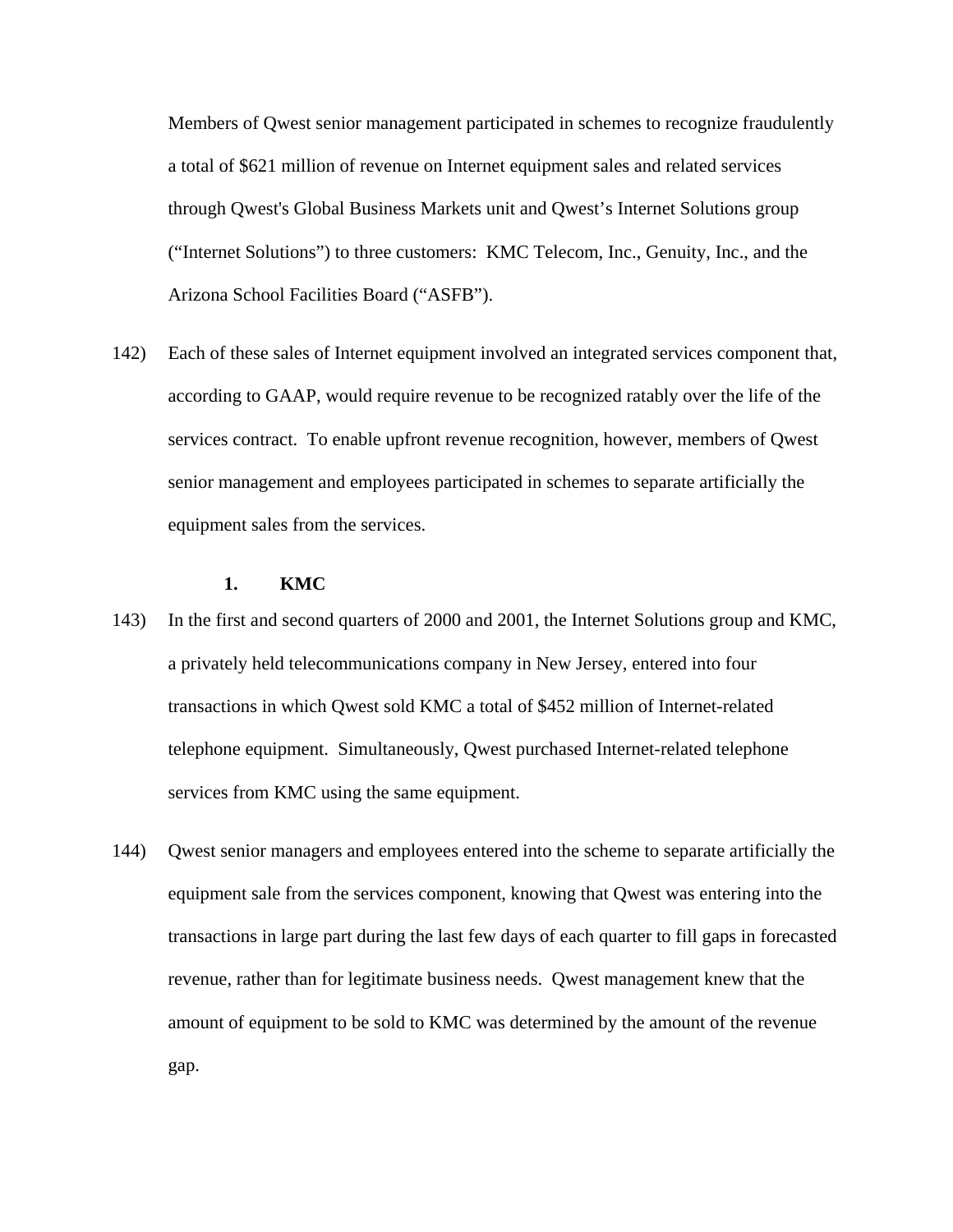Members of Qwest senior management participated in schemes to recognize fraudulently a total of $621 million of revenue on Internet equipment sales and related services through Qwest's Global Business Markets unit and Qwest's Internet Solutions group ("Internet Solutions") to three customers: KMC Telecom, Inc., Genuity, Inc., and the Arizona School Facilities Board ("ASFB").

142) Each of these sales of Internet equipment involved an integrated services component that, according to GAAP, would require revenue to be recognized ratably over the life of the services contract. To enable upfront revenue recognition, however, members of Qwest senior management and employees participated in schemes to separate artificially the equipment sales from the services.

**1. KMC**

143) In the first and second quarters of 2000 and 2001, the Internet Solutions group and KMC, a privately held telecommunications company in New Jersey, entered into four transactions in which Qwest sold KMC a total of $452 million of Internet-related telephone equipment. Simultaneously, Qwest purchased Internet-related telephone services from KMC using the same equipment.

144) Qwest senior managers and employees entered into the scheme to separate artificially the equipment sale from the services component, knowing that Qwest was entering into the transactions in large part during the last few days of each quarter to fill gaps in forecasted revenue, rather than for legitimate business needs. Qwest management knew that the amount of equipment to be sold to KMC was determined by the amount of the revenue gap.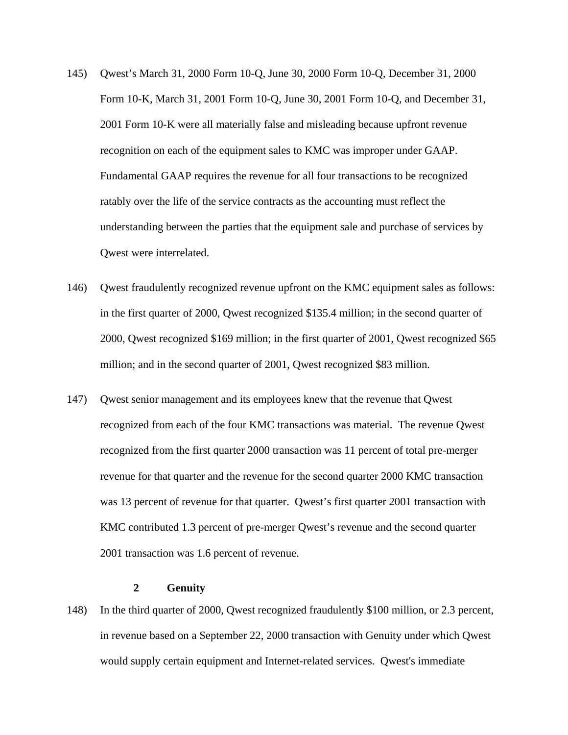145) Qwest's March 31, 2000 Form 10-Q, June 30, 2000 Form 10-Q, December 31, 2000 Form 10-K, March 31, 2001 Form 10-Q, June 30, 2001 Form 10-Q, and December 31, 2001 Form 10-K were all materially false and misleading because upfront revenue recognition on each of the equipment sales to KMC was improper under GAAP. Fundamental GAAP requires the revenue for all four transactions to be recognized ratably over the life of the service contracts as the accounting must reflect the understanding between the parties that the equipment sale and purchase of services by Qwest were interrelated.

146) Qwest fraudulently recognized revenue upfront on the KMC equipment sales as follows: in the first quarter of 2000, Qwest recognized $135.4 million; in the second quarter of 2000, Qwest recognized $169 million; in the first quarter of 2001, Qwest recognized $65 million; and in the second quarter of 2001, Qwest recognized $83 million.

147) Qwest senior management and its employees knew that the revenue that Qwest recognized from each of the four KMC transactions was material. The revenue Qwest recognized from the first quarter 2000 transaction was 11 percent of total pre-merger revenue for that quarter and the revenue for the second quarter 2000 KMC transaction was 13 percent of revenue for that quarter. Qwest's first quarter 2001 transaction with KMC contributed 1.3 percent of pre-merger Qwest's revenue and the second quarter 2001 transaction was 1.6 percent of revenue.

### 2 Genuity

148) In the third quarter of 2000, Qwest recognized fraudulently $100 million, or 2.3 percent, in revenue based on a September 22, 2000 transaction with Genuity under which Qwest would supply certain equipment and Internet-related services. Qwest's immediate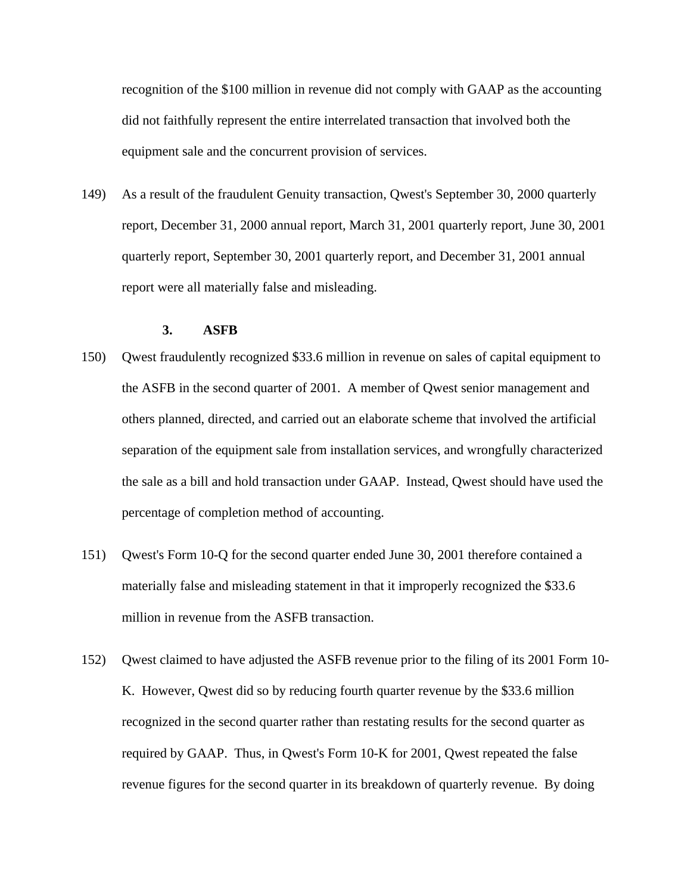recognition of the $100 million in revenue did not comply with GAAP as the accounting did not faithfully represent the entire interrelated transaction that involved both the equipment sale and the concurrent provision of services.

149) As a result of the fraudulent Genuity transaction, Qwest's September 30, 2000 quarterly report, December 31, 2000 annual report, March 31, 2001 quarterly report, June 30, 2001 quarterly report, September 30, 2001 quarterly report, and December 31, 2001 annual report were all materially false and misleading.

### 3. ASFB

150) Qwest fraudulently recognized $33.6 million in revenue on sales of capital equipment to the ASFB in the second quarter of 2001. A member of Qwest senior management and others planned, directed, and carried out an elaborate scheme that involved the artificial separation of the equipment sale from installation services, and wrongfully characterized the sale as a bill and hold transaction under GAAP. Instead, Qwest should have used the percentage of completion method of accounting.

151) Qwest's Form 10-Q for the second quarter ended June 30, 2001 therefore contained a materially false and misleading statement in that it improperly recognized the $33.6 million in revenue from the ASFB transaction.

152) Qwest claimed to have adjusted the ASFB revenue prior to the filing of its 2001 Form 10-K. However, Qwest did so by reducing fourth quarter revenue by the $33.6 million recognized in the second quarter rather than restating results for the second quarter as required by GAAP. Thus, in Qwest's Form 10-K for 2001, Qwest repeated the false revenue figures for the second quarter in its breakdown of quarterly revenue. By doing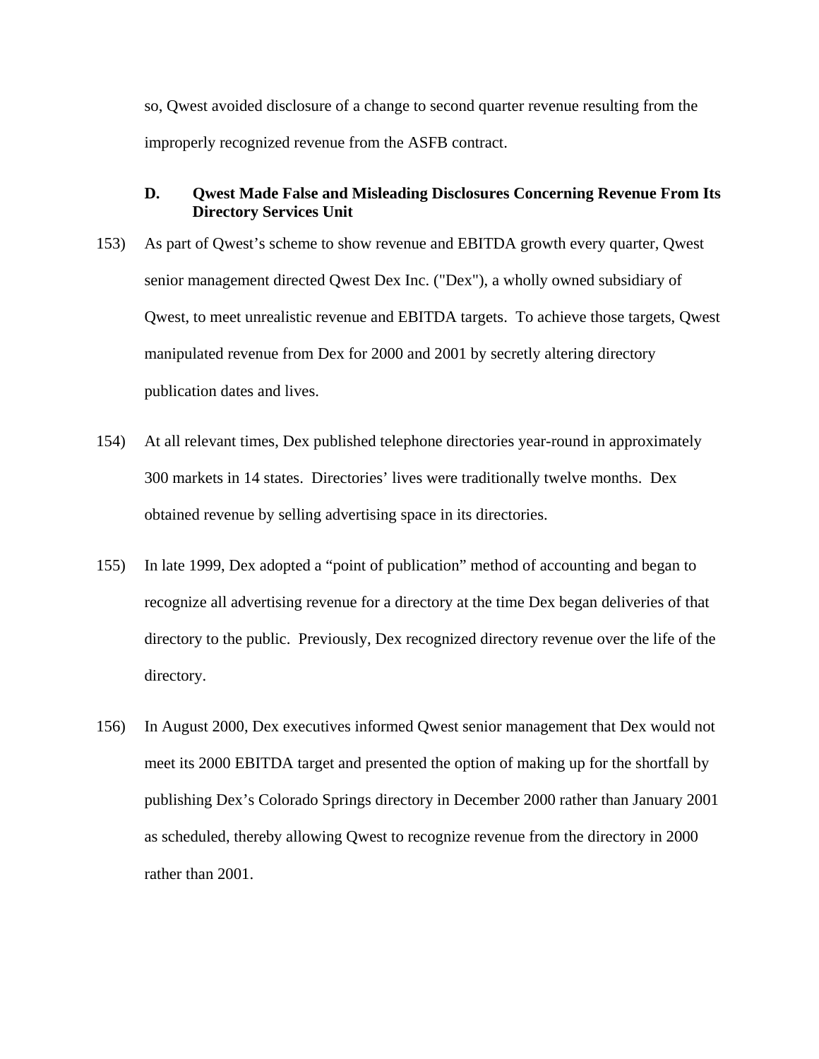so, Qwest avoided disclosure of a change to second quarter revenue resulting from the improperly recognized revenue from the ASFB contract.

### D. Qwest Made False and Misleading Disclosures Concerning Revenue From Its Directory Services Unit

153) As part of Qwest's scheme to show revenue and EBITDA growth every quarter, Qwest senior management directed Qwest Dex Inc. ("Dex"), a wholly owned subsidiary of Qwest, to meet unrealistic revenue and EBITDA targets. To achieve those targets, Qwest manipulated revenue from Dex for 2000 and 2001 by secretly altering directory publication dates and lives.

154) At all relevant times, Dex published telephone directories year-round in approximately 300 markets in 14 states. Directories' lives were traditionally twelve months. Dex obtained revenue by selling advertising space in its directories.

155) In late 1999, Dex adopted a "point of publication" method of accounting and began to recognize all advertising revenue for a directory at the time Dex began deliveries of that directory to the public. Previously, Dex recognized directory revenue over the life of the directory.

156) In August 2000, Dex executives informed Qwest senior management that Dex would not meet its 2000 EBITDA target and presented the option of making up for the shortfall by publishing Dex's Colorado Springs directory in December 2000 rather than January 2001 as scheduled, thereby allowing Qwest to recognize revenue from the directory in 2000 rather than 2001.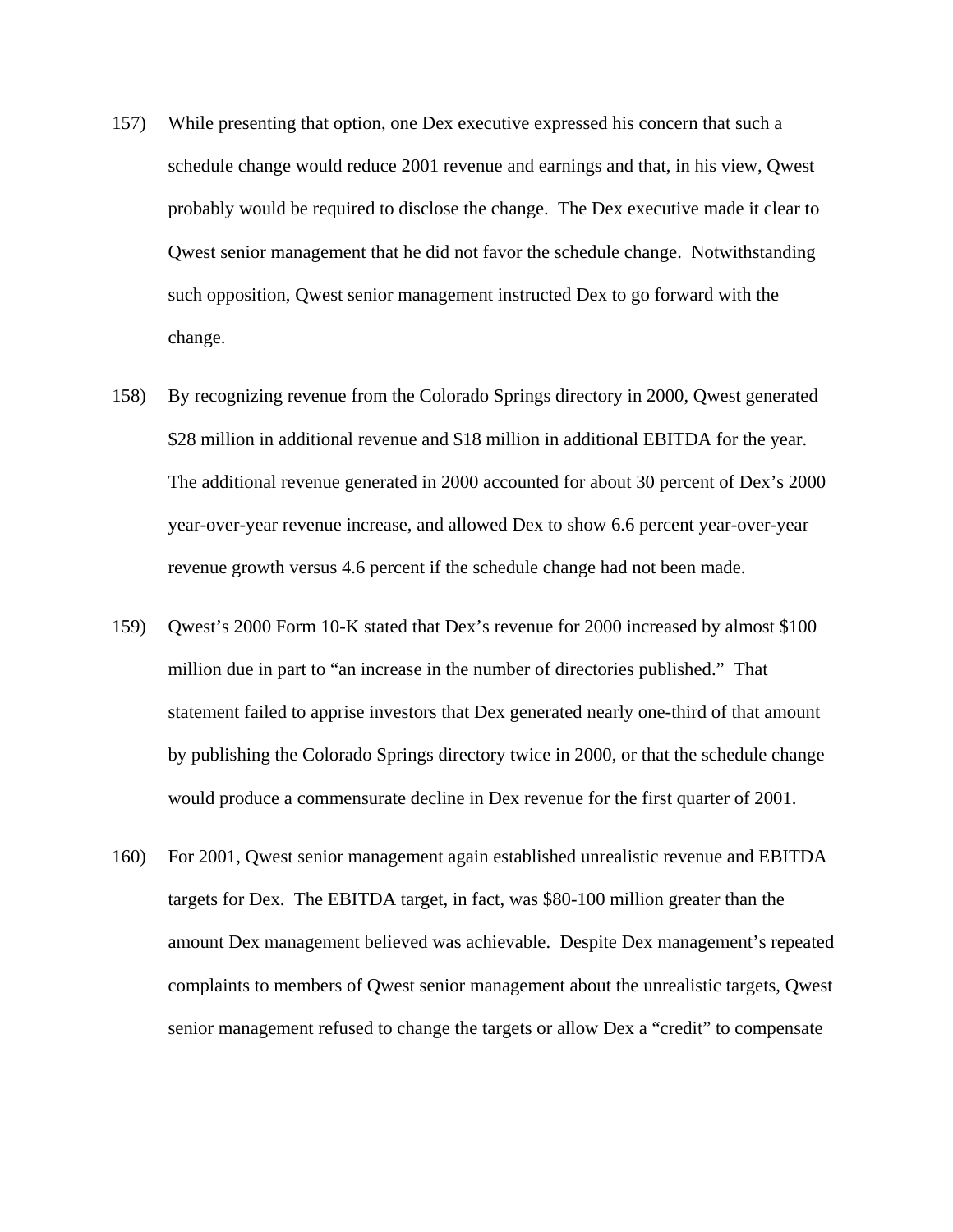157) While presenting that option, one Dex executive expressed his concern that such a schedule change would reduce 2001 revenue and earnings and that, in his view, Qwest probably would be required to disclose the change. The Dex executive made it clear to Qwest senior management that he did not favor the schedule change. Notwithstanding such opposition, Qwest senior management instructed Dex to go forward with the change.

158) By recognizing revenue from the Colorado Springs directory in 2000, Qwest generated $28 million in additional revenue and $18 million in additional EBITDA for the year. The additional revenue generated in 2000 accounted for about 30 percent of Dex's 2000 year-over-year revenue increase, and allowed Dex to show 6.6 percent year-over-year revenue growth versus 4.6 percent if the schedule change had not been made.

159) Qwest's 2000 Form 10-K stated that Dex's revenue for 2000 increased by almost $100 million due in part to "an increase in the number of directories published." That statement failed to apprise investors that Dex generated nearly one-third of that amount by publishing the Colorado Springs directory twice in 2000, or that the schedule change would produce a commensurate decline in Dex revenue for the first quarter of 2001.

160) For 2001, Qwest senior management again established unrealistic revenue and EBITDA targets for Dex. The EBITDA target, in fact, was $80-100 million greater than the amount Dex management believed was achievable. Despite Dex management's repeated complaints to members of Qwest senior management about the unrealistic targets, Qwest senior management refused to change the targets or allow Dex a "credit" to compensate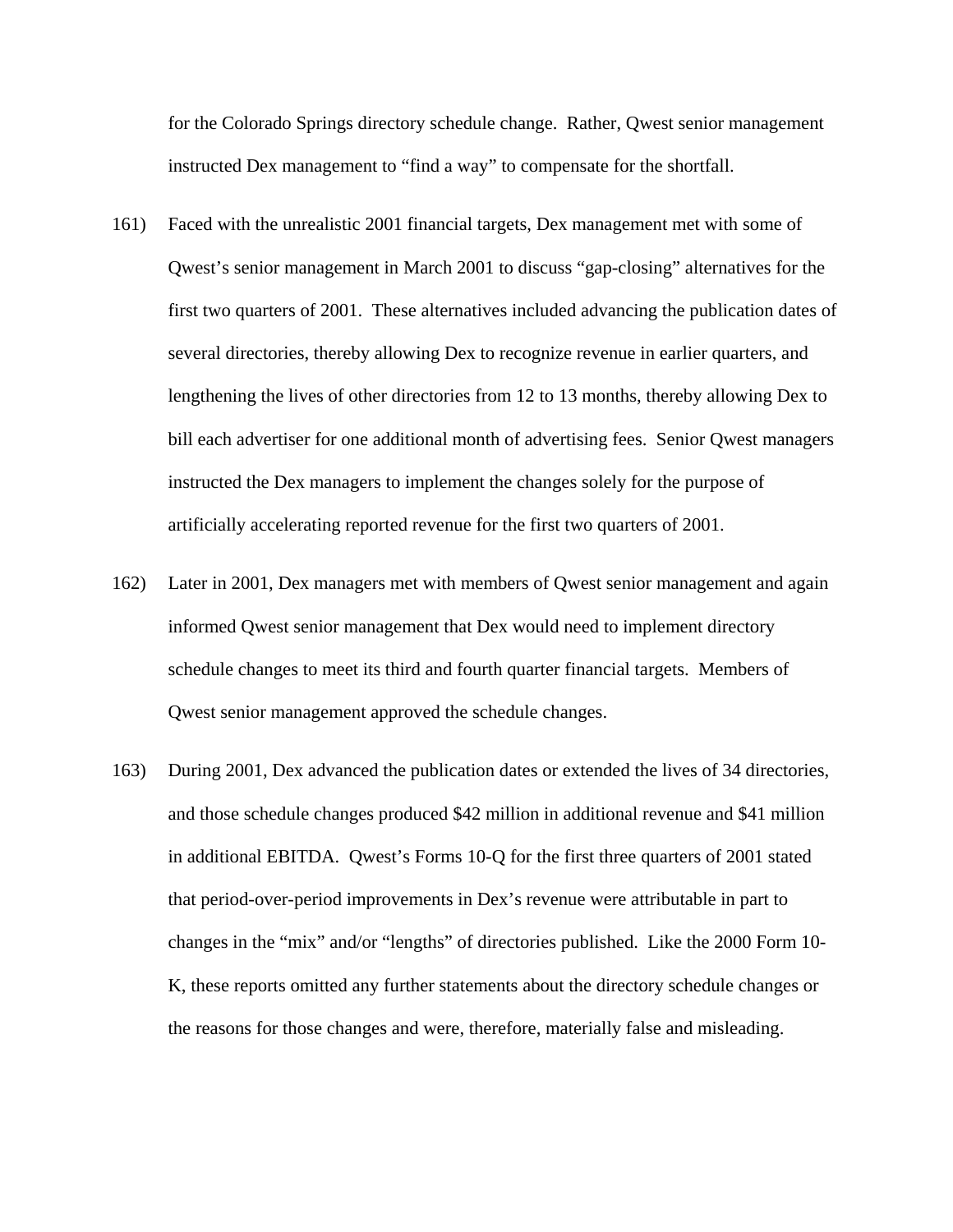for the Colorado Springs directory schedule change. Rather, Qwest senior management instructed Dex management to "find a way" to compensate for the shortfall.

161) Faced with the unrealistic 2001 financial targets, Dex management met with some of Qwest's senior management in March 2001 to discuss "gap-closing" alternatives for the first two quarters of 2001. These alternatives included advancing the publication dates of several directories, thereby allowing Dex to recognize revenue in earlier quarters, and lengthening the lives of other directories from 12 to 13 months, thereby allowing Dex to bill each advertiser for one additional month of advertising fees. Senior Qwest managers instructed the Dex managers to implement the changes solely for the purpose of artificially accelerating reported revenue for the first two quarters of 2001.

162) Later in 2001, Dex managers met with members of Qwest senior management and again informed Qwest senior management that Dex would need to implement directory schedule changes to meet its third and fourth quarter financial targets. Members of Qwest senior management approved the schedule changes.

163) During 2001, Dex advanced the publication dates or extended the lives of 34 directories, and those schedule changes produced $42 million in additional revenue and $41 million in additional EBITDA. Qwest's Forms 10-Q for the first three quarters of 2001 stated that period-over-period improvements in Dex's revenue were attributable in part to changes in the "mix" and/or "lengths" of directories published. Like the 2000 Form 10-K, these reports omitted any further statements about the directory schedule changes or the reasons for those changes and were, therefore, materially false and misleading.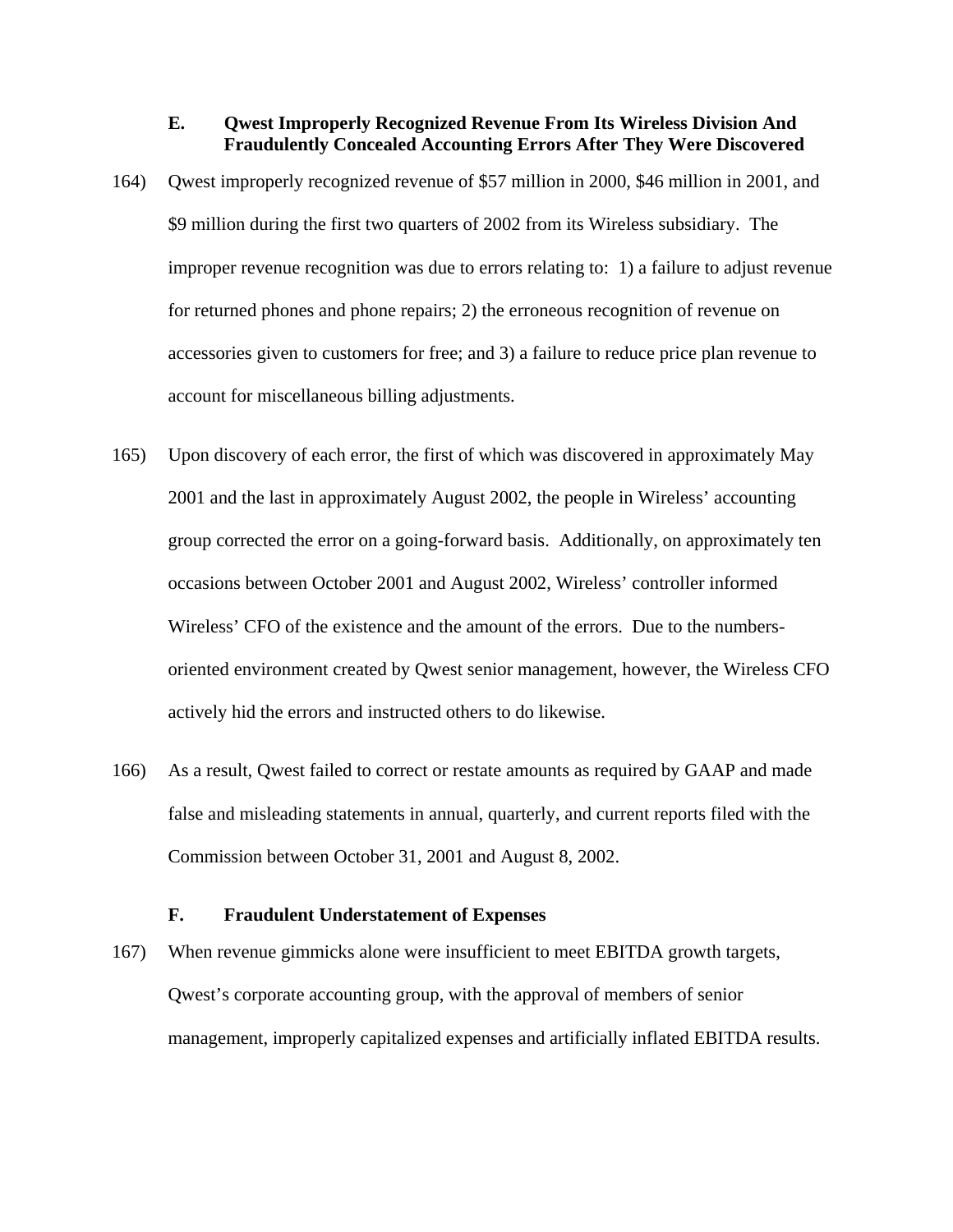### E. Qwest Improperly Recognized Revenue From Its Wireless Division And Fraudulently Concealed Accounting Errors After They Were Discovered

164) Qwest improperly recognized revenue of $57 million in 2000, $46 million in 2001, and $9 million during the first two quarters of 2002 from its Wireless subsidiary. The improper revenue recognition was due to errors relating to: 1) a failure to adjust revenue for returned phones and phone repairs; 2) the erroneous recognition of revenue on accessories given to customers for free; and 3) a failure to reduce price plan revenue to account for miscellaneous billing adjustments.

165) Upon discovery of each error, the first of which was discovered in approximately May 2001 and the last in approximately August 2002, the people in Wireless' accounting group corrected the error on a going-forward basis. Additionally, on approximately ten occasions between October 2001 and August 2002, Wireless' controller informed Wireless' CFO of the existence and the amount of the errors. Due to the numbers-oriented environment created by Qwest senior management, however, the Wireless CFO actively hid the errors and instructed others to do likewise.

166) As a result, Qwest failed to correct or restate amounts as required by GAAP and made false and misleading statements in annual, quarterly, and current reports filed with the Commission between October 31, 2001 and August 8, 2002.

### F. Fraudulent Understatement of Expenses

167) When revenue gimmicks alone were insufficient to meet EBITDA growth targets, Qwest's corporate accounting group, with the approval of members of senior management, improperly capitalized expenses and artificially inflated EBITDA results.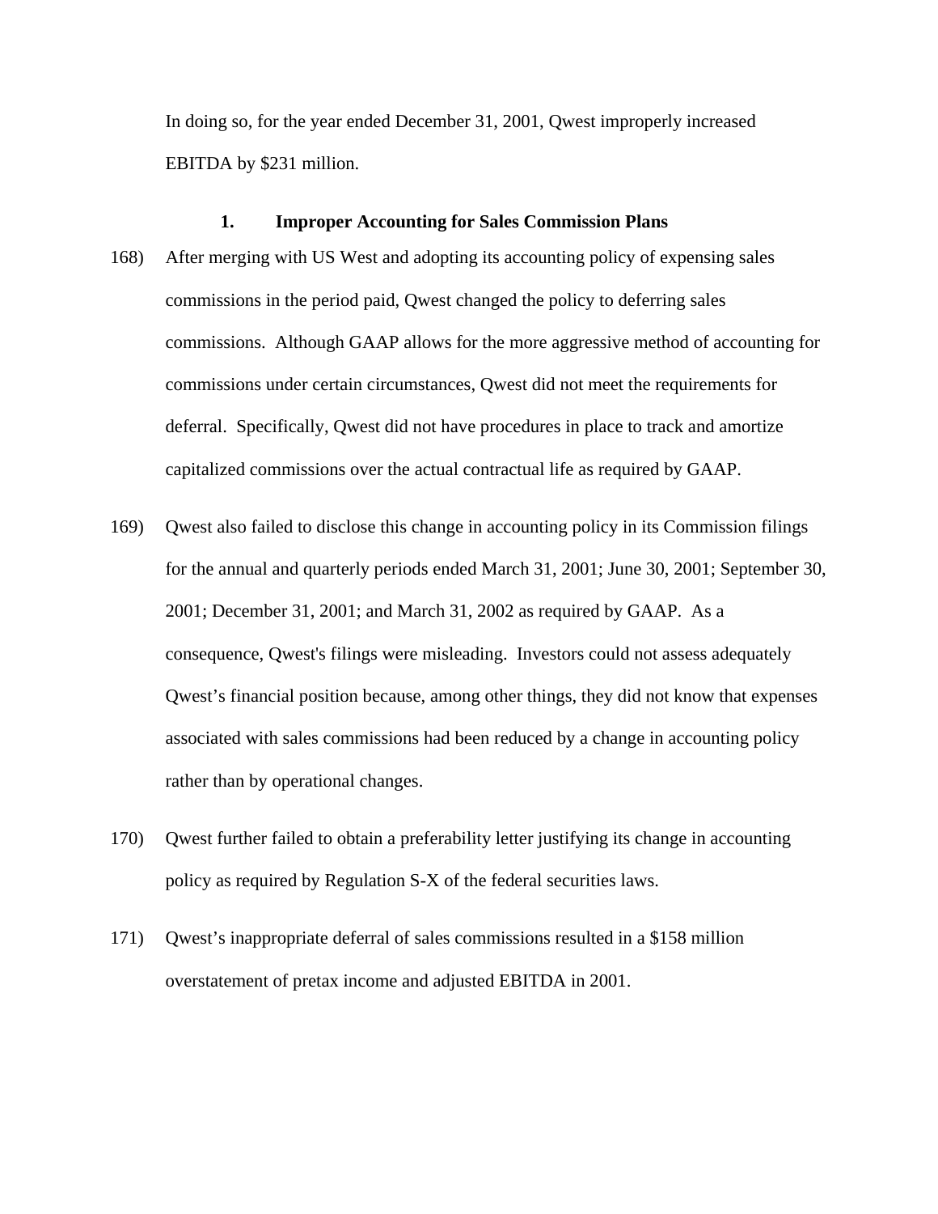In doing so, for the year ended December 31, 2001, Qwest improperly increased EBITDA by $231 million.

### 1. Improper Accounting for Sales Commission Plans

168) After merging with US West and adopting its accounting policy of expensing sales commissions in the period paid, Qwest changed the policy to deferring sales commissions. Although GAAP allows for the more aggressive method of accounting for commissions under certain circumstances, Qwest did not meet the requirements for deferral. Specifically, Qwest did not have procedures in place to track and amortize capitalized commissions over the actual contractual life as required by GAAP.

169) Qwest also failed to disclose this change in accounting policy in its Commission filings for the annual and quarterly periods ended March 31, 2001; June 30, 2001; September 30, 2001; December 31, 2001; and March 31, 2002 as required by GAAP. As a consequence, Qwest's filings were misleading. Investors could not assess adequately Qwest's financial position because, among other things, they did not know that expenses associated with sales commissions had been reduced by a change in accounting policy rather than by operational changes.

170) Qwest further failed to obtain a preferability letter justifying its change in accounting policy as required by Regulation S-X of the federal securities laws.

171) Qwest's inappropriate deferral of sales commissions resulted in a $158 million overstatement of pretax income and adjusted EBITDA in 2001.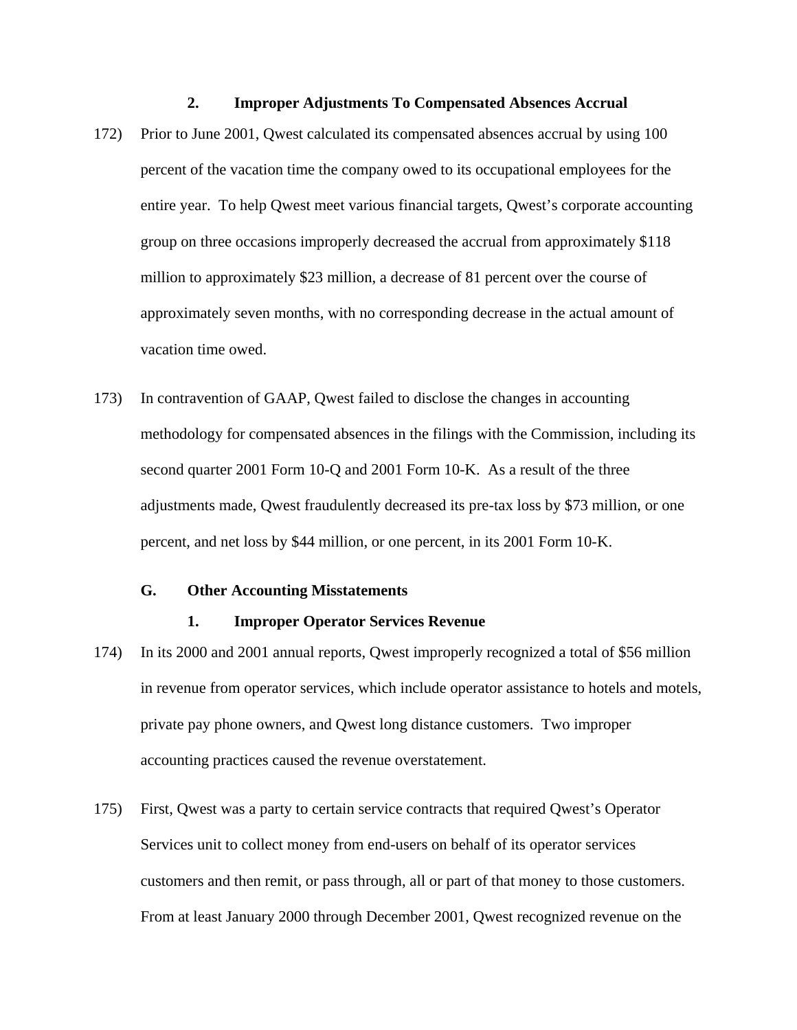### 2. Improper Adjustments To Compensated Absences Accrual

172) Prior to June 2001, Qwest calculated its compensated absences accrual by using 100 percent of the vacation time the company owed to its occupational employees for the entire year. To help Qwest meet various financial targets, Qwest's corporate accounting group on three occasions improperly decreased the accrual from approximately $118 million to approximately $23 million, a decrease of 81 percent over the course of approximately seven months, with no corresponding decrease in the actual amount of vacation time owed.

173) In contravention of GAAP, Qwest failed to disclose the changes in accounting methodology for compensated absences in the filings with the Commission, including its second quarter 2001 Form 10-Q and 2001 Form 10-K. As a result of the three adjustments made, Qwest fraudulently decreased its pre-tax loss by $73 million, or one percent, and net loss by $44 million, or one percent, in its 2001 Form 10-K.

## G. Other Accounting Misstatements

### 1. Improper Operator Services Revenue

174) In its 2000 and 2001 annual reports, Qwest improperly recognized a total of $56 million in revenue from operator services, which include operator assistance to hotels and motels, private pay phone owners, and Qwest long distance customers. Two improper accounting practices caused the revenue overstatement.

175) First, Qwest was a party to certain service contracts that required Qwest's Operator Services unit to collect money from end-users on behalf of its operator services customers and then remit, or pass through, all or part of that money to those customers. From at least January 2000 through December 2001, Qwest recognized revenue on the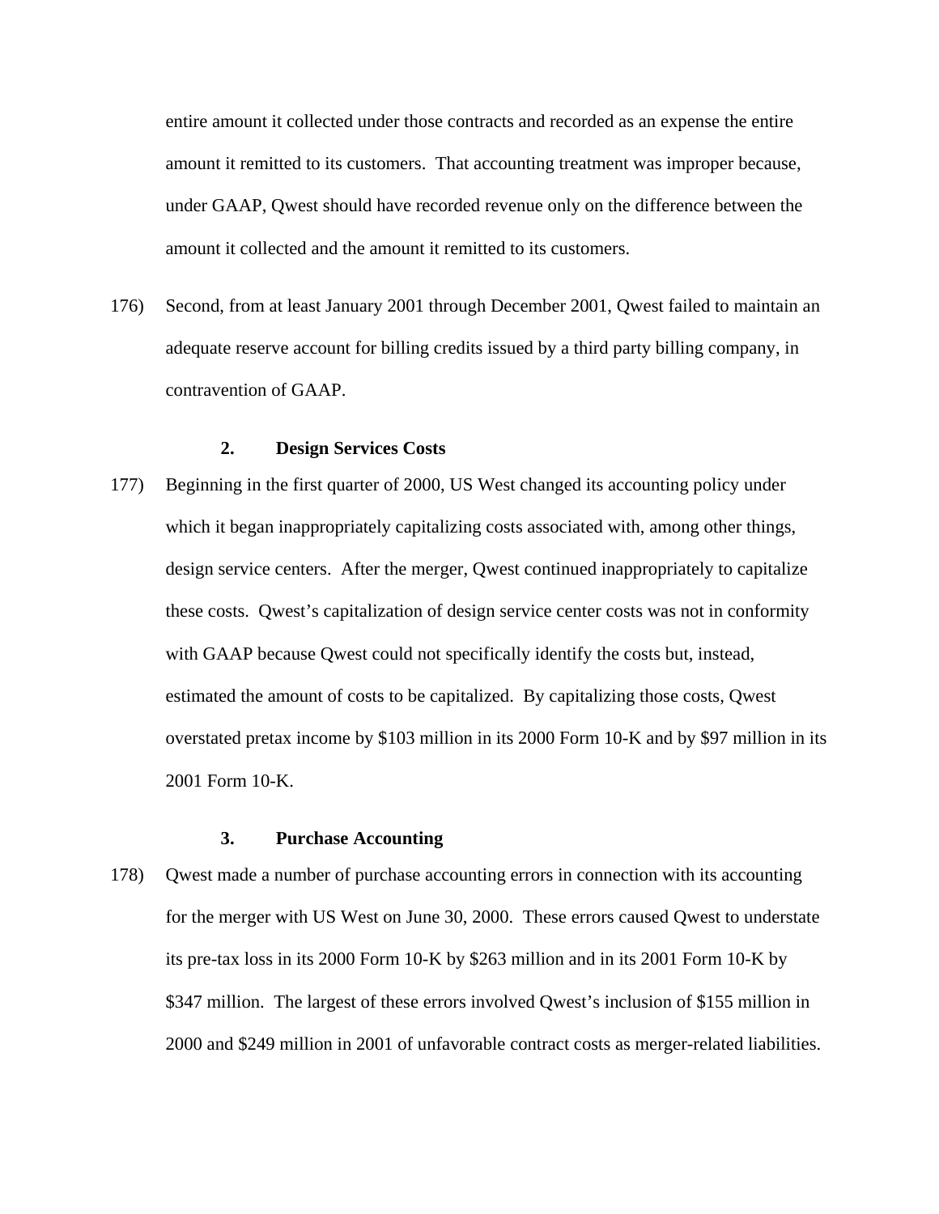entire amount it collected under those contracts and recorded as an expense the entire amount it remitted to its customers. That accounting treatment was improper because, under GAAP, Qwest should have recorded revenue only on the difference between the amount it collected and the amount it remitted to its customers.

176) Second, from at least January 2001 through December 2001, Qwest failed to maintain an adequate reserve account for billing credits issued by a third party billing company, in contravention of GAAP.

### 2. Design Services Costs

177) Beginning in the first quarter of 2000, US West changed its accounting policy under which it began inappropriately capitalizing costs associated with, among other things, design service centers. After the merger, Qwest continued inappropriately to capitalize these costs. Qwest's capitalization of design service center costs was not in conformity with GAAP because Qwest could not specifically identify the costs but, instead, estimated the amount of costs to be capitalized. By capitalizing those costs, Qwest overstated pretax income by $103 million in its 2000 Form 10-K and by $97 million in its 2001 Form 10-K.

### 3. Purchase Accounting

178) Qwest made a number of purchase accounting errors in connection with its accounting for the merger with US West on June 30, 2000. These errors caused Qwest to understate its pre-tax loss in its 2000 Form 10-K by $263 million and in its 2001 Form 10-K by $347 million. The largest of these errors involved Qwest's inclusion of $155 million in 2000 and $249 million in 2001 of unfavorable contract costs as merger-related liabilities.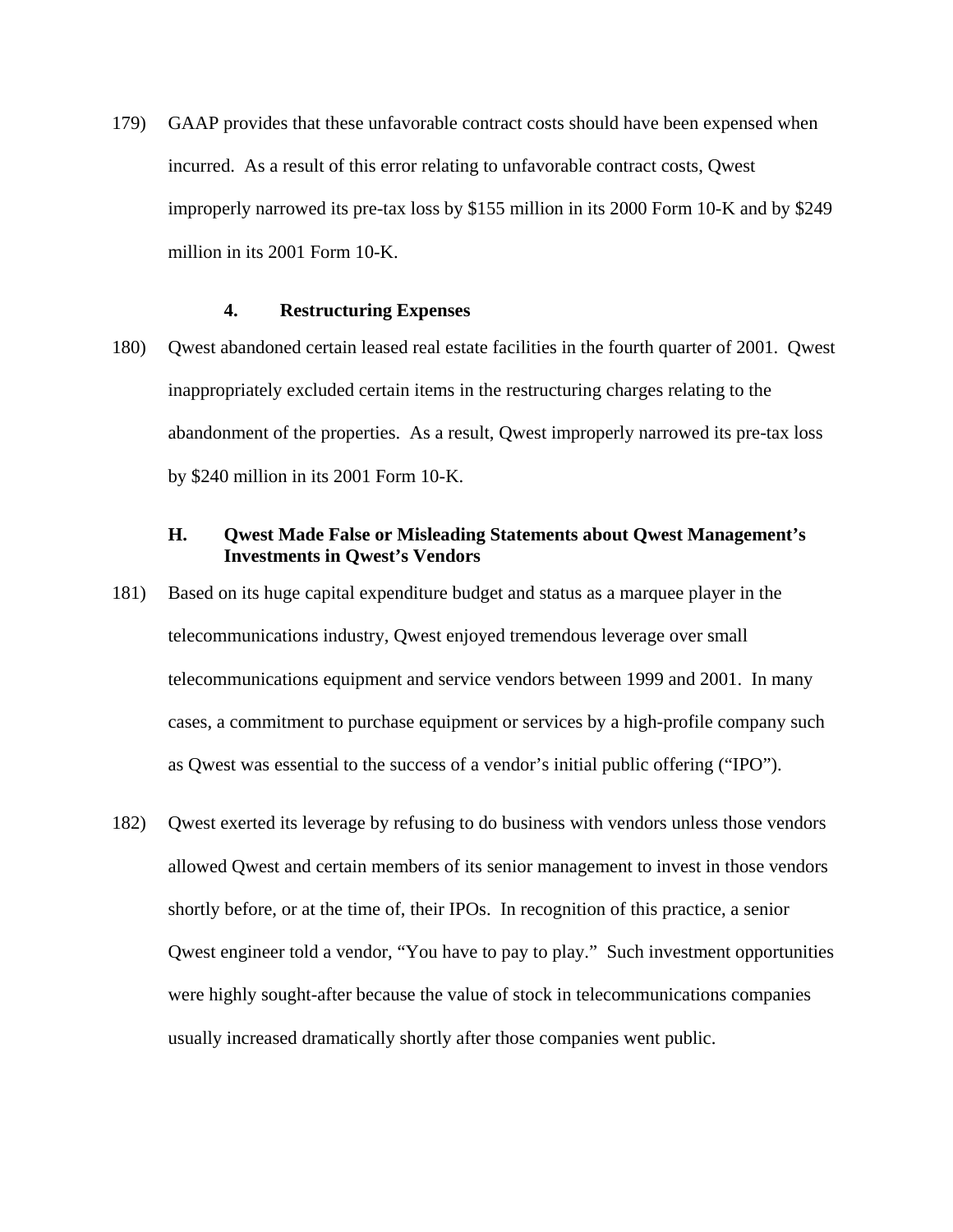179) GAAP provides that these unfavorable contract costs should have been expensed when incurred. As a result of this error relating to unfavorable contract costs, Qwest improperly narrowed its pre-tax loss by $155 million in its 2000 Form 10-K and by $249 million in its 2001 Form 10-K.

#### 4. Restructuring Expenses

180) Qwest abandoned certain leased real estate facilities in the fourth quarter of 2001. Qwest inappropriately excluded certain items in the restructuring charges relating to the abandonment of the properties. As a result, Qwest improperly narrowed its pre-tax loss by $240 million in its 2001 Form 10-K.

### H. Qwest Made False or Misleading Statements about Qwest Management's Investments in Qwest's Vendors

181) Based on its huge capital expenditure budget and status as a marquee player in the telecommunications industry, Qwest enjoyed tremendous leverage over small telecommunications equipment and service vendors between 1999 and 2001. In many cases, a commitment to purchase equipment or services by a high-profile company such as Qwest was essential to the success of a vendor's initial public offering ("IPO").

182) Qwest exerted its leverage by refusing to do business with vendors unless those vendors allowed Qwest and certain members of its senior management to invest in those vendors shortly before, or at the time of, their IPOs. In recognition of this practice, a senior Qwest engineer told a vendor, "You have to pay to play." Such investment opportunities were highly sought-after because the value of stock in telecommunications companies usually increased dramatically shortly after those companies went public.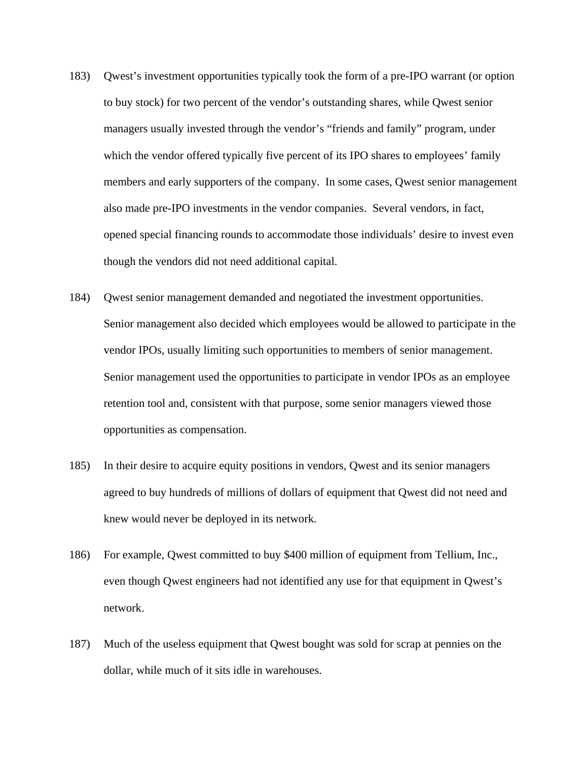183) Qwest's investment opportunities typically took the form of a pre-IPO warrant (or option to buy stock) for two percent of the vendor's outstanding shares, while Qwest senior managers usually invested through the vendor's "friends and family" program, under which the vendor offered typically five percent of its IPO shares to employees' family members and early supporters of the company. In some cases, Qwest senior management also made pre-IPO investments in the vendor companies. Several vendors, in fact, opened special financing rounds to accommodate those individuals' desire to invest even though the vendors did not need additional capital.

184) Qwest senior management demanded and negotiated the investment opportunities. Senior management also decided which employees would be allowed to participate in the vendor IPOs, usually limiting such opportunities to members of senior management. Senior management used the opportunities to participate in vendor IPOs as an employee retention tool and, consistent with that purpose, some senior managers viewed those opportunities as compensation.

185) In their desire to acquire equity positions in vendors, Qwest and its senior managers agreed to buy hundreds of millions of dollars of equipment that Qwest did not need and knew would never be deployed in its network.

186) For example, Qwest committed to buy $400 million of equipment from Tellium, Inc., even though Qwest engineers had not identified any use for that equipment in Qwest's network.

187) Much of the useless equipment that Qwest bought was sold for scrap at pennies on the dollar, while much of it sits idle in warehouses.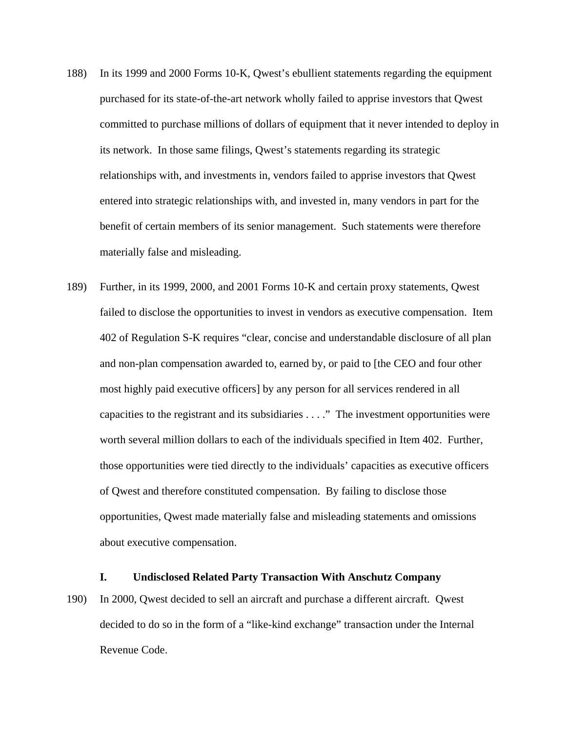188) In its 1999 and 2000 Forms 10-K, Qwest's ebullient statements regarding the equipment purchased for its state-of-the-art network wholly failed to apprise investors that Qwest committed to purchase millions of dollars of equipment that it never intended to deploy in its network. In those same filings, Qwest's statements regarding its strategic relationships with, and investments in, vendors failed to apprise investors that Qwest entered into strategic relationships with, and invested in, many vendors in part for the benefit of certain members of its senior management. Such statements were therefore materially false and misleading.

189) Further, in its 1999, 2000, and 2001 Forms 10-K and certain proxy statements, Qwest failed to disclose the opportunities to invest in vendors as executive compensation. Item 402 of Regulation S-K requires "clear, concise and understandable disclosure of all plan and non-plan compensation awarded to, earned by, or paid to [the CEO and four other most highly paid executive officers] by any person for all services rendered in all capacities to the registrant and its subsidiaries . . . ." The investment opportunities were worth several million dollars to each of the individuals specified in Item 402. Further, those opportunities were tied directly to the individuals' capacities as executive officers of Qwest and therefore constituted compensation. By failing to disclose those opportunities, Qwest made materially false and misleading statements and omissions about executive compensation.

### I. Undisclosed Related Party Transaction With Anschutz Company

190) In 2000, Qwest decided to sell an aircraft and purchase a different aircraft. Qwest decided to do so in the form of a "like-kind exchange" transaction under the Internal Revenue Code.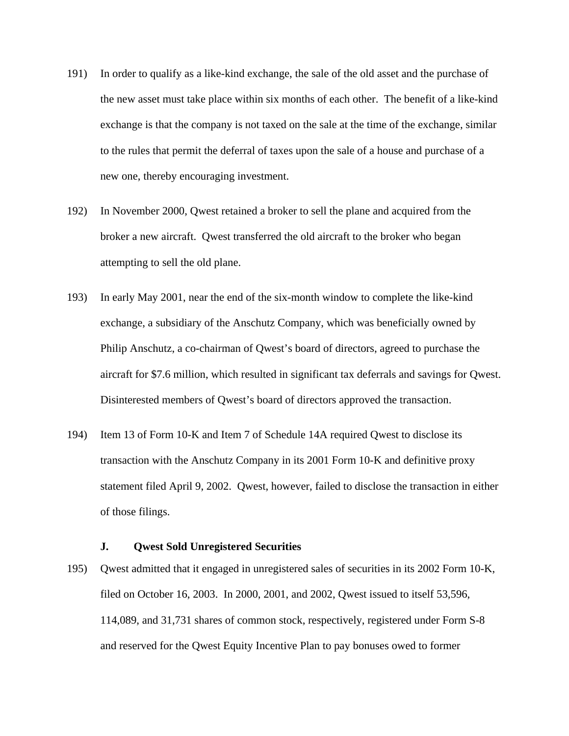191) In order to qualify as a like-kind exchange, the sale of the old asset and the purchase of the new asset must take place within six months of each other. The benefit of a like-kind exchange is that the company is not taxed on the sale at the time of the exchange, similar to the rules that permit the deferral of taxes upon the sale of a house and purchase of a new one, thereby encouraging investment.

192) In November 2000, Qwest retained a broker to sell the plane and acquired from the broker a new aircraft. Qwest transferred the old aircraft to the broker who began attempting to sell the old plane.

193) In early May 2001, near the end of the six-month window to complete the like-kind exchange, a subsidiary of the Anschutz Company, which was beneficially owned by Philip Anschutz, a co-chairman of Qwest's board of directors, agreed to purchase the aircraft for $7.6 million, which resulted in significant tax deferrals and savings for Qwest. Disinterested members of Qwest's board of directors approved the transaction.

194) Item 13 of Form 10-K and Item 7 of Schedule 14A required Qwest to disclose its transaction with the Anschutz Company in its 2001 Form 10-K and definitive proxy statement filed April 9, 2002. Qwest, however, failed to disclose the transaction in either of those filings.

### J. Qwest Sold Unregistered Securities

195) Qwest admitted that it engaged in unregistered sales of securities in its 2002 Form 10-K, filed on October 16, 2003. In 2000, 2001, and 2002, Qwest issued to itself 53,596, 114,089, and 31,731 shares of common stock, respectively, registered under Form S-8 and reserved for the Qwest Equity Incentive Plan to pay bonuses owed to former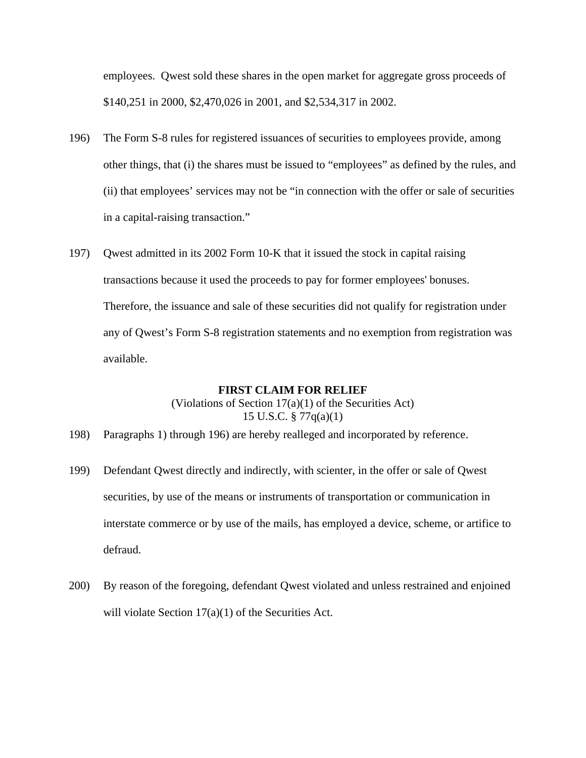employees. Qwest sold these shares in the open market for aggregate gross proceeds of $140,251 in 2000, $2,470,026 in 2001, and $2,534,317 in 2002.

196) The Form S-8 rules for registered issuances of securities to employees provide, among other things, that (i) the shares must be issued to "employees" as defined by the rules, and (ii) that employees' services may not be "in connection with the offer or sale of securities in a capital-raising transaction."

197) Qwest admitted in its 2002 Form 10-K that it issued the stock in capital raising transactions because it used the proceeds to pay for former employees' bonuses. Therefore, the issuance and sale of these securities did not qualify for registration under any of Qwest's Form S-8 registration statements and no exemption from registration was available.

**FIRST CLAIM FOR RELIEF**
(Violations of Section 17(a)(1) of the Securities Act)
15 U.S.C. § 77q(a)(1)

198) Paragraphs 1) through 196) are hereby realleged and incorporated by reference.

199) Defendant Qwest directly and indirectly, with scienter, in the offer or sale of Qwest securities, by use of the means or instruments of transportation or communication in interstate commerce or by use of the mails, has employed a device, scheme, or artifice to defraud.

200) By reason of the foregoing, defendant Qwest violated and unless restrained and enjoined will violate Section 17(a)(1) of the Securities Act.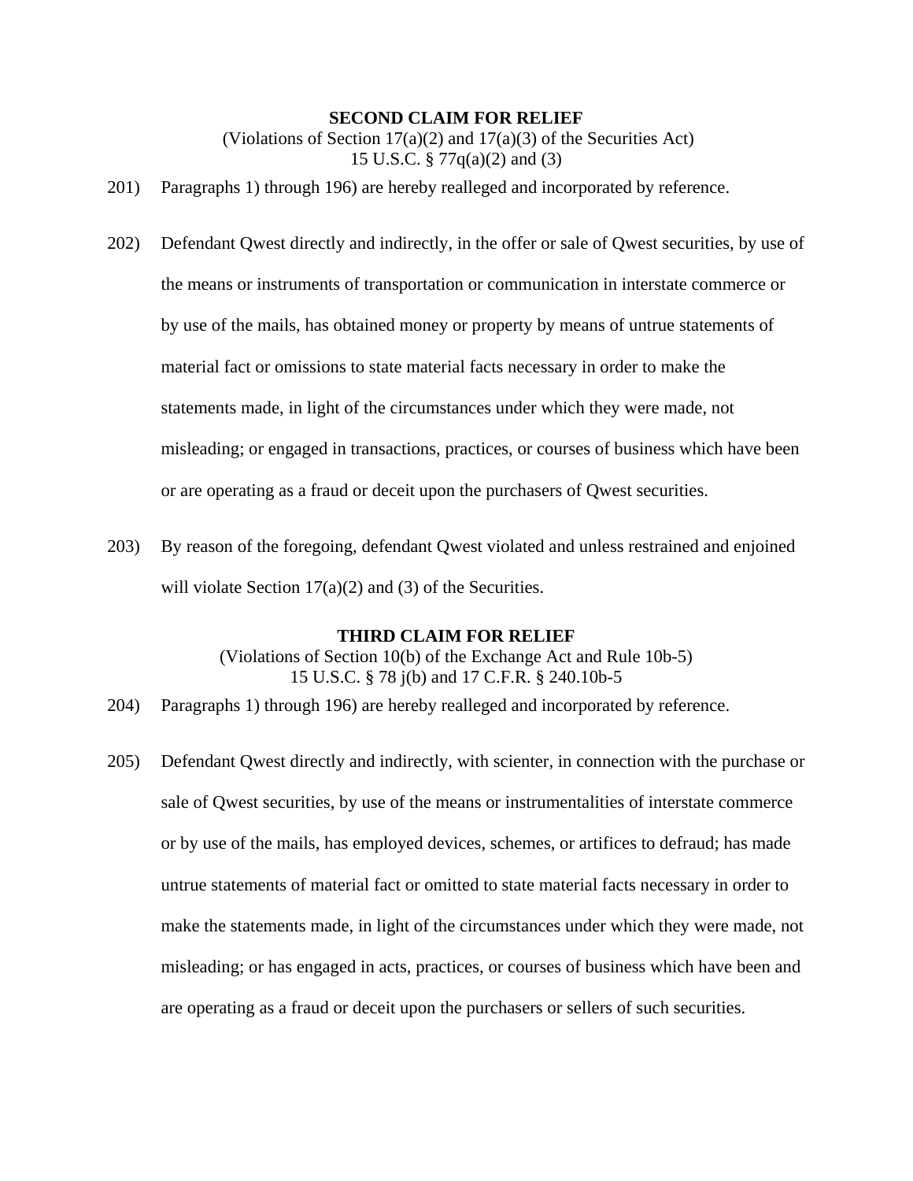**SECOND CLAIM FOR RELIEF**

(Violations of Section 17(a)(2) and 17(a)(3) of the Securities Act)
15 U.S.C. § 77q(a)(2) and (3)

201) Paragraphs 1) through 196) are hereby realleged and incorporated by reference.

202) Defendant Qwest directly and indirectly, in the offer or sale of Qwest securities, by use of the means or instruments of transportation or communication in interstate commerce or by use of the mails, has obtained money or property by means of untrue statements of material fact or omissions to state material facts necessary in order to make the statements made, in light of the circumstances under which they were made, not misleading; or engaged in transactions, practices, or courses of business which have been or are operating as a fraud or deceit upon the purchasers of Qwest securities.

203) By reason of the foregoing, defendant Qwest violated and unless restrained and enjoined will violate Section 17(a)(2) and (3) of the Securities.

**THIRD CLAIM FOR RELIEF**

(Violations of Section 10(b) of the Exchange Act and Rule 10b-5)
15 U.S.C. § 78 j(b) and 17 C.F.R. § 240.10b-5

204) Paragraphs 1) through 196) are hereby realleged and incorporated by reference.

205) Defendant Qwest directly and indirectly, with scienter, in connection with the purchase or sale of Qwest securities, by use of the means or instrumentalities of interstate commerce or by use of the mails, has employed devices, schemes, or artifices to defraud; has made untrue statements of material fact or omitted to state material facts necessary in order to make the statements made, in light of the circumstances under which they were made, not misleading; or has engaged in acts, practices, or courses of business which have been and are operating as a fraud or deceit upon the purchasers or sellers of such securities.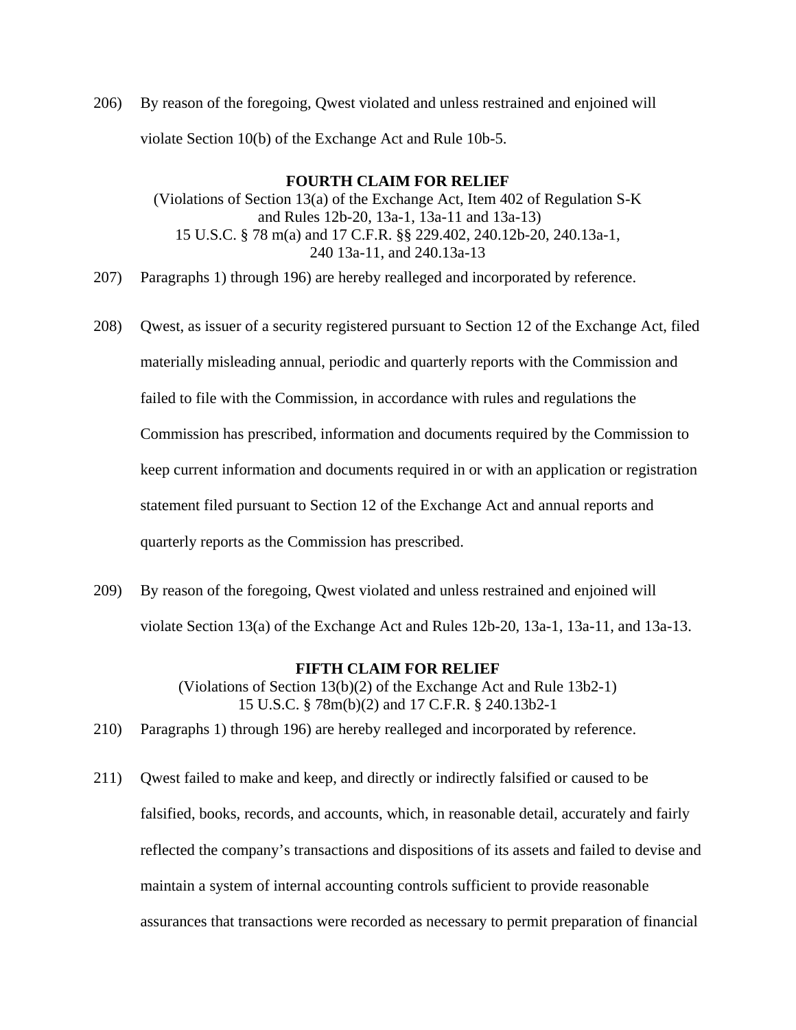206) By reason of the foregoing, Qwest violated and unless restrained and enjoined will violate Section 10(b) of the Exchange Act and Rule 10b-5.

**FOURTH CLAIM FOR RELIEF**

(Violations of Section 13(a) of the Exchange Act, Item 402 of Regulation S-K and Rules 12b-20, 13a-1, 13a-11 and 13a-13)
15 U.S.C. § 78 m(a) and 17 C.F.R. §§ 229.402, 240.12b-20, 240.13a-1, 240 13a-11, and 240.13a-13

207) Paragraphs 1) through 196) are hereby realleged and incorporated by reference.

208) Qwest, as issuer of a security registered pursuant to Section 12 of the Exchange Act, filed materially misleading annual, periodic and quarterly reports with the Commission and failed to file with the Commission, in accordance with rules and regulations the Commission has prescribed, information and documents required by the Commission to keep current information and documents required in or with an application or registration statement filed pursuant to Section 12 of the Exchange Act and annual reports and quarterly reports as the Commission has prescribed.

209) By reason of the foregoing, Qwest violated and unless restrained and enjoined will violate Section 13(a) of the Exchange Act and Rules 12b-20, 13a-1, 13a-11, and 13a-13.

**FIFTH CLAIM FOR RELIEF**

(Violations of Section 13(b)(2) of the Exchange Act and Rule 13b2-1)
15 U.S.C. § 78m(b)(2) and 17 C.F.R. § 240.13b2-1

210) Paragraphs 1) through 196) are hereby realleged and incorporated by reference.

211) Qwest failed to make and keep, and directly or indirectly falsified or caused to be falsified, books, records, and accounts, which, in reasonable detail, accurately and fairly reflected the company's transactions and dispositions of its assets and failed to devise and maintain a system of internal accounting controls sufficient to provide reasonable assurances that transactions were recorded as necessary to permit preparation of financial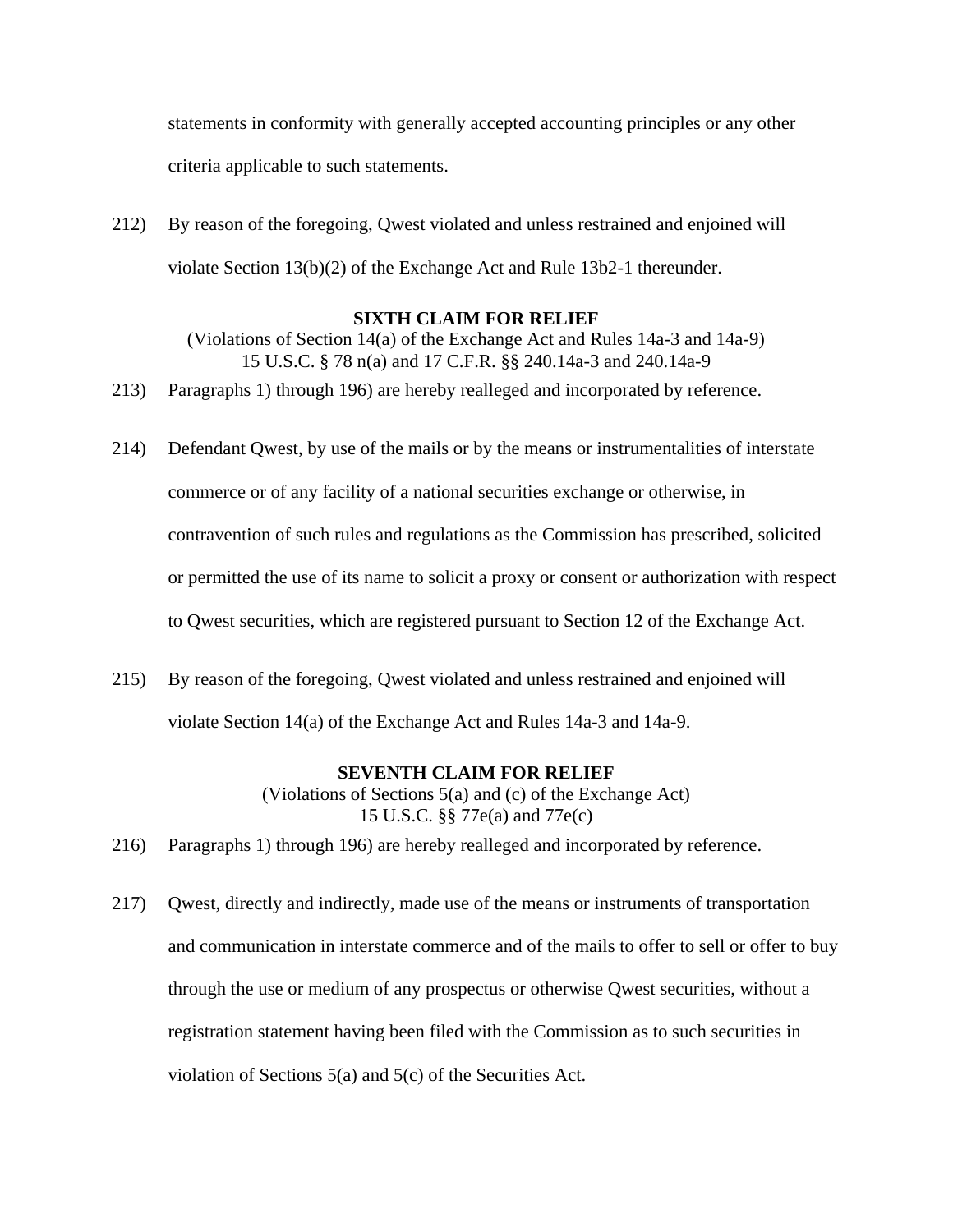statements in conformity with generally accepted accounting principles or any other criteria applicable to such statements.

212) By reason of the foregoing, Qwest violated and unless restrained and enjoined will violate Section 13(b)(2) of the Exchange Act and Rule 13b2-1 thereunder.

**SIXTH CLAIM FOR RELIEF**

(Violations of Section 14(a) of the Exchange Act and Rules 14a-3 and 14a-9)
15 U.S.C. § 78 n(a) and 17 C.F.R. §§ 240.14a-3 and 240.14a-9

213) Paragraphs 1) through 196) are hereby realleged and incorporated by reference.

214) Defendant Qwest, by use of the mails or by the means or instrumentalities of interstate commerce or of any facility of a national securities exchange or otherwise, in contravention of such rules and regulations as the Commission has prescribed, solicited or permitted the use of its name to solicit a proxy or consent or authorization with respect to Qwest securities, which are registered pursuant to Section 12 of the Exchange Act.

215) By reason of the foregoing, Qwest violated and unless restrained and enjoined will violate Section 14(a) of the Exchange Act and Rules 14a-3 and 14a-9.

**SEVENTH CLAIM FOR RELIEF**

(Violations of Sections 5(a) and (c) of the Exchange Act)
15 U.S.C. §§ 77e(a) and 77e(c)

216) Paragraphs 1) through 196) are hereby realleged and incorporated by reference.

217) Qwest, directly and indirectly, made use of the means or instruments of transportation and communication in interstate commerce and of the mails to offer to sell or offer to buy through the use or medium of any prospectus or otherwise Qwest securities, without a registration statement having been filed with the Commission as to such securities in violation of Sections 5(a) and 5(c) of the Securities Act.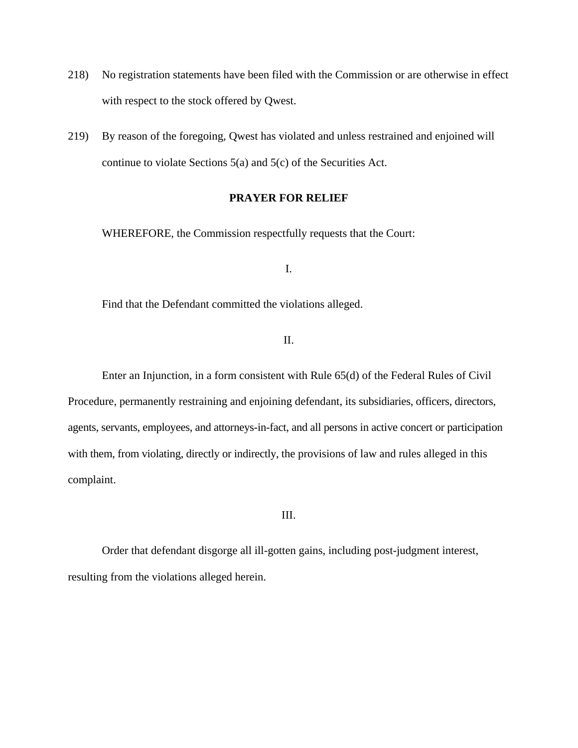218) No registration statements have been filed with the Commission or are otherwise in effect with respect to the stock offered by Qwest.

219) By reason of the foregoing, Qwest has violated and unless restrained and enjoined will continue to violate Sections 5(a) and 5(c) of the Securities Act.

**PRAYER FOR RELIEF**

WHEREFORE, the Commission respectfully requests that the Court:

I.

Find that the Defendant committed the violations alleged.

II.

Enter an Injunction, in a form consistent with Rule 65(d) of the Federal Rules of Civil Procedure, permanently restraining and enjoining defendant, its subsidiaries, officers, directors, agents, servants, employees, and attorneys-in-fact, and all persons in active concert or participation with them, from violating, directly or indirectly, the provisions of law and rules alleged in this complaint.

III.

Order that defendant disgorge all ill-gotten gains, including post-judgment interest, resulting from the violations alleged herein.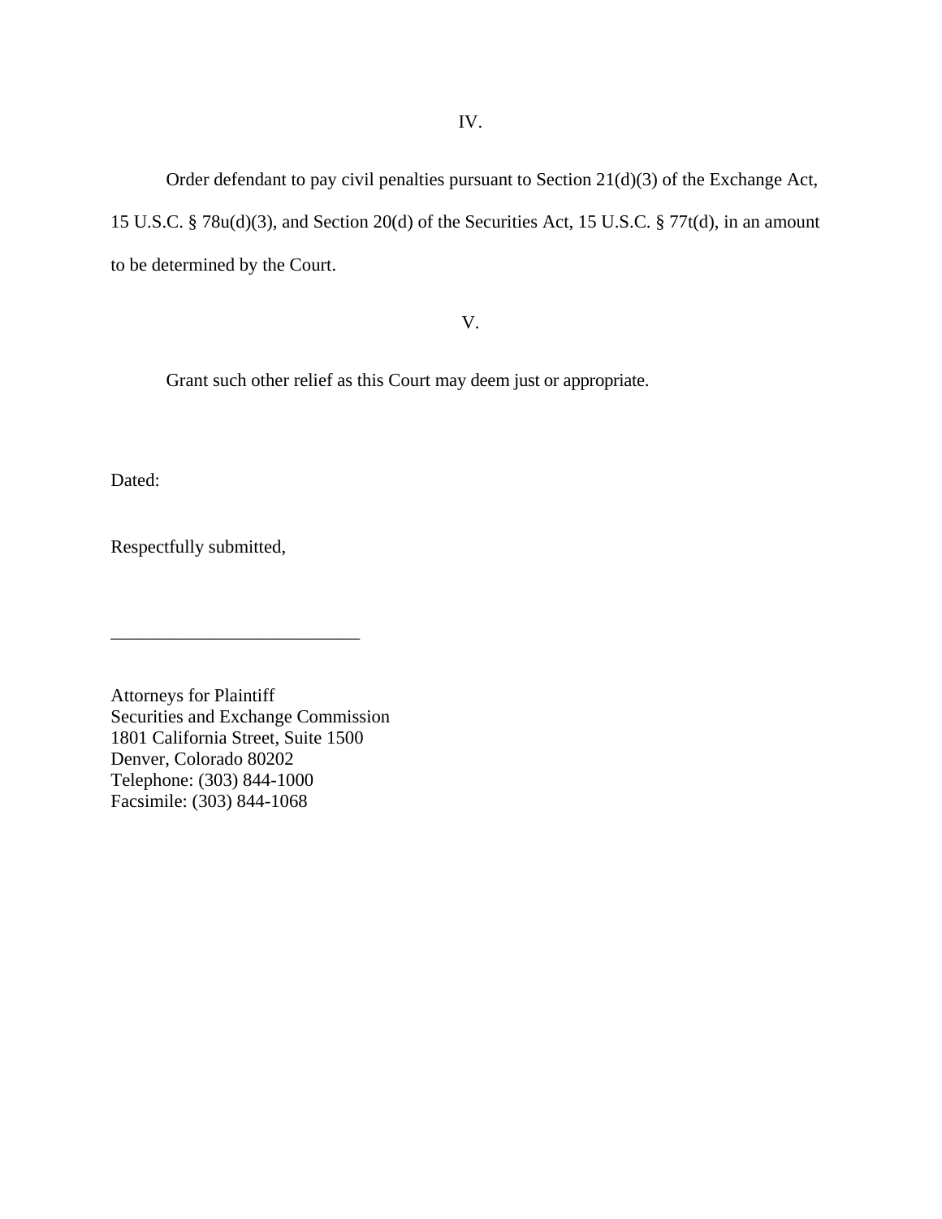IV.

Order defendant to pay civil penalties pursuant to Section 21(d)(3) of the Exchange Act, 15 U.S.C. § 78u(d)(3), and Section 20(d) of the Securities Act, 15 U.S.C. § 77t(d), in an amount to be determined by the Court.

V.

Grant such other relief as this Court may deem just or appropriate.

Dated:

Respectfully submitted,

___________________________

Attorneys for Plaintiff
Securities and Exchange Commission
1801 California Street, Suite 1500
Denver, Colorado 80202
Telephone: (303) 844-1000
Facsimile: (303) 844-1068